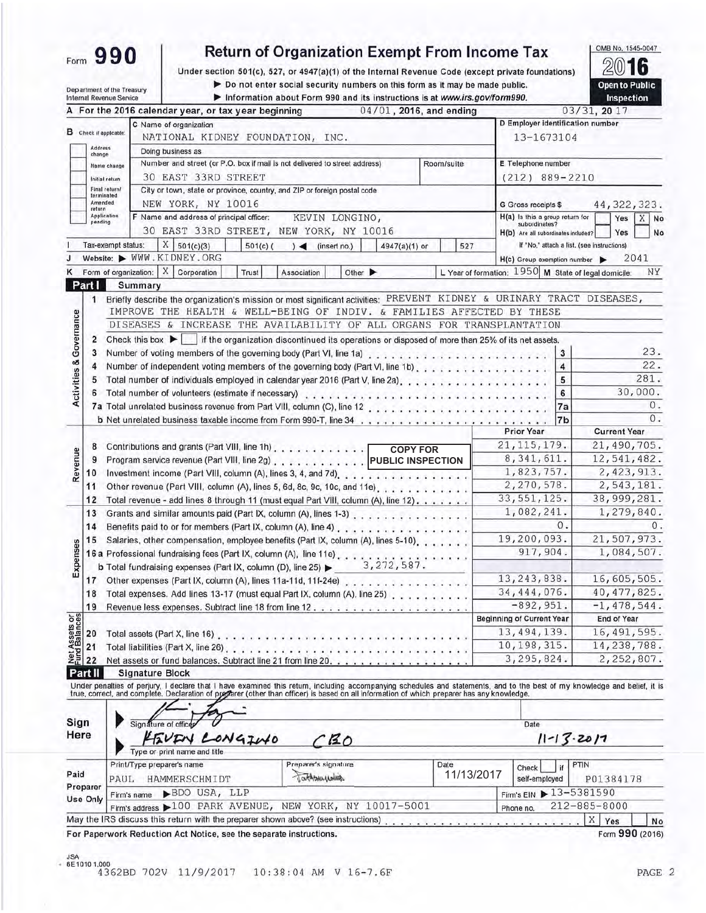Form **990**

# Return of Organization Exempt From Income Tax

Under section 501(c), 527, or 4947(a)(1) of the Internal Revenue Code (except private foundations)

▶ Do not enter social security numbers on this form as it may be made public.

▶ Information about Form 990 and its instructions is at www.irs.gov/form990.

Department of the Treasury
Internal Revenue Service

OMB No. 1545-0047

**2016**

**Open to Public Inspection**

**A** For the 2016 calendar year, or tax year beginning 04/01, 2016, and ending 03/31, 20 17

**B** Check if applicable: Address change / Name change / Initial return / Final return/terminated / Amended return / Application pending

**C** Name of organization: NATIONAL KIDNEY FOUNDATION, INC.

Doing business as

Number and street (or P.O. box if mail is not delivered to street address): 30 EAST 33RD STREET — Room/suite

City or town, state or province, country, and ZIP or foreign postal code: NEW YORK, NY 10016

**D** Employer identification number: 13-1673104

**E** Telephone number: (212) 889-2210

**G** Gross receipts $ 44,322,323.

**F** Name and address of principal officer: KEVIN LONGINO, 30 EAST 33RD STREET, NEW YORK, NY 10016

**H(a)** Is this a group return for subordinates? Yes [ ] No [X]

**H(b)** Are all subordinates included? Yes [ ] No [ ]
If "No," attach a list. (see instructions)

**I** Tax-exempt status: [X] 501(c)(3) [ ] 501(c) ( ) ◀ (insert no.) [ ] 4947(a)(1) or [ ] 527

**J** Website: ▶ WWW.KIDNEY.ORG

**H(c)** Group exemption number ▶ 2041

**K** Form of organization: [X] Corporation [ ] Trust [ ] Association [ ] Other ▶

**L** Year of formation: 1950 **M** State of legal domicile: NY

## Part I Summary

**Activities & Governance**

1 Briefly describe the organization's mission or most significant activities: PREVENT KIDNEY & URINARY TRACT DISEASES, IMPROVE THE HEALTH & WELL-BEING OF INDIV. & FAMILIES AFFECTED BY THESE DISEASES & INCREASE THE AVAILABILITY OF ALL ORGANS FOR TRANSPLANTATION

2 Check this box ▶ [ ] if the organization discontinued its operations or disposed of more than 25% of its net assets.

| | | | |
|---|---|---|---|
| 3 | Number of voting members of the governing body (Part VI, line 1a) | 3 | 23. |
| 4 | Number of independent voting members of the governing body (Part VI, line 1b) | 4 | 22. |
| 5 | Total number of individuals employed in calendar year 2016 (Part V, line 2a) | 5 | 281. |
| 6 | Total number of volunteers (estimate if necessary) | 6 | 30,000. |
| 7a | Total unrelated business revenue from Part VIII, column (C), line 12 | 7a | 0. |
| b | Net unrelated business taxable income from Form 990-T, line 34 | 7b | 0. |

COPY FOR PUBLIC INSPECTION

| | | | Prior Year | Current Year |
|---|---|---|---|---|
| **Revenue** | 8 | Contributions and grants (Part VIII, line 1h) | 21,115,179. | 21,490,705. |
| | 9 | Program service revenue (Part VIII, line 2g) | 8,341,611. | 12,541,482. |
| | 10 | Investment income (Part VIII, column (A), lines 3, 4, and 7d) | 1,823,757. | 2,423,913. |
| | 11 | Other revenue (Part VIII, column (A), lines 5, 6d, 8c, 9c, 10c, and 11e) | 2,270,578. | 2,543,181. |
| | 12 | Total revenue - add lines 8 through 11 (must equal Part VIII, column (A), line 12) | 33,551,125. | 38,999,281. |
| **Expenses** | 13 | Grants and similar amounts paid (Part IX, column (A), lines 1-3) | 1,082,241. | 1,279,840. |
| | 14 | Benefits paid to or for members (Part IX, column (A), line 4) | 0. | 0. |
| | 15 | Salaries, other compensation, employee benefits (Part IX, column (A), lines 5-10) | 19,200,093. | 21,507,973. |
| | 16a | Professional fundraising fees (Part IX, column (A), line 11e) | 917,904. | 1,084,507. |
| | b | Total fundraising expenses (Part IX, column (D), line 25) ▶ 3,272,587. | | |
| | 17 | Other expenses (Part IX, column (A), lines 11a-11d, 11f-24e) | 13,243,838. | 16,605,505. |
| | 18 | Total expenses. Add lines 13-17 (must equal Part IX, column (A), line 25) | 34,444,076. | 40,477,825. |
| | 19 | Revenue less expenses. Subtract line 18 from line 12 | -892,951. | -1,478,544. |
| | | | **Beginning of Current Year** | **End of Year** |
| **Net Assets or Fund Balances** | 20 | Total assets (Part X, line 16) | 13,494,139. | 16,491,595. |
| | 21 | Total liabilities (Part X, line 26) | 10,198,315. | 14,238,788. |
| | 22 | Net assets or fund balances. Subtract line 21 from line 20 | 3,295,824. | 2,252,807. |

## Part II Signature Block

Under penalties of perjury, I declare that I have examined this return, including accompanying schedules and statements, and to the best of my knowledge and belief, it is true, correct, and complete. Declaration of preparer (other than officer) is based on all information of which preparer has any knowledge.

**Sign Here**

Signature of officer — Date: 11-13-2017

KEVIN LONGINO CEO
Type or print name and title

**Paid Preparer Use Only**

| Print/Type preparer's name | Preparer's signature | Date | Check [ ] if self-employed | PTIN |
|---|---|---|---|---|
| PAUL HAMMERSCHMIDT | | 11/13/2017 | | P01384178 |

Firm's name ▶ BDO USA, LLP — Firm's EIN ▶ 13-5381590

Firm's address ▶ 100 PARK AVENUE, NEW YORK, NY 10017-5001 — Phone no. 212-885-8000

May the IRS discuss this return with the preparer shown above? (see instructions) [X] Yes [ ] No

**For Paperwork Reduction Act Notice, see the separate instructions.** Form **990** (2016)

JSA
6E1010 1.000
4362BD 702V 11/9/2017 10:38:04 AM V 16-7.6F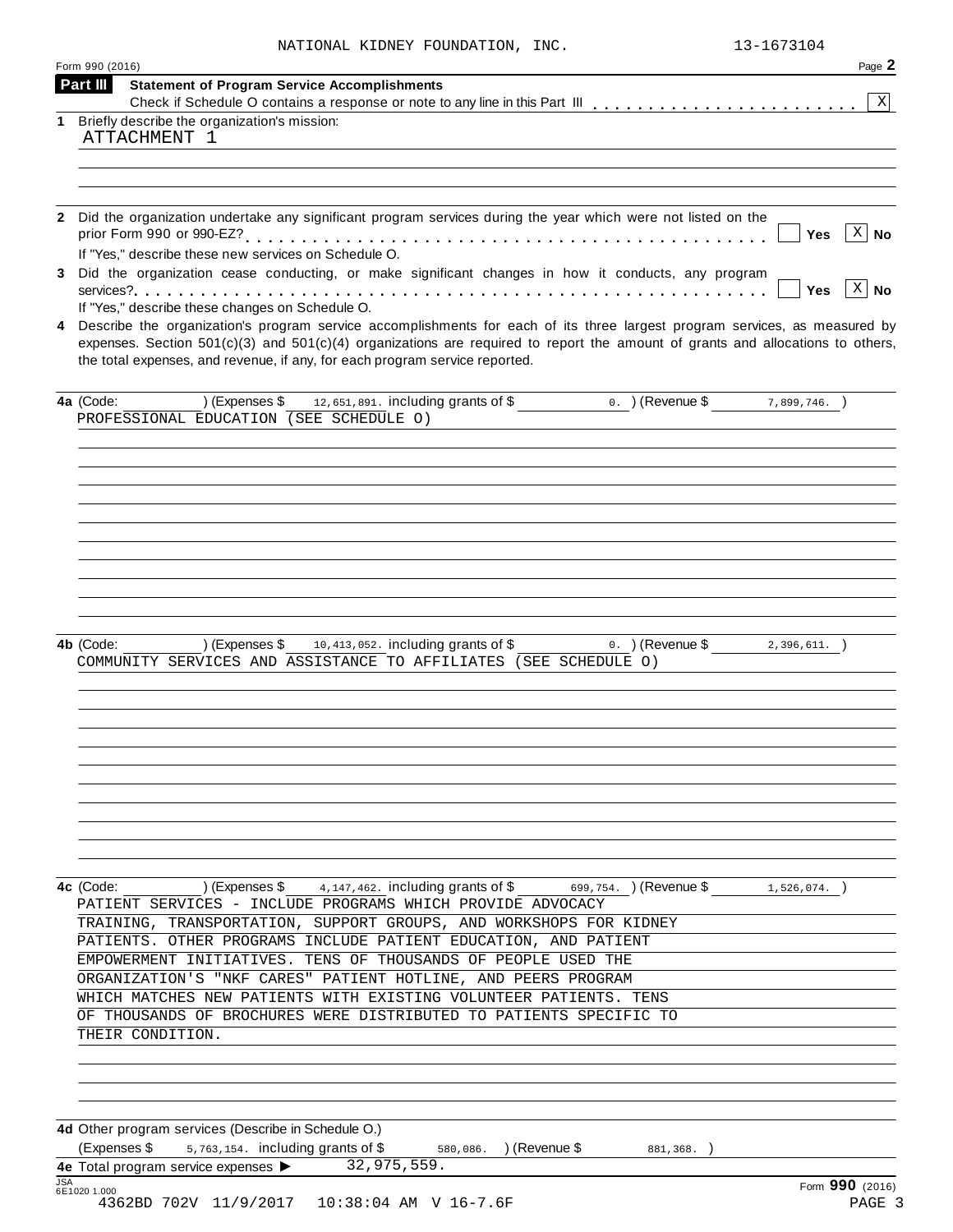NATIONAL KIDNEY FOUNDATION, INC. 13-1673104

Form 990 (2016) Page 2

**Part III — Statement of Program Service Accomplishments**

Check if Schedule O contains a response or note to any line in this Part III . . . . . . . . . . . . . . . . . . . . . . . [X]

**1** Briefly describe the organization's mission:

ATTACHMENT 1

**2** Did the organization undertake any significant program services during the year which were not listed on the prior Form 990 or 990-EZ? . . . . . . . . . . . . . . . . . . . . . . . . . . . . . . . . . . . . . . . . . . [ ] Yes [X] No

If "Yes," describe these new services on Schedule O.

**3** Did the organization cease conducting, or make significant changes in how it conducts, any program services? . . . . . . . . . . . . . . . . . . . . . . . . . . . . . . . . . . . . . . . . . . . . . . . . . . . . . . [ ] Yes [X] No

If "Yes," describe these changes on Schedule O.

**4** Describe the organization's program service accomplishments for each of its three largest program services, as measured by expenses. Section 501(c)(3) and 501(c)(4) organizations are required to report the amount of grants and allocations to others, the total expenses, and revenue, if any, for each program service reported.

**4a** (Code: ) (Expenses $ 12,651,891. including grants of $ 0. ) (Revenue $ 7,899,746. )

PROFESSIONAL EDUCATION (SEE SCHEDULE O)

**4b** (Code: ) (Expenses $ 10,413,052. including grants of $ 0. ) (Revenue $ 2,396,611. )

COMMUNITY SERVICES AND ASSISTANCE TO AFFILIATES (SEE SCHEDULE O)

**4c** (Code: ) (Expenses $ 4,147,462. including grants of $ 699,754. ) (Revenue $ 1,526,074. )

PATIENT SERVICES - INCLUDE PROGRAMS WHICH PROVIDE ADVOCACY TRAINING, TRANSPORTATION, SUPPORT GROUPS, AND WORKSHOPS FOR KIDNEY PATIENTS. OTHER PROGRAMS INCLUDE PATIENT EDUCATION, AND PATIENT EMPOWERMENT INITIATIVES. TENS OF THOUSANDS OF PEOPLE USED THE ORGANIZATION'S "NKF CARES" PATIENT HOTLINE, AND PEERS PROGRAM WHICH MATCHES NEW PATIENTS WITH EXISTING VOLUNTEER PATIENTS. TENS OF THOUSANDS OF BROCHURES WERE DISTRIBUTED TO PATIENTS SPECIFIC TO THEIR CONDITION.

**4d** Other program services (Describe in Schedule O.)

(Expenses $ 5,763,154. including grants of $ 580,086. ) (Revenue $ 881,368. )

**4e** Total program service expenses ▶ 32,975,559.

Form **990** (2016)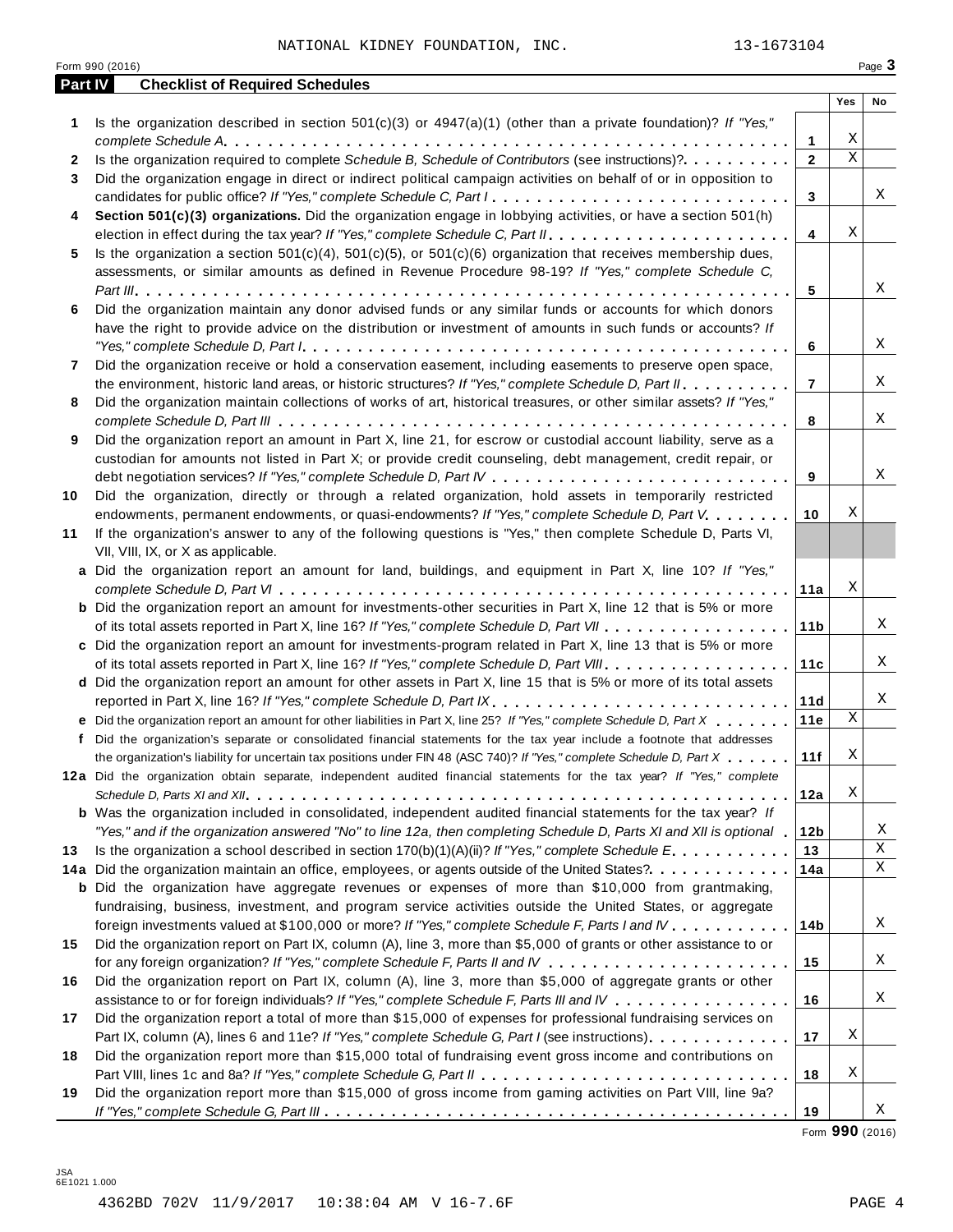NATIONAL KIDNEY FOUNDATION, INC. 13-1673104

Form 990 (2016) Page **3**

## Part IV Checklist of Required Schedules

| | | | Yes | No |
|---|---|---|---|---|
| **1** | Is the organization described in section 501(c)(3) or 4947(a)(1) (other than a private foundation)? *If "Yes," complete Schedule A* | **1** | X | |
| **2** | Is the organization required to complete *Schedule B, Schedule of Contributors* (see instructions)? | **2** | X | |
| **3** | Did the organization engage in direct or indirect political campaign activities on behalf of or in opposition to candidates for public office? *If "Yes," complete Schedule C, Part I* | **3** | | X |
| **4** | **Section 501(c)(3) organizations.** Did the organization engage in lobbying activities, or have a section 501(h) election in effect during the tax year? *If "Yes," complete Schedule C, Part II* | **4** | X | |
| **5** | Is the organization a section 501(c)(4), 501(c)(5), or 501(c)(6) organization that receives membership dues, assessments, or similar amounts as defined in Revenue Procedure 98-19? *If "Yes," complete Schedule C, Part III* | **5** | | X |
| **6** | Did the organization maintain any donor advised funds or any similar funds or accounts for which donors have the right to provide advice on the distribution or investment of amounts in such funds or accounts? *If "Yes," complete Schedule D, Part I* | **6** | | X |
| **7** | Did the organization receive or hold a conservation easement, including easements to preserve open space, the environment, historic land areas, or historic structures? *If "Yes," complete Schedule D, Part II* | **7** | | X |
| **8** | Did the organization maintain collections of works of art, historical treasures, or other similar assets? *If "Yes," complete Schedule D, Part III* | **8** | | X |
| **9** | Did the organization report an amount in Part X, line 21, for escrow or custodial account liability, serve as a custodian for amounts not listed in Part X; or provide credit counseling, debt management, credit repair, or debt negotiation services? *If "Yes," complete Schedule D, Part IV* | **9** | | X |
| **10** | Did the organization, directly or through a related organization, hold assets in temporarily restricted endowments, permanent endowments, or quasi-endowments? *If "Yes," complete Schedule D, Part V* | **10** | X | |
| **11** | If the organization's answer to any of the following questions is "Yes," then complete Schedule D, Parts VI, VII, VIII, IX, or X as applicable. | | | |
| **a** | Did the organization report an amount for land, buildings, and equipment in Part X, line 10? *If "Yes," complete Schedule D, Part VI* | **11a** | X | |
| **b** | Did the organization report an amount for investments-other securities in Part X, line 12 that is 5% or more of its total assets reported in Part X, line 16? *If "Yes," complete Schedule D, Part VII* | **11b** | | X |
| **c** | Did the organization report an amount for investments-program related in Part X, line 13 that is 5% or more of its total assets reported in Part X, line 16? *If "Yes," complete Schedule D, Part VIII* | **11c** | | X |
| **d** | Did the organization report an amount for other assets in Part X, line 15 that is 5% or more of its total assets reported in Part X, line 16? *If "Yes," complete Schedule D, Part IX* | **11d** | | X |
| **e** | Did the organization report an amount for other liabilities in Part X, line 25? *If "Yes," complete Schedule D, Part X* | **11e** | X | |
| **f** | Did the organization's separate or consolidated financial statements for the tax year include a footnote that addresses the organization's liability for uncertain tax positions under FIN 48 (ASC 740)? *If "Yes," complete Schedule D, Part X* | **11f** | X | |
| **12a** | Did the organization obtain separate, independent audited financial statements for the tax year? *If "Yes," complete Schedule D, Parts XI and XII* | **12a** | X | |
| **b** | Was the organization included in consolidated, independent audited financial statements for the tax year? *If "Yes," and if the organization answered "No" to line 12a, then completing Schedule D, Parts XI and XII is optional* | **12b** | | X |
| **13** | Is the organization a school described in section 170(b)(1)(A)(ii)? *If "Yes," complete Schedule E* | **13** | | X |
| **14a** | Did the organization maintain an office, employees, or agents outside of the United States? | **14a** | | X |
| **b** | Did the organization have aggregate revenues or expenses of more than $10,000 from grantmaking, fundraising, business, investment, and program service activities outside the United States, or aggregate foreign investments valued at $100,000 or more? *If "Yes," complete Schedule F, Parts I and IV* | **14b** | | X |
| **15** | Did the organization report on Part IX, column (A), line 3, more than $5,000 of grants or other assistance to or for any foreign organization? *If "Yes," complete Schedule F, Parts II and IV* | **15** | | X |
| **16** | Did the organization report on Part IX, column (A), line 3, more than $5,000 of aggregate grants or other assistance to or for foreign individuals? *If "Yes," complete Schedule F, Parts III and IV* | **16** | | X |
| **17** | Did the organization report a total of more than $15,000 of expenses for professional fundraising services on Part IX, column (A), lines 6 and 11e? *If "Yes," complete Schedule G, Part I* (see instructions) | **17** | X | |
| **18** | Did the organization report more than $15,000 total of fundraising event gross income and contributions on Part VIII, lines 1c and 8a? *If "Yes," complete Schedule G, Part II* | **18** | X | |
| **19** | Did the organization report more than $15,000 of gross income from gaming activities on Part VIII, line 9a? *If "Yes," complete Schedule G, Part III* | **19** | | X |

Form **990** (2016)

JSA
6E1021 1.000

4362BD 702V 11/9/2017 10:38:04 AM V 16-7.6F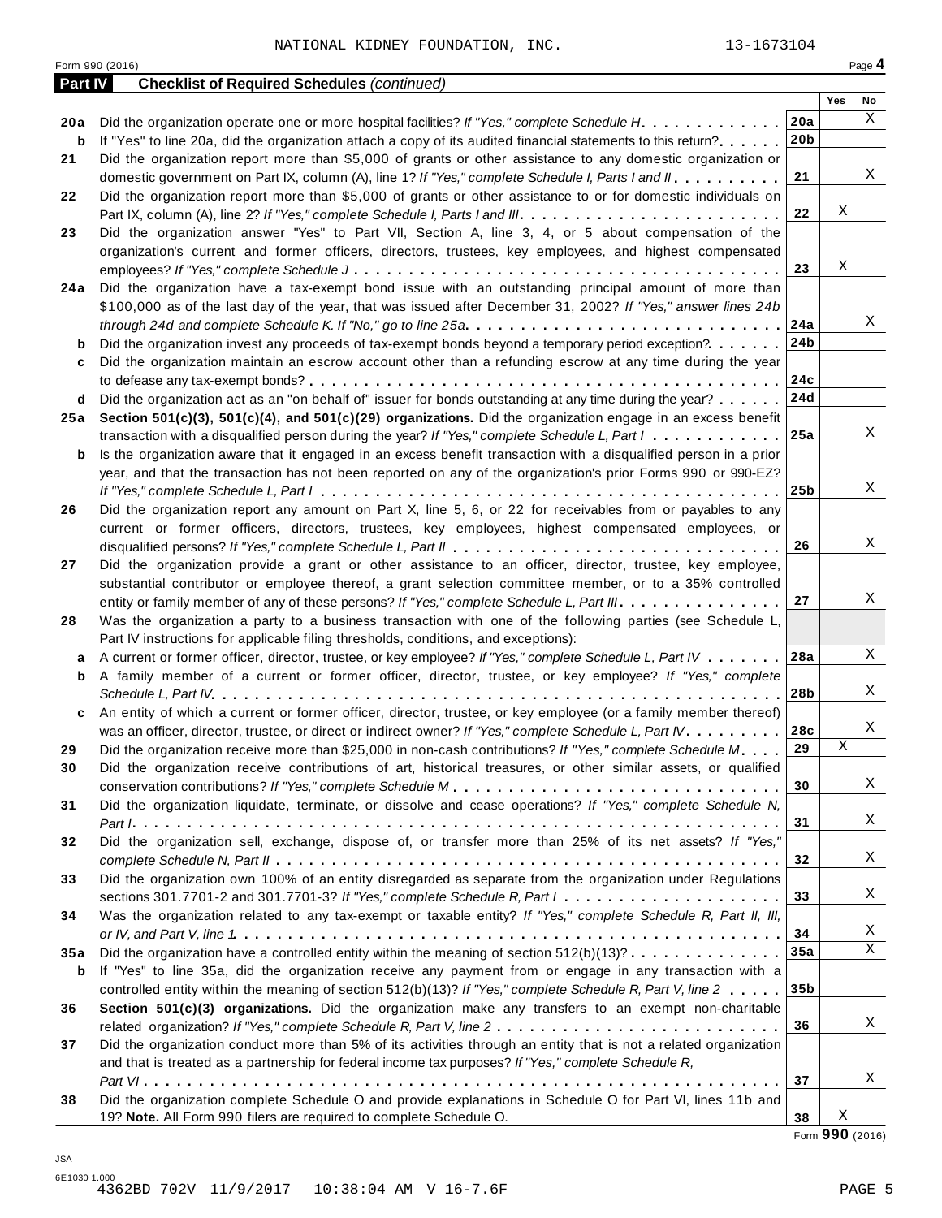NATIONAL KIDNEY FOUNDATION, INC. 13-1673104

Form 990 (2016)

## Part IV — Checklist of Required Schedules *(continued)*

| | | | Yes | No |
|---|---|---|---|---|
| **20a** | Did the organization operate one or more hospital facilities? *If "Yes," complete Schedule H* | **20a** | | X |
| **b** | If "Yes" to line 20a, did the organization attach a copy of its audited financial statements to this return? | **20b** | | |
| **21** | Did the organization report more than $5,000 of grants or other assistance to any domestic organization or domestic government on Part IX, column (A), line 1? *If "Yes," complete Schedule I, Parts I and II* | **21** | | X |
| **22** | Did the organization report more than $5,000 of grants or other assistance to or for domestic individuals on Part IX, column (A), line 2? *If "Yes," complete Schedule I, Parts I and III* | **22** | X | |
| **23** | Did the organization answer "Yes" to Part VII, Section A, line 3, 4, or 5 about compensation of the organization's current and former officers, directors, trustees, key employees, and highest compensated employees? *If "Yes," complete Schedule J* | **23** | X | |
| **24a** | Did the organization have a tax-exempt bond issue with an outstanding principal amount of more than $100,000 as of the last day of the year, that was issued after December 31, 2002? *If "Yes," answer lines 24b through 24d and complete Schedule K. If "No," go to line 25a* | **24a** | | X |
| **b** | Did the organization invest any proceeds of tax-exempt bonds beyond a temporary period exception? | **24b** | | |
| **c** | Did the organization maintain an escrow account other than a refunding escrow at any time during the year to defease any tax-exempt bonds? | **24c** | | |
| **d** | Did the organization act as an "on behalf of" issuer for bonds outstanding at any time during the year? | **24d** | | |
| **25a** | **Section 501(c)(3), 501(c)(4), and 501(c)(29) organizations.** Did the organization engage in an excess benefit transaction with a disqualified person during the year? *If "Yes," complete Schedule L, Part I* | **25a** | | X |
| **b** | Is the organization aware that it engaged in an excess benefit transaction with a disqualified person in a prior year, and that the transaction has not been reported on any of the organization's prior Forms 990 or 990-EZ? *If "Yes," complete Schedule L, Part I* | **25b** | | X |
| **26** | Did the organization report any amount on Part X, line 5, 6, or 22 for receivables from or payables to any current or former officers, directors, trustees, key employees, highest compensated employees, or disqualified persons? *If "Yes," complete Schedule L, Part II* | **26** | | X |
| **27** | Did the organization provide a grant or other assistance to an officer, director, trustee, key employee, substantial contributor or employee thereof, a grant selection committee member, or to a 35% controlled entity or family member of any of these persons? *If "Yes," complete Schedule L, Part III* | **27** | | X |
| **28** | Was the organization a party to a business transaction with one of the following parties (see Schedule L, Part IV instructions for applicable filing thresholds, conditions, and exceptions): | | | |
| **a** | A current or former officer, director, trustee, or key employee? *If "Yes," complete Schedule L, Part IV* | **28a** | | X |
| **b** | A family member of a current or former officer, director, trustee, or key employee? *If "Yes," complete Schedule L, Part IV* | **28b** | | X |
| **c** | An entity of which a current or former officer, director, trustee, or key employee (or a family member thereof) was an officer, director, trustee, or direct or indirect owner? *If "Yes," complete Schedule L, Part IV* | **28c** | | X |
| **29** | Did the organization receive more than $25,000 in non-cash contributions? *If "Yes," complete Schedule M* | **29** | X | |
| **30** | Did the organization receive contributions of art, historical treasures, or other similar assets, or qualified conservation contributions? *If "Yes," complete Schedule M* | **30** | | X |
| **31** | Did the organization liquidate, terminate, or dissolve and cease operations? *If "Yes," complete Schedule N, Part I* | **31** | | X |
| **32** | Did the organization sell, exchange, dispose of, or transfer more than 25% of its net assets? *If "Yes," complete Schedule N, Part II* | **32** | | X |
| **33** | Did the organization own 100% of an entity disregarded as separate from the organization under Regulations sections 301.7701-2 and 301.7701-3? *If "Yes," complete Schedule R, Part I* | **33** | | X |
| **34** | Was the organization related to any tax-exempt or taxable entity? *If "Yes," complete Schedule R, Part II, III, or IV, and Part V, line 1* | **34** | | X |
| **35a** | Did the organization have a controlled entity within the meaning of section 512(b)(13)? | **35a** | | X |
| **b** | If "Yes" to line 35a, did the organization receive any payment from or engage in any transaction with a controlled entity within the meaning of section 512(b)(13)? *If "Yes," complete Schedule R, Part V, line 2* | **35b** | | |
| **36** | **Section 501(c)(3) organizations.** Did the organization make any transfers to an exempt non-charitable related organization? *If "Yes," complete Schedule R, Part V, line 2* | **36** | | X |
| **37** | Did the organization conduct more than 5% of its activities through an entity that is not a related organization and that is treated as a partnership for federal income tax purposes? *If "Yes," complete Schedule R, Part VI* | **37** | | X |
| **38** | Did the organization complete Schedule O and provide explanations in Schedule O for Part VI, lines 11b and 19? **Note.** All Form 990 filers are required to complete Schedule O. | **38** | X | |

Form **990** (2016)

JSA
6E1030 1.000
4362BD 702V 11/9/2017 10:38:04 AM V 16-7.6F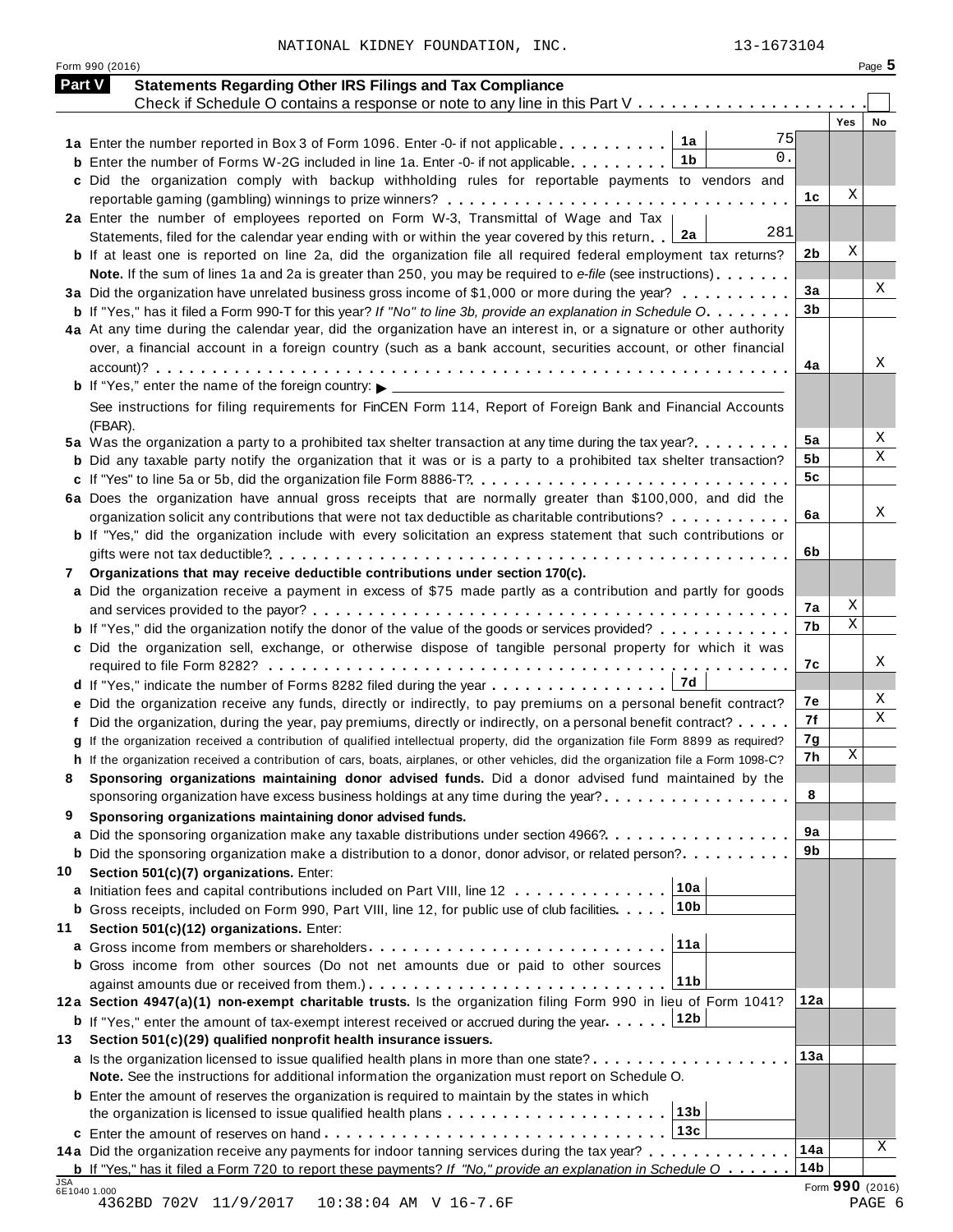NATIONAL KIDNEY FOUNDATION, INC. 13-1673104

Form 990 (2016) Page **5**

## Part V Statements Regarding Other IRS Filings and Tax Compliance

Check if Schedule O contains a response or note to any line in this Part V . . . . . . . . . . . . . . . . . . . . . ☐

| | | | | Yes | No |
|---|---|---|---|---|---|
| **1a** | Enter the number reported in Box 3 of Form 1096. Enter -0- if not applicable | 1a 75 | | | |
| **b** | Enter the number of Forms W-2G included in line 1a. Enter -0- if not applicable | 1b 0. | | | |
| **c** | Did the organization comply with backup withholding rules for reportable payments to vendors and reportable gaming (gambling) winnings to prize winners? | | 1c | X | |
| **2a** | Enter the number of employees reported on Form W-3, Transmittal of Wage and Tax Statements, filed for the calendar year ending with or within the year covered by this return | 2a 281 | | | |
| **b** | If at least one is reported on line 2a, did the organization file all required federal employment tax returns? | | 2b | X | |
| | **Note.** If the sum of lines 1a and 2a is greater than 250, you may be required to *e-file* (see instructions) | | | | |
| **3a** | Did the organization have unrelated business gross income of $1,000 or more during the year? | | 3a | | X |
| **b** | If "Yes," has it filed a Form 990-T for this year? *If "No" to line 3b, provide an explanation in Schedule O* | | 3b | | |
| **4a** | At any time during the calendar year, did the organization have an interest in, or a signature or other authority over, a financial account in a foreign country (such as a bank account, securities account, or other financial account)? | | 4a | | X |
| **b** | If "Yes," enter the name of the foreign country: ▶ | | | | |
| | See instructions for filing requirements for FinCEN Form 114, Report of Foreign Bank and Financial Accounts (FBAR). | | | | |
| **5a** | Was the organization a party to a prohibited tax shelter transaction at any time during the tax year? | | 5a | | X |
| **b** | Did any taxable party notify the organization that it was or is a party to a prohibited tax shelter transaction? | | 5b | | X |
| **c** | If "Yes" to line 5a or 5b, did the organization file Form 8886-T? | | 5c | | |
| **6a** | Does the organization have annual gross receipts that are normally greater than $100,000, and did the organization solicit any contributions that were not tax deductible as charitable contributions? | | 6a | | X |
| **b** | If "Yes," did the organization include with every solicitation an express statement that such contributions or gifts were not tax deductible? | | 6b | | |
| **7** | **Organizations that may receive deductible contributions under section 170(c).** | | | | |
| **a** | Did the organization receive a payment in excess of $75 made partly as a contribution and partly for goods and services provided to the payor? | | 7a | X | |
| **b** | If "Yes," did the organization notify the donor of the value of the goods or services provided? | | 7b | X | |
| **c** | Did the organization sell, exchange, or otherwise dispose of tangible personal property for which it was required to file Form 8282? | | 7c | | X |
| **d** | If "Yes," indicate the number of Forms 8282 filed during the year | 7d | | | |
| **e** | Did the organization receive any funds, directly or indirectly, to pay premiums on a personal benefit contract? | | 7e | | X |
| **f** | Did the organization, during the year, pay premiums, directly or indirectly, on a personal benefit contract? | | 7f | | X |
| **g** | If the organization received a contribution of qualified intellectual property, did the organization file Form 8899 as required? | | 7g | | |
| **h** | If the organization received a contribution of cars, boats, airplanes, or other vehicles, did the organization file a Form 1098-C? | | 7h | X | |
| **8** | **Sponsoring organizations maintaining donor advised funds.** Did a donor advised fund maintained by the sponsoring organization have excess business holdings at any time during the year? | | 8 | | |
| **9** | **Sponsoring organizations maintaining donor advised funds.** | | | | |
| **a** | Did the sponsoring organization make any taxable distributions under section 4966? | | 9a | | |
| **b** | Did the sponsoring organization make a distribution to a donor, donor advisor, or related person? | | 9b | | |
| **10** | **Section 501(c)(7) organizations.** Enter: | | | | |
| **a** | Initiation fees and capital contributions included on Part VIII, line 12 | 10a | | | |
| **b** | Gross receipts, included on Form 990, Part VIII, line 12, for public use of club facilities | 10b | | | |
| **11** | **Section 501(c)(12) organizations.** Enter: | | | | |
| **a** | Gross income from members or shareholders | 11a | | | |
| **b** | Gross income from other sources (Do not net amounts due or paid to other sources against amounts due or received from them.) | 11b | | | |
| **12a** | **Section 4947(a)(1) non-exempt charitable trusts.** Is the organization filing Form 990 in lieu of Form 1041? | | 12a | | |
| **b** | If "Yes," enter the amount of tax-exempt interest received or accrued during the year | 12b | | | |
| **13** | **Section 501(c)(29) qualified nonprofit health insurance issuers.** | | | | |
| **a** | Is the organization licensed to issue qualified health plans in more than one state? | | 13a | | |
| | **Note.** See the instructions for additional information the organization must report on Schedule O. | | | | |
| **b** | Enter the amount of reserves the organization is required to maintain by the states in which the organization is licensed to issue qualified health plans | 13b | | | |
| **c** | Enter the amount of reserves on hand | 13c | | | |
| **14a** | Did the organization receive any payments for indoor tanning services during the tax year? | | 14a | | X |
| **b** | If "Yes," has it filed a Form 720 to report these payments? *If "No," provide an explanation in Schedule O* | | 14b | | |

JSA 6E1040 1.000 Form **990** (2016)

4362BD 702V 11/9/2017 10:38:04 AM V 16-7.6F PAGE 6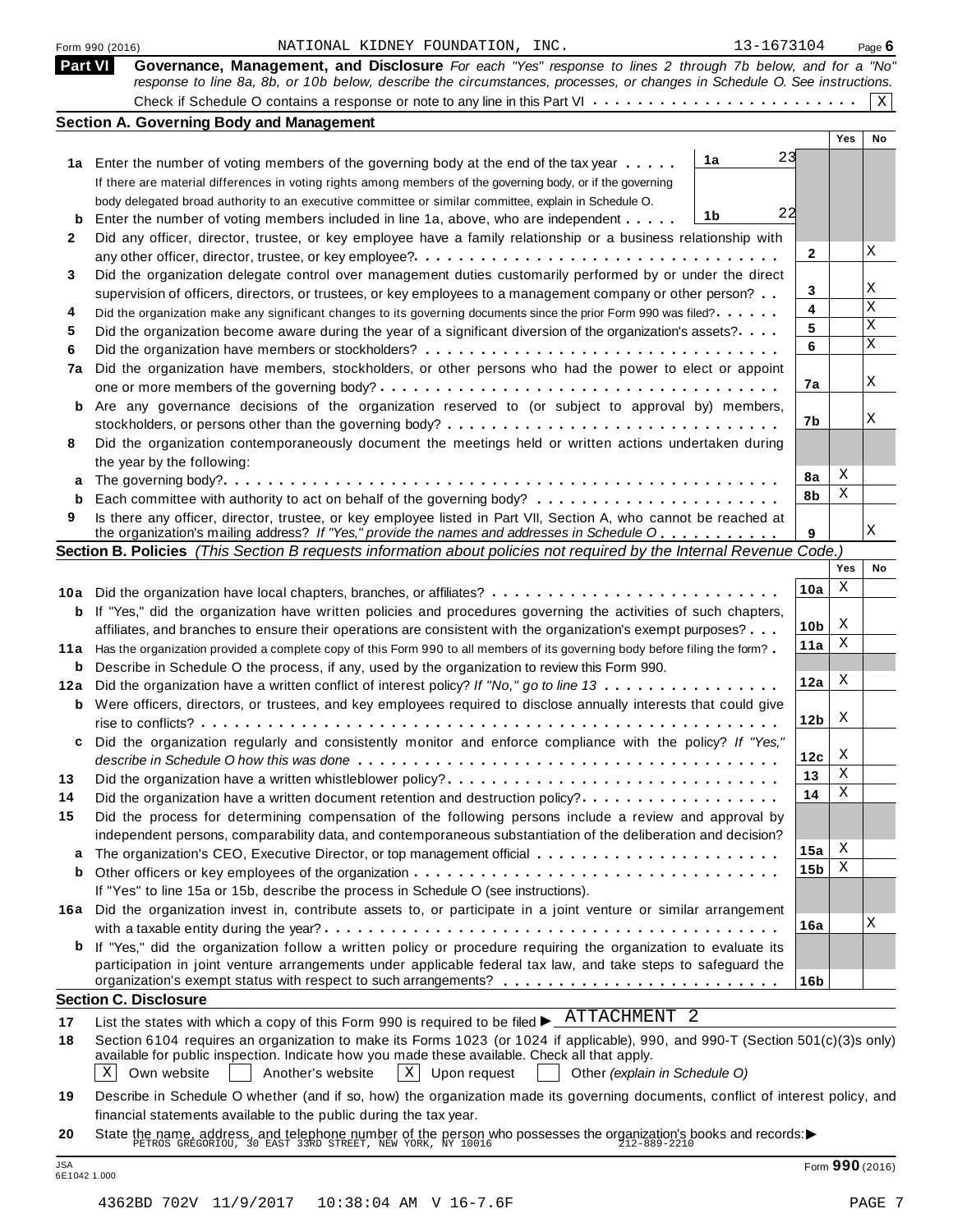Form 990 (2016) NATIONAL KIDNEY FOUNDATION, INC. 13-1673104

## Part VI Governance, Management, and Disclosure

*For each "Yes" response to lines 2 through 7b below, and for a "No" response to line 8a, 8b, or 10b below, describe the circumstances, processes, or changes in Schedule O. See instructions.*

Check if Schedule O contains a response or note to any line in this Part VI . . . . . . . . . . . . . . . . . . . . . . . [X]

### Section A. Governing Body and Management

| | | | | Yes | No |
|---|---|---|---|---|---|
| **1a** | Enter the number of voting members of the governing body at the end of the tax year . . . . . If there are material differences in voting rights among members of the governing body, or if the governing body delegated broad authority to an executive committee or similar committee, explain in Schedule O. | 1a | 23 | | |
| **b** | Enter the number of voting members included in line 1a, above, who are independent . . . . . | 1b | 22 | | |
| **2** | Did any officer, director, trustee, or key employee have a family relationship or a business relationship with any other officer, director, trustee, or key employee? . . . | | 2 | | X |
| **3** | Did the organization delegate control over management duties customarily performed by or under the direct supervision of officers, directors, or trustees, or key employees to a management company or other person? . . | | 3 | | X |
| **4** | Did the organization make any significant changes to its governing documents since the prior Form 990 was filed? . . . . . | | 4 | | X |
| **5** | Did the organization become aware during the year of a significant diversion of the organization's assets? . . . . | | 5 | | X |
| **6** | Did the organization have members or stockholders? . . . | | 6 | | X |
| **7a** | Did the organization have members, stockholders, or other persons who had the power to elect or appoint one or more members of the governing body? . . . | | 7a | | X |
| **b** | Are any governance decisions of the organization reserved to (or subject to approval by) members, stockholders, or persons other than the governing body? . . . | | 7b | | X |
| **8** | Did the organization contemporaneously document the meetings held or written actions undertaken during the year by the following: | | | | |
| **a** | The governing body? . . . | | 8a | X | |
| **b** | Each committee with authority to act on behalf of the governing body? . . . | | 8b | X | |
| **9** | Is there any officer, director, trustee, or key employee listed in Part VII, Section A, who cannot be reached at the organization's mailing address? *If "Yes," provide the names and addresses in Schedule O* . . . | | 9 | | X |

### Section B. Policies *(This Section B requests information about policies not required by the Internal Revenue Code.)*

| | | | Yes | No |
|---|---|---|---|---|
| **10a** | Did the organization have local chapters, branches, or affiliates? . . . | 10a | X | |
| **b** | If "Yes," did the organization have written policies and procedures governing the activities of such chapters, affiliates, and branches to ensure their operations are consistent with the organization's exempt purposes? . . . | 10b | X | |
| **11a** | Has the organization provided a complete copy of this Form 990 to all members of its governing body before filing the form? . | 11a | X | |
| **b** | Describe in Schedule O the process, if any, used by the organization to review this Form 990. | | | |
| **12a** | Did the organization have a written conflict of interest policy? *If "No," go to line 13* . . . | 12a | X | |
| **b** | Were officers, directors, or trustees, and key employees required to disclose annually interests that could give rise to conflicts? . . . | 12b | X | |
| **c** | Did the organization regularly and consistently monitor and enforce compliance with the policy? *If "Yes," describe in Schedule O how this was done* . . . | 12c | X | |
| **13** | Did the organization have a written whistleblower policy? . . . | 13 | X | |
| **14** | Did the organization have a written document retention and destruction policy? . . . | 14 | X | |
| **15** | Did the process for determining compensation of the following persons include a review and approval by independent persons, comparability data, and contemporaneous substantiation of the deliberation and decision? | | | |
| **a** | The organization's CEO, Executive Director, or top management official . . . | 15a | X | |
| **b** | Other officers or key employees of the organization . . . If "Yes" to line 15a or 15b, describe the process in Schedule O (see instructions). | 15b | X | |
| **16a** | Did the organization invest in, contribute assets to, or participate in a joint venture or similar arrangement with a taxable entity during the year? . . . | 16a | | X |
| **b** | If "Yes," did the organization follow a written policy or procedure requiring the organization to evaluate its participation in joint venture arrangements under applicable federal tax law, and take steps to safeguard the organization's exempt status with respect to such arrangements? . . . | 16b | | |

### Section C. Disclosure

**17** List the states with which a copy of this Form 990 is required to be filed ▶ ATTACHMENT 2

**18** Section 6104 requires an organization to make its Forms 1023 (or 1024 if applicable), 990, and 990-T (Section 501(c)(3)s only) available for public inspection. Indicate how you made these available. Check all that apply.

[X] Own website [ ] Another's website [X] Upon request [ ] Other *(explain in Schedule O)*

**19** Describe in Schedule O whether (and if so, how) the organization made its governing documents, conflict of interest policy, and financial statements available to the public during the tax year.

**20** State the name, address, and telephone number of the person who possesses the organization's books and records: ▶ PETROS GREGORIOU, 30 EAST 33RD STREET, NEW YORK, NY 10016 212-889-2210

JSA 6E1042 1.000 Form **990** (2016)

4362BD 702V 11/9/2017 10:38:04 AM V 16-7.6F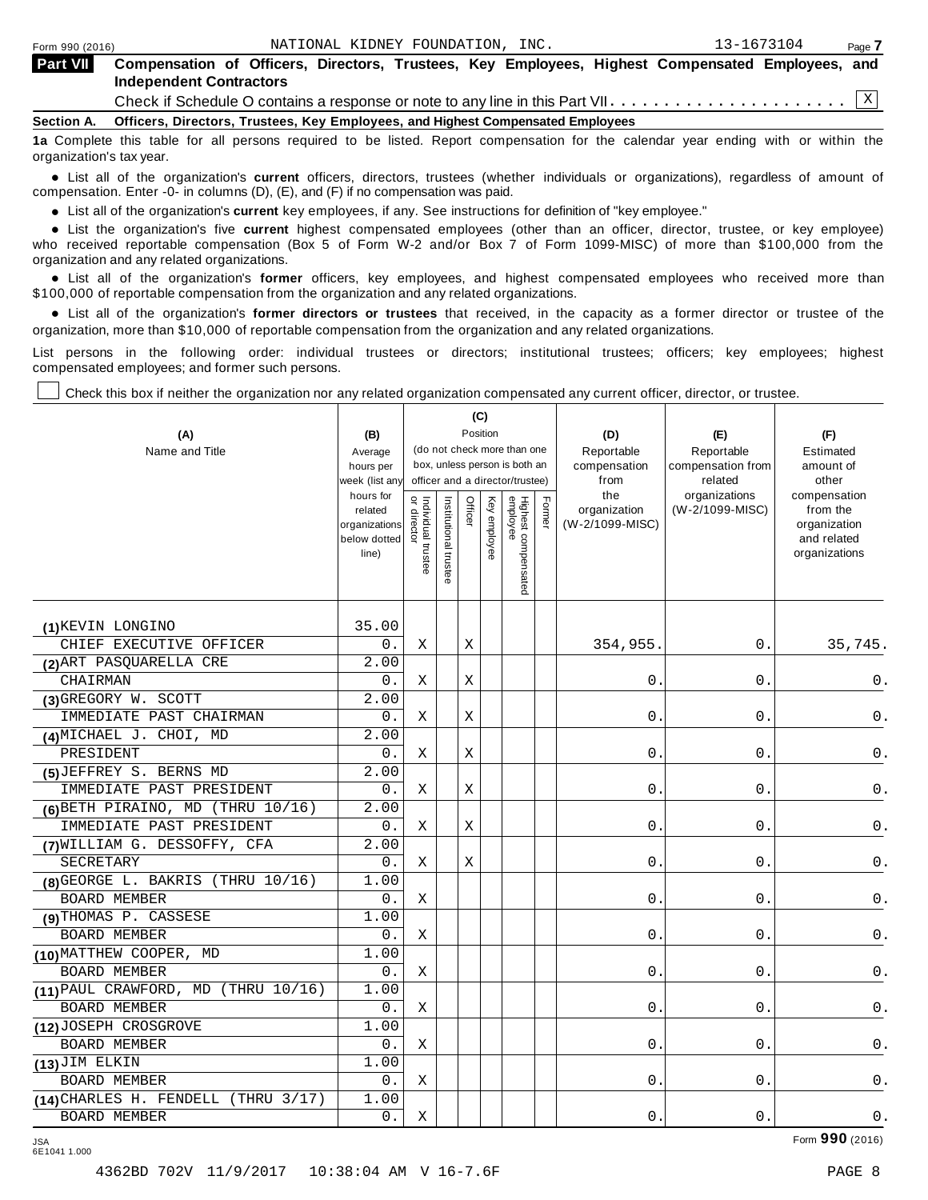Form 990 (2016) NATIONAL KIDNEY FOUNDATION, INC. 13-1673104 Page 7

**Part VII** **Compensation of Officers, Directors, Trustees, Key Employees, Highest Compensated Employees, and Independent Contractors**

Check if Schedule O contains a response or note to any line in this Part VII . . . . . . . . . . . . . . . . . . . . . . X

**Section A. Officers, Directors, Trustees, Key Employees, and Highest Compensated Employees**

**1a** Complete this table for all persons required to be listed. Report compensation for the calendar year ending with or within the organization's tax year.

- List all of the organization's **current** officers, directors, trustees (whether individuals or organizations), regardless of amount of compensation. Enter -0- in columns (D), (E), and (F) if no compensation was paid.
- List all of the organization's **current** key employees, if any. See instructions for definition of "key employee."
- List the organization's five **current** highest compensated employees (other than an officer, director, trustee, or key employee) who received reportable compensation (Box 5 of Form W-2 and/or Box 7 of Form 1099-MISC) of more than $100,000 from the organization and any related organizations.
- List all of the organization's **former** officers, key employees, and highest compensated employees who received more than $100,000 of reportable compensation from the organization and any related organizations.
- List all of the organization's **former directors or trustees** that received, in the capacity as a former director or trustee of the organization, more than $10,000 of reportable compensation from the organization and any related organizations.

List persons in the following order: individual trustees or directors; institutional trustees; officers; key employees; highest compensated employees; and former such persons.

☐ Check this box if neither the organization nor any related organization compensated any current officer, director, or trustee.

| (A) Name and Title | (B) Average hours per week (list any hours for related organizations below dotted line) | (C) Position: Individual trustee or director | Institutional trustee | Officer | Key employee | Highest compensated employee | Former | (D) Reportable compensation from the organization (W-2/1099-MISC) | (E) Reportable compensation from related organizations (W-2/1099-MISC) | (F) Estimated amount of other compensation from the organization and related organizations |
|---|---|---|---|---|---|---|---|---|---|---|
| (1) KEVIN LONGINO<br>CHIEF EXECUTIVE OFFICER | 35.00<br>0. | X | | X | | | | 354,955. | 0. | 35,745. |
| (2) ART PASQUARELLA CRE<br>CHAIRMAN | 2.00<br>0. | X | | X | | | | 0. | 0. | 0. |
| (3) GREGORY W. SCOTT<br>IMMEDIATE PAST CHAIRMAN | 2.00<br>0. | X | | X | | | | 0. | 0. | 0. |
| (4) MICHAEL J. CHOI, MD<br>PRESIDENT | 2.00<br>0. | X | | X | | | | 0. | 0. | 0. |
| (5) JEFFREY S. BERNS MD<br>IMMEDIATE PAST PRESIDENT | 2.00<br>0. | X | | X | | | | 0. | 0. | 0. |
| (6) BETH PIRAINO, MD (THRU 10/16)<br>IMMEDIATE PAST PRESIDENT | 2.00<br>0. | X | | X | | | | 0. | 0. | 0. |
| (7) WILLIAM G. DESSOFFY, CFA<br>SECRETARY | 2.00<br>0. | X | | X | | | | 0. | 0. | 0. |
| (8) GEORGE L. BAKRIS (THRU 10/16)<br>BOARD MEMBER | 1.00<br>0. | X | | | | | | 0. | 0. | 0. |
| (9) THOMAS P. CASSESE<br>BOARD MEMBER | 1.00<br>0. | X | | | | | | 0. | 0. | 0. |
| (10) MATTHEW COOPER, MD<br>BOARD MEMBER | 1.00<br>0. | X | | | | | | 0. | 0. | 0. |
| (11) PAUL CRAWFORD, MD (THRU 10/16)<br>BOARD MEMBER | 1.00<br>0. | X | | | | | | 0. | 0. | 0. |
| (12) JOSEPH CROSGROVE<br>BOARD MEMBER | 1.00<br>0. | X | | | | | | 0. | 0. | 0. |
| (13) JIM ELKIN<br>BOARD MEMBER | 1.00<br>0. | X | | | | | | 0. | 0. | 0. |
| (14) CHARLES H. FENDELL (THRU 3/17)<br>BOARD MEMBER | 1.00<br>0. | X | | | | | | 0. | 0. | 0. |

JSA 6E1041 1.000 Form **990** (2016)

4362BD 702V 11/9/2017 10:38:04 AM V 16-7.6F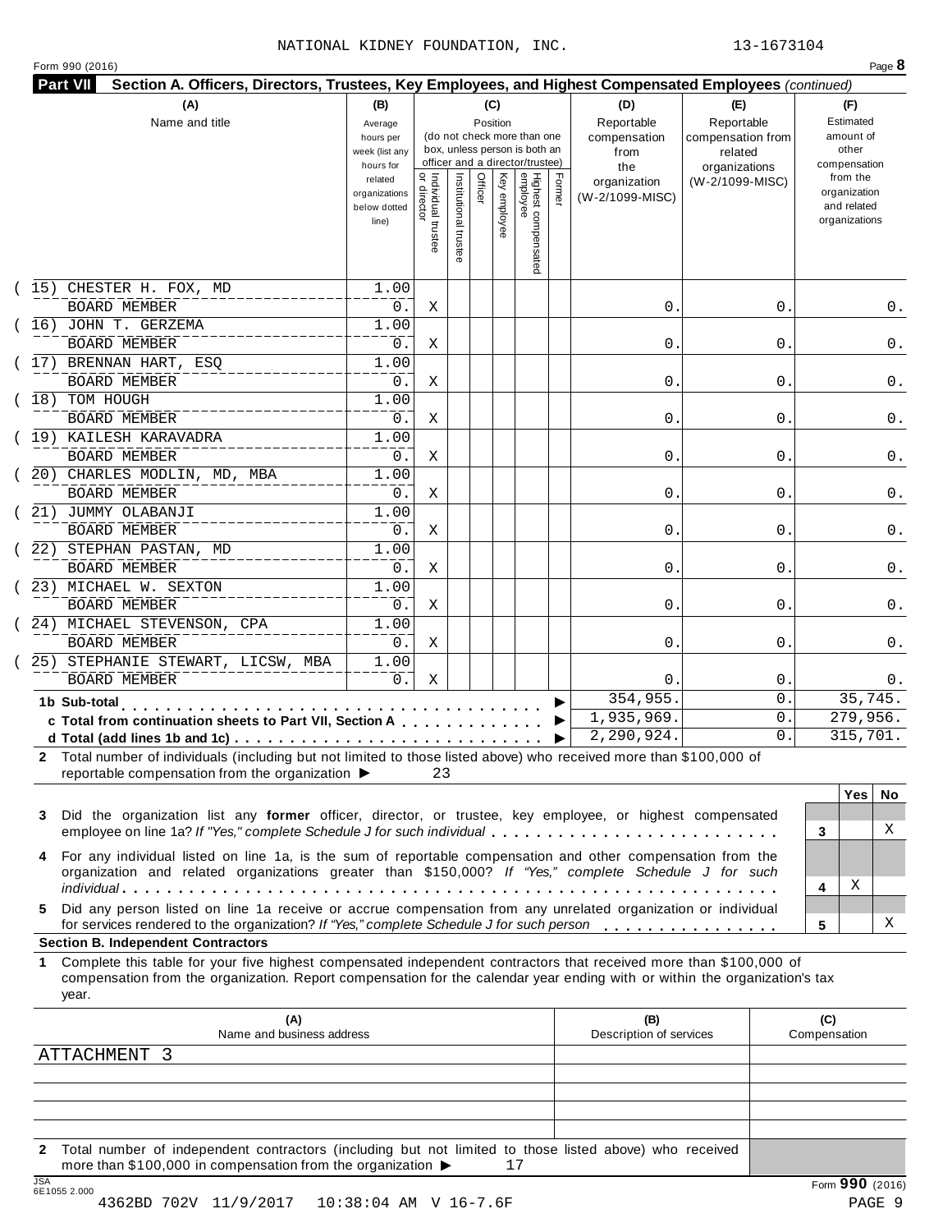NATIONAL KIDNEY FOUNDATION, INC. 13-1673104

Form 990 (2016)

**Part VII Section A. Officers, Directors, Trustees, Key Employees, and Highest Compensated Employees** *(continued)*

| (A) Name and title | (B) Average hours per week (list any hours for related organizations below dotted line) | (C) Position: Individual trustee or director | Institutional trustee | Officer | Key employee | Highest compensated employee | Former | (D) Reportable compensation from the organization (W-2/1099-MISC) | (E) Reportable compensation from related organizations (W-2/1099-MISC) | (F) Estimated amount of other compensation from the organization and related organizations |
|---|---|---|---|---|---|---|---|---|---|---|
| (15) CHESTER H. FOX, MD<br>BOARD MEMBER | 1.00<br>0. | X | | | | | | 0. | 0. | 0. |
| (16) JOHN T. GERZEMA<br>BOARD MEMBER | 1.00<br>0. | X | | | | | | 0. | 0. | 0. |
| (17) BRENNAN HART, ESQ<br>BOARD MEMBER | 1.00<br>0. | X | | | | | | 0. | 0. | 0. |
| (18) TOM HOUGH<br>BOARD MEMBER | 1.00<br>0. | X | | | | | | 0. | 0. | 0. |
| (19) KAILESH KARAVADRA<br>BOARD MEMBER | 1.00<br>0. | X | | | | | | 0. | 0. | 0. |
| (20) CHARLES MODLIN, MD, MBA<br>BOARD MEMBER | 1.00<br>0. | X | | | | | | 0. | 0. | 0. |
| (21) JUMMY OLABANJI<br>BOARD MEMBER | 1.00<br>0. | X | | | | | | 0. | 0. | 0. |
| (22) STEPHAN PASTAN, MD<br>BOARD MEMBER | 1.00<br>0. | X | | | | | | 0. | 0. | 0. |
| (23) MICHAEL W. SEXTON<br>BOARD MEMBER | 1.00<br>0. | X | | | | | | 0. | 0. | 0. |
| (24) MICHAEL STEVENSON, CPA<br>BOARD MEMBER | 1.00<br>0. | X | | | | | | 0. | 0. | 0. |
| (25) STEPHANIE STEWART, LICSW, MBA<br>BOARD MEMBER | 1.00<br>0. | X | | | | | | 0. | 0. | 0. |
| **1b Sub-total** | | | | | | | | 354,955. | 0. | 35,745. |
| **c Total from continuation sheets to Part VII, Section A** | | | | | | | | 1,935,969. | 0. | 279,956. |
| **d Total (add lines 1b and 1c)** | | | | | | | | 2,290,924. | 0. | 315,701. |

**2** Total number of individuals (including but not limited to those listed above) who received more than $100,000 of reportable compensation from the organization ▶ 23

| | | Yes | No |
|---|---|---|---|
| **3** Did the organization list any **former** officer, director, or trustee, key employee, or highest compensated employee on line 1a? *If "Yes," complete Schedule J for such individual* | 3 | | X |
| **4** For any individual listed on line 1a, is the sum of reportable compensation and other compensation from the organization and related organizations greater than $150,000? *If "Yes," complete Schedule J for such individual* | 4 | X | |
| **5** Did any person listed on line 1a receive or accrue compensation from any unrelated organization or individual for services rendered to the organization? *If "Yes," complete Schedule J for such person* | 5 | | X |

**Section B. Independent Contractors**

**1** Complete this table for your five highest compensated independent contractors that received more than $100,000 of compensation from the organization. Report compensation for the calendar year ending with or within the organization's tax year.

| (A) Name and business address | (B) Description of services | (C) Compensation |
|---|---|---|
| ATTACHMENT 3 | | |
| | | |
| | | |
| | | |
| | | |

**2** Total number of independent contractors (including but not limited to those listed above) who received more than $100,000 in compensation from the organization ▶ 17

Form **990** (2016)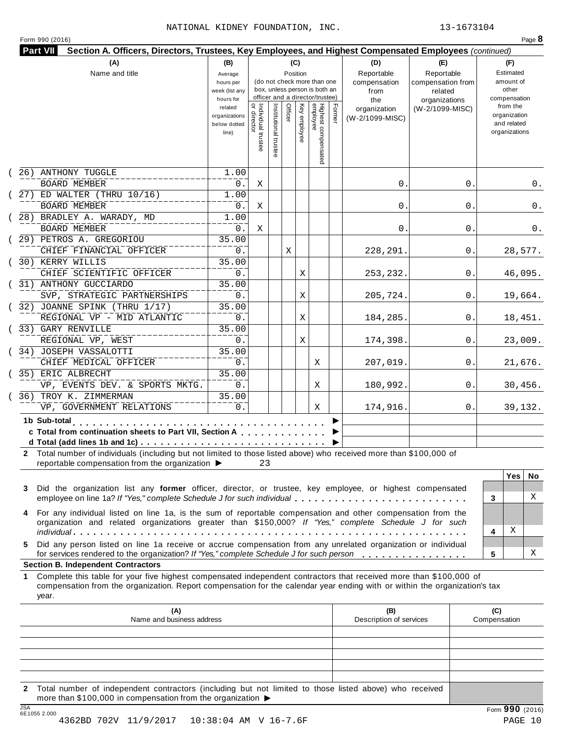NATIONAL KIDNEY FOUNDATION, INC. 13-1673104

Form 990 (2016) Page **8**

**Part VII** **Section A. Officers, Directors, Trustees, Key Employees, and Highest Compensated Employees** *(continued)*

| (A) Name and title | (B) Average hours per week (list any hours for related organizations below dotted line) | (C) Position: Individual trustee or director | Institutional trustee | Officer | Key employee | Highest compensated employee | Former | (D) Reportable compensation from the organization (W-2/1099-MISC) | (E) Reportable compensation from related organizations (W-2/1099-MISC) | (F) Estimated amount of other compensation from the organization and related organizations |
|---|---|---|---|---|---|---|---|---|---|---|
| (26) ANTHONY TUGGLE<br>BOARD MEMBER | 1.00<br>0. | X | | | | | | 0. | 0. | 0. |
| (27) ED WALTER (THRU 10/16)<br>BOARD MEMBER | 1.00<br>0. | X | | | | | | 0. | 0. | 0. |
| (28) BRADLEY A. WARADY, MD<br>BOARD MEMBER | 1.00<br>0. | X | | | | | | 0. | 0. | 0. |
| (29) PETROS A. GREGORIOU<br>CHIEF FINANCIAL OFFICER | 35.00<br>0. | | | X | | | | 228,291. | 0. | 28,577. |
| (30) KERRY WILLIS<br>CHIEF SCIENTIFIC OFFICER | 35.00<br>0. | | | | X | | | 253,232. | 0. | 46,095. |
| (31) ANTHONY GUCCIARDO<br>SVP, STRATEGIC PARTNERSHIPS | 35.00<br>0. | | | | X | | | 205,724. | 0. | 19,664. |
| (32) JOANNE SPINK (THRU 1/17)<br>REGIONAL VP - MID ATLANTIC | 35.00<br>0. | | | | X | | | 184,285. | 0. | 18,451. |
| (33) GARY RENVILLE<br>REGIONAL VP, WEST | 35.00<br>0. | | | | X | | | 174,398. | 0. | 23,009. |
| (34) JOSEPH VASSALOTTI<br>CHIEF MEDICAL OFFICER | 35.00<br>0. | | | | | X | | 207,019. | 0. | 21,676. |
| (35) ERIC ALBRECHT<br>VP, EVENTS DEV. & SPORTS MKTG. | 35.00<br>0. | | | | | X | | 180,992. | 0. | 30,456. |
| (36) TROY K. ZIMMERMAN<br>VP, GOVERNMENT RELATIONS | 35.00<br>0. | | | | | X | | 174,916. | 0. | 39,132. |
| **1b Sub-total** ▶ | | | | | | | | | | |
| **c Total from continuation sheets to Part VII, Section A** ▶ | | | | | | | | | | |
| **d Total (add lines 1b and 1c)** ▶ | | | | | | | | | | |

**2** Total number of individuals (including but not limited to those listed above) who received more than $100,000 of reportable compensation from the organization ▶ 23

| | | Yes | No |
|---|---|---|---|
| **3** Did the organization list any **former** officer, director, or trustee, key employee, or highest compensated employee on line 1a? *If "Yes," complete Schedule J for such individual* | 3 | | X |
| **4** For any individual listed on line 1a, is the sum of reportable compensation and other compensation from the organization and related organizations greater than $150,000? *If "Yes," complete Schedule J for such individual* | 4 | X | |
| **5** Did any person listed on line 1a receive or accrue compensation from any unrelated organization or individual for services rendered to the organization? *If "Yes," complete Schedule J for such person* | 5 | | X |

**Section B. Independent Contractors**

**1** Complete this table for your five highest compensated independent contractors that received more than $100,000 of compensation from the organization. Report compensation for the calendar year ending with or within the organization's tax year.

| (A) Name and business address | (B) Description of services | (C) Compensation |
|---|---|---|
| | | |
| | | |
| | | |
| | | |
| | | |

**2** Total number of independent contractors (including but not limited to those listed above) who received more than $100,000 in compensation from the organization ▶

Form **990** (2016)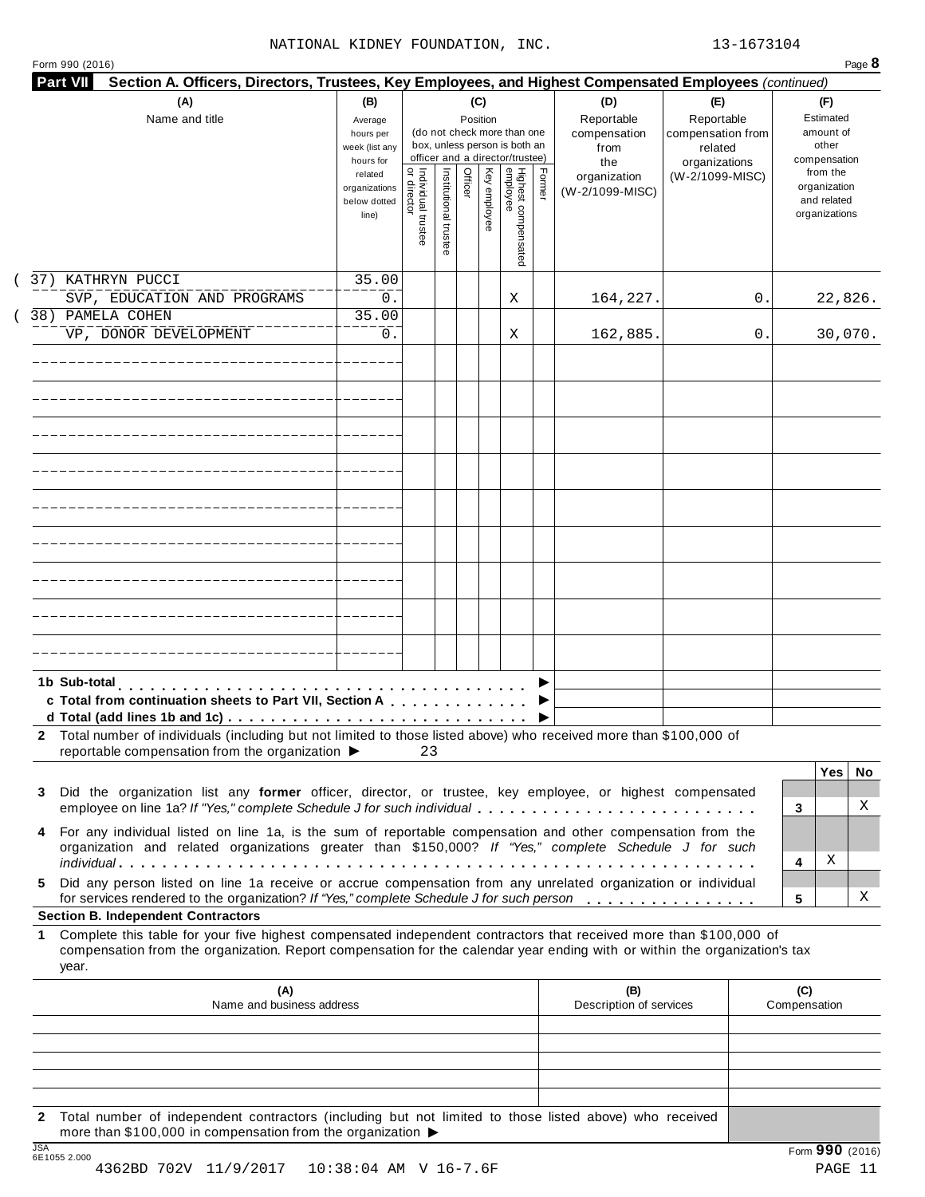NATIONAL KIDNEY FOUNDATION, INC. 13-1673104

Form 990 (2016) Page **8**

**Part VII Section A. Officers, Directors, Trustees, Key Employees, and Highest Compensated Employees** *(continued)*

| (A) Name and title | (B) Average hours per week (list any hours for related organizations below dotted line) | (C) Position: Individual trustee or director | Institutional trustee | Officer | Key employee | Highest compensated employee | Former | (D) Reportable compensation from the organization (W-2/1099-MISC) | (E) Reportable compensation from related organizations (W-2/1099-MISC) | (F) Estimated amount of other compensation from the organization and related organizations |
|---|---|---|---|---|---|---|---|---|---|---|
| (37) KATHRYN PUCCI<br>SVP, EDUCATION AND PROGRAMS | 35.00<br>0. | | | | | X | | 164,227. | 0. | 22,826. |
| (38) PAMELA COHEN<br>VP, DONOR DEVELOPMENT | 35.00<br>0. | | | | | X | | 162,885. | 0. | 30,070. |
| | | | | | | | | | | |
| | | | | | | | | | | |
| | | | | | | | | | | |
| | | | | | | | | | | |
| | | | | | | | | | | |
| | | | | | | | | | | |
| | | | | | | | | | | |
| | | | | | | | | | | |
| | | | | | | | | | | |
| **1b Sub-total** ▶ | | | | | | | | | | |
| **c Total from continuation sheets to Part VII, Section A** ▶ | | | | | | | | | | |
| **d Total (add lines 1b and 1c)** ▶ | | | | | | | | | | |

**2** Total number of individuals (including but not limited to those listed above) who received more than $100,000 of reportable compensation from the organization ▶ 23

| | | Yes | No |
|---|---|---|---|
| **3** Did the organization list any **former** officer, director, or trustee, key employee, or highest compensated employee on line 1a? *If "Yes," complete Schedule J for such individual* | 3 | | X |
| **4** For any individual listed on line 1a, is the sum of reportable compensation and other compensation from the organization and related organizations greater than $150,000? *If "Yes," complete Schedule J for such individual* | 4 | X | |
| **5** Did any person listed on line 1a receive or accrue compensation from any unrelated organization or individual for services rendered to the organization? *If "Yes," complete Schedule J for such person* | 5 | | X |

**Section B. Independent Contractors**

**1** Complete this table for your five highest compensated independent contractors that received more than $100,000 of compensation from the organization. Report compensation for the calendar year ending with or within the organization's tax year.

| (A) Name and business address | (B) Description of services | (C) Compensation |
|---|---|---|
| | | |
| | | |
| | | |
| | | |
| | | |

**2** Total number of independent contractors (including but not limited to those listed above) who received more than $100,000 in compensation from the organization ▶

JSA 6E1055 2.000 Form **990** (2016)

4362BD 702V 11/9/2017 10:38:04 AM V 16-7.6F PAGE 11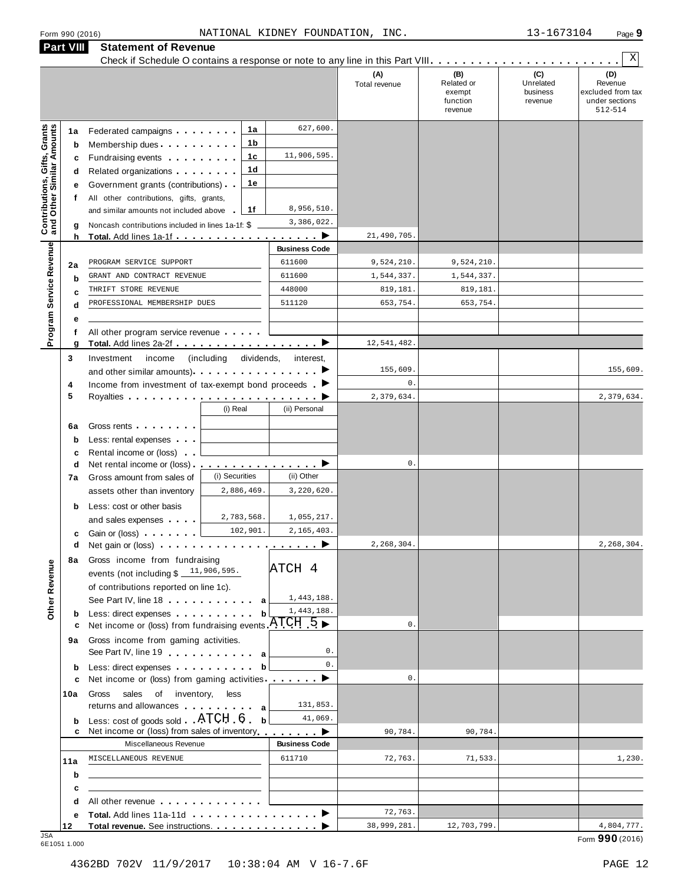Form 990 (2016) NATIONAL KIDNEY FOUNDATION, INC. 13-1673104 Page **9**

## Part VIII Statement of Revenue

Check if Schedule O contains a response or note to any line in this Part VIII . . . . . . . . . . . . . . . . . . . . . . X

| | | | | (A) Total revenue | (B) Related or exempt function revenue | (C) Unrelated business revenue | (D) Revenue excluded from tax under sections 512-514 |
|---|---|---|---|---|---|---|---|
| **Contributions, Gifts, Grants and Other Similar Amounts** | 1a | Federated campaigns . . . . . . . . 1a | 627,600. | | | | |
| | b | Membership dues . . . . . . . . . . 1b | | | | | |
| | c | Fundraising events . . . . . . . . . 1c | 11,906,595. | | | | |
| | d | Related organizations . . . . . . . . 1d | | | | | |
| | e | Government grants (contributions) . . 1e | | | | | |
| | f | All other contributions, gifts, grants, and similar amounts not included above . 1f | 8,956,510. | | | | |
| | g | Noncash contributions included in lines 1a-1f: $ | 3,386,022. | | | | |
| | h | **Total.** Add lines 1a-1f . . . . . . . . . . . . . . . . . . ▶ | | 21,490,705. | | | |
| **Program Service Revenue** | | | **Business Code** | | | | |
| | 2a | PROGRAM SERVICE SUPPORT | 611600 | 9,524,210. | 9,524,210. | | |
| | b | GRANT AND CONTRACT REVENUE | 611600 | 1,544,337. | 1,544,337. | | |
| | c | THRIFT STORE REVENUE | 448000 | 819,181. | 819,181. | | |
| | d | PROFESSIONAL MEMBERSHIP DUES | 511120 | 653,754. | 653,754. | | |
| | e | | | | | | |
| | f | All other program service revenue . . . . . | | | | | |
| | g | **Total.** Add lines 2a-2f . . . . . . . . . . . . . . . . . . ▶ | | 12,541,482. | | | |
| **Other Revenue** | 3 | Investment income (including dividends, interest, and other similar amounts) . . . . . . . . . . . . . . . ▶ | | 155,609. | | | 155,609. |
| | 4 | Income from investment of tax-exempt bond proceeds . ▶ | | 0. | | | |
| | 5 | Royalties . . . . . . . . . . . . . . . . . . . . . . . ▶ | | 2,379,634. | | | 2,379,634. |
| | | | (i) Real / (ii) Personal | | | | |
| | 6a | Gross rents . . . . . . . . | | | | | |
| | b | Less: rental expenses . . . | | | | | |
| | c | Rental income or (loss) . . | | | | | |
| | d | Net rental income or (loss) . . . . . . . . . . . . . . . . ▶ | | 0. | | | |
| | 7a | Gross amount from sales of assets other than inventory — (i) Securities: 2,886,469. | (ii) Other: 3,220,620. | | | | |
| | b | Less: cost or other basis and sales expenses . . . . — (i) 2,783,568. | (ii) 1,055,217. | | | | |
| | c | Gain or (loss) . . . . . . . — (i) 102,901. | (ii) 2,165,403. | | | | |
| | d | Net gain or (loss) . . . . . . . . . . . . . . . . . . . . ▶ | | 2,268,304. | | | 2,268,304. |
| | 8a | Gross income from fundraising events (not including $ 11,906,595. of contributions reported on line 1c). See Part IV, line 18 . . . . . . . . . . . a | ATCH 4 1,443,188. | | | | |
| | b | Less: direct expenses . . . . . . . . . . . b | 1,443,188. | | | | |
| | c | Net income or (loss) from fundraising events ATCH 5 ▶ | | 0. | | | |
| | 9a | Gross income from gaming activities. See Part IV, line 19 . . . . . . . . . . . a | 0. | | | | |
| | b | Less: direct expenses . . . . . . . . . . . b | 0. | | | | |
| | c | Net income or (loss) from gaming activities . . . . . . . ▶ | | 0. | | | |
| | 10a | Gross sales of inventory, less returns and allowances . . . . . . . . . a | 131,853. | | | | |
| | b | Less: cost of goods sold . . ATCH 6 . b | 41,069. | | | | |
| | c | Net income or (loss) from sales of inventory . . . . . . . ▶ | | 90,784. | 90,784. | | |
| | | Miscellaneous Revenue | **Business Code** | | | | |
| | 11a | MISCELLANEOUS REVENUE | 611710 | 72,763. | 71,533. | | 1,230. |
| | b | | | | | | |
| | c | | | | | | |
| | d | All other revenue . . . . . . . . . . . . . | | | | | |
| | e | **Total.** Add lines 11a-11d . . . . . . . . . . . . . . . ▶ | | 72,763. | | | |
| | 12 | **Total revenue.** See instructions. . . . . . . . . . . . . . ▶ | | 38,999,281. | 12,703,799. | | 4,804,777. |

JSA 6E1051 1.000

Form **990** (2016)

4362BD 702V 11/9/2017 10:38:04 AM V 16-7.6F PAGE 12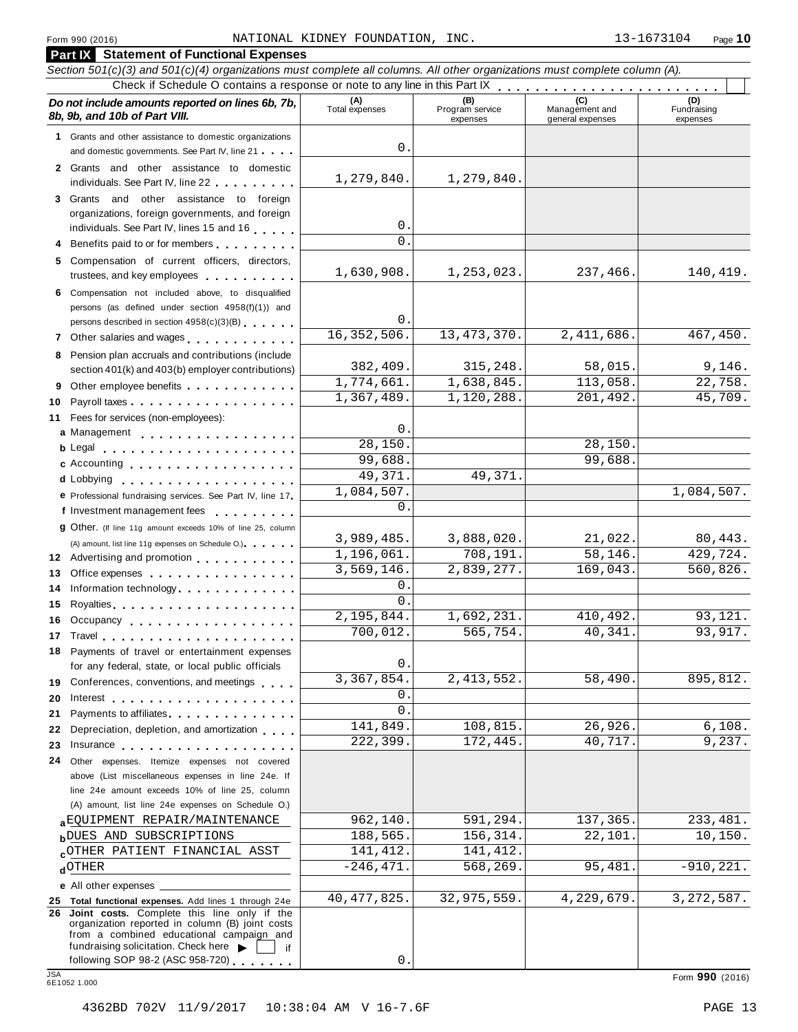Form 990 (2016) NATIONAL KIDNEY FOUNDATION, INC. 13-1673104 Page **10**

## Part IX Statement of Functional Expenses

*Section 501(c)(3) and 501(c)(4) organizations must complete all columns. All other organizations must complete column (A).*

Check if Schedule O contains a response or note to any line in this Part IX . . . . . . . . . . . . . . . . . . . . . . . . ☐

| *Do not include amounts reported on lines 6b, 7b, 8b, 9b, and 10b of Part VIII.* | (A) Total expenses | (B) Program service expenses | (C) Management and general expenses | (D) Fundraising expenses |
|---|---|---|---|---|
| 1 Grants and other assistance to domestic organizations and domestic governments. See Part IV, line 21 | 0. | | | |
| 2 Grants and other assistance to domestic individuals. See Part IV, line 22 | 1,279,840. | 1,279,840. | | |
| 3 Grants and other assistance to foreign organizations, foreign governments, and foreign individuals. See Part IV, lines 15 and 16 | 0. | | | |
| 4 Benefits paid to or for members | 0. | | | |
| 5 Compensation of current officers, directors, trustees, and key employees | 1,630,908. | 1,253,023. | 237,466. | 140,419. |
| 6 Compensation not included above, to disqualified persons (as defined under section 4958(f)(1)) and persons described in section 4958(c)(3)(B) | 0. | | | |
| 7 Other salaries and wages | 16,352,506. | 13,473,370. | 2,411,686. | 467,450. |
| 8 Pension plan accruals and contributions (include section 401(k) and 403(b) employer contributions) | 382,409. | 315,248. | 58,015. | 9,146. |
| 9 Other employee benefits | 1,774,661. | 1,638,845. | 113,058. | 22,758. |
| 10 Payroll taxes | 1,367,489. | 1,120,288. | 201,492. | 45,709. |
| 11 Fees for services (non-employees): | | | | |
| a Management | 0. | | | |
| b Legal | 28,150. | | 28,150. | |
| c Accounting | 99,688. | | 99,688. | |
| d Lobbying | 49,371. | 49,371. | | |
| e Professional fundraising services. See Part IV, line 17 | 1,084,507. | | | 1,084,507. |
| f Investment management fees | 0. | | | |
| g Other. (If line 11g amount exceeds 10% of line 25, column (A) amount, list line 11g expenses on Schedule O.) | 3,989,485. | 3,888,020. | 21,022. | 80,443. |
| 12 Advertising and promotion | 1,196,061. | 708,191. | 58,146. | 429,724. |
| 13 Office expenses | 3,569,146. | 2,839,277. | 169,043. | 560,826. |
| 14 Information technology | 0. | | | |
| 15 Royalties | 0. | | | |
| 16 Occupancy | 2,195,844. | 1,692,231. | 410,492. | 93,121. |
| 17 Travel | 700,012. | 565,754. | 40,341. | 93,917. |
| 18 Payments of travel or entertainment expenses for any federal, state, or local public officials | 0. | | | |
| 19 Conferences, conventions, and meetings | 3,367,854. | 2,413,552. | 58,490. | 895,812. |
| 20 Interest | 0. | | | |
| 21 Payments to affiliates | 0. | | | |
| 22 Depreciation, depletion, and amortization | 141,849. | 108,815. | 26,926. | 6,108. |
| 23 Insurance | 222,399. | 172,445. | 40,717. | 9,237. |
| 24 Other expenses. Itemize expenses not covered above (List miscellaneous expenses in line 24e. If line 24e amount exceeds 10% of line 25, column (A) amount, list line 24e expenses on Schedule O.) | | | | |
| a EQUIPMENT REPAIR/MAINTENANCE | 962,140. | 591,294. | 137,365. | 233,481. |
| b DUES AND SUBSCRIPTIONS | 188,565. | 156,314. | 22,101. | 10,150. |
| c OTHER PATIENT FINANCIAL ASST | 141,412. | 141,412. | | |
| d OTHER | -246,471. | 568,269. | 95,481. | -910,221. |
| e All other expenses | | | | |
| 25 **Total functional expenses.** Add lines 1 through 24e | 40,477,825. | 32,975,559. | 4,229,679. | 3,272,587. |
| 26 **Joint costs.** Complete this line only if the organization reported in column (B) joint costs from a combined educational campaign and fundraising solicitation. Check here ▶ ☐ if following SOP 98-2 (ASC 958-720) | 0. | | | |

Form **990** (2016)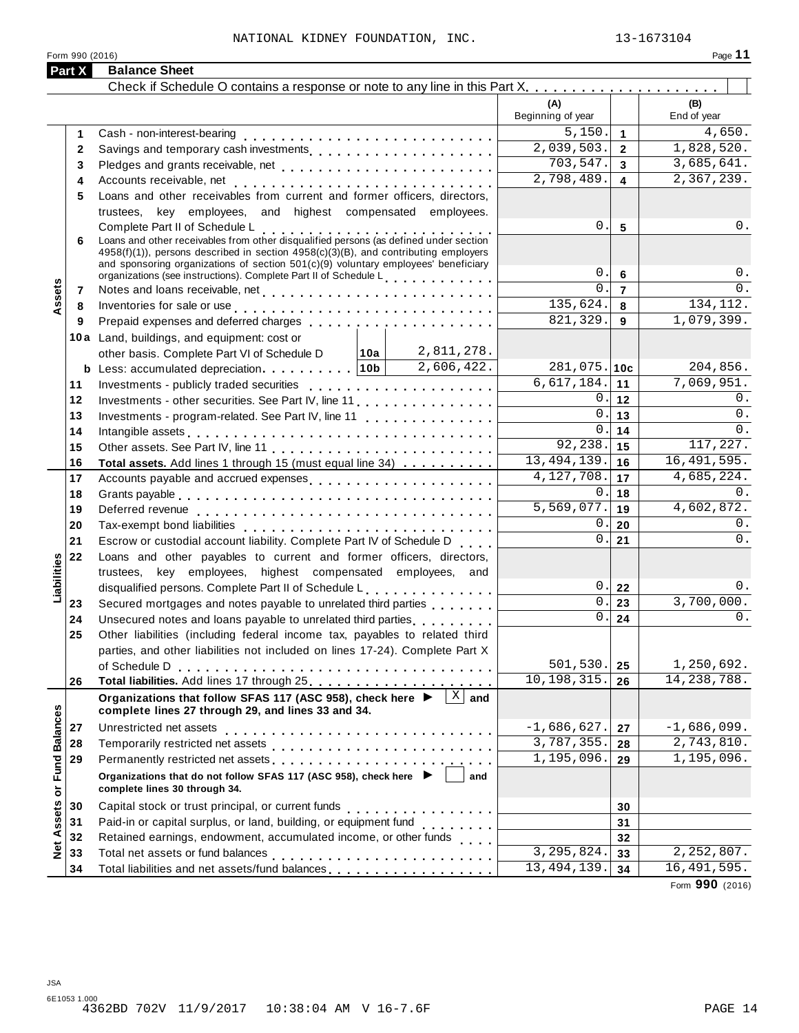NATIONAL KIDNEY FOUNDATION, INC. 13-1673104

Form 990 (2016) Page **11**

## Part X Balance Sheet

Check if Schedule O contains a response or note to any line in this Part X . . . . . . . . . . . . . . . . . . . . ☐

| | | | (A) Beginning of year | | (B) End of year |
|---|---|---|---|---|---|
| **Assets** | 1 | Cash - non-interest-bearing | 5,150. | 1 | 4,650. |
| | 2 | Savings and temporary cash investments | 2,039,503. | 2 | 1,828,520. |
| | 3 | Pledges and grants receivable, net | 703,547. | 3 | 3,685,641. |
| | 4 | Accounts receivable, net | 2,798,489. | 4 | 2,367,239. |
| | 5 | Loans and other receivables from current and former officers, directors, trustees, key employees, and highest compensated employees. Complete Part II of Schedule L | 0. | 5 | 0. |
| | 6 | Loans and other receivables from other disqualified persons (as defined under section 4958(f)(1)), persons described in section 4958(c)(3)(B), and contributing employers and sponsoring organizations of section 501(c)(9) voluntary employees' beneficiary organizations (see instructions). Complete Part II of Schedule L | 0. | 6 | 0. |
| | 7 | Notes and loans receivable, net | 0. | 7 | 0. |
| | 8 | Inventories for sale or use | 135,624. | 8 | 134,112. |
| | 9 | Prepaid expenses and deferred charges | 821,329. | 9 | 1,079,399. |
| | 10a | Land, buildings, and equipment: cost or other basis. Complete Part VI of Schedule D — 10a: 2,811,278. | | | |
| | b | Less: accumulated depreciation — 10b: 2,606,422. | 281,075. | 10c | 204,856. |
| | 11 | Investments - publicly traded securities | 6,617,184. | 11 | 7,069,951. |
| | 12 | Investments - other securities. See Part IV, line 11 | 0. | 12 | 0. |
| | 13 | Investments - program-related. See Part IV, line 11 | 0. | 13 | 0. |
| | 14 | Intangible assets | 0. | 14 | 0. |
| | 15 | Other assets. See Part IV, line 11 | 92,238. | 15 | 117,227. |
| | 16 | **Total assets.** Add lines 1 through 15 (must equal line 34) | 13,494,139. | 16 | 16,491,595. |
| **Liabilities** | 17 | Accounts payable and accrued expenses | 4,127,708. | 17 | 4,685,224. |
| | 18 | Grants payable | 0. | 18 | 0. |
| | 19 | Deferred revenue | 5,569,077. | 19 | 4,602,872. |
| | 20 | Tax-exempt bond liabilities | 0. | 20 | 0. |
| | 21 | Escrow or custodial account liability. Complete Part IV of Schedule D | 0. | 21 | 0. |
| | 22 | Loans and other payables to current and former officers, directors, trustees, key employees, highest compensated employees, and disqualified persons. Complete Part II of Schedule L | 0. | 22 | 0. |
| | 23 | Secured mortgages and notes payable to unrelated third parties | 0. | 23 | 3,700,000. |
| | 24 | Unsecured notes and loans payable to unrelated third parties | 0. | 24 | 0. |
| | 25 | Other liabilities (including federal income tax, payables to related third parties, and other liabilities not included on lines 17-24). Complete Part X of Schedule D | 501,530. | 25 | 1,250,692. |
| | 26 | **Total liabilities.** Add lines 17 through 25 | 10,198,315. | 26 | 14,238,788. |
| **Net Assets or Fund Balances** | | **Organizations that follow SFAS 117 (ASC 958), check here ▶ [X] and complete lines 27 through 29, and lines 33 and 34.** | | | |
| | 27 | Unrestricted net assets | -1,686,627. | 27 | -1,686,099. |
| | 28 | Temporarily restricted net assets | 3,787,355. | 28 | 2,743,810. |
| | 29 | Permanently restricted net assets | 1,195,096. | 29 | 1,195,096. |
| | | **Organizations that do not follow SFAS 117 (ASC 958), check here ▶ [ ] and complete lines 30 through 34.** | | | |
| | 30 | Capital stock or trust principal, or current funds | | 30 | |
| | 31 | Paid-in or capital surplus, or land, building, or equipment fund | | 31 | |
| | 32 | Retained earnings, endowment, accumulated income, or other funds | | 32 | |
| | 33 | Total net assets or fund balances | 3,295,824. | 33 | 2,252,807. |
| | 34 | Total liabilities and net assets/fund balances | 13,494,139. | 34 | 16,491,595. |

Form **990** (2016)

JSA
6E1053 1.000
4362BD 702V 11/9/2017 10:38:04 AM V 16-7.6F PAGE 14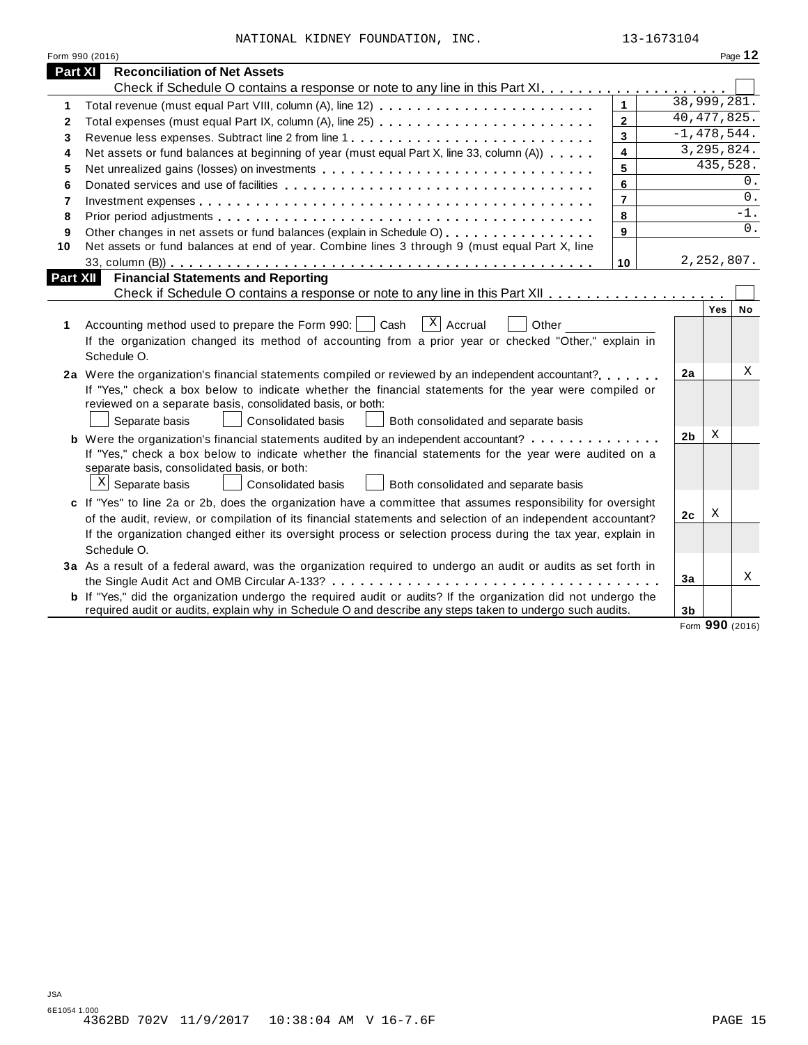NATIONAL KIDNEY FOUNDATION, INC. 13-1673104

## Part XI Reconciliation of Net Assets

Check if Schedule O contains a response or note to any line in this Part XI . . . . . . . . . . . . . . . . . . . . ☐

| | | | |
|---|---|---|---|
| 1 | Total revenue (must equal Part VIII, column (A), line 12) | 1 | 38,999,281. |
| 2 | Total expenses (must equal Part IX, column (A), line 25) | 2 | 40,477,825. |
| 3 | Revenue less expenses. Subtract line 2 from line 1 | 3 | -1,478,544. |
| 4 | Net assets or fund balances at beginning of year (must equal Part X, line 33, column (A)) | 4 | 3,295,824. |
| 5 | Net unrealized gains (losses) on investments | 5 | 435,528. |
| 6 | Donated services and use of facilities | 6 | 0. |
| 7 | Investment expenses | 7 | 0. |
| 8 | Prior period adjustments | 8 | -1. |
| 9 | Other changes in net assets or fund balances (explain in Schedule O) | 9 | 0. |
| 10 | Net assets or fund balances at end of year. Combine lines 3 through 9 (must equal Part X, line 33, column (B)) | 10 | 2,252,807. |

## Part XII Financial Statements and Reporting

Check if Schedule O contains a response or note to any line in this Part XII . . . . . . . . . . . . . . . . . . ☐

| | | | Yes | No |
|---|---|---|---|---|
| **1** | Accounting method used to prepare the Form 990: ☐ Cash ☒ Accrual ☐ Other<br>If the organization changed its method of accounting from a prior year or checked "Other," explain in Schedule O. | | | |
| **2a** | Were the organization's financial statements compiled or reviewed by an independent accountant?<br>If "Yes," check a box below to indicate whether the financial statements for the year were compiled or reviewed on a separate basis, consolidated basis, or both:<br>☐ Separate basis ☐ Consolidated basis ☐ Both consolidated and separate basis | 2a | | X |
| **b** | Were the organization's financial statements audited by an independent accountant?<br>If "Yes," check a box below to indicate whether the financial statements for the year were audited on a separate basis, consolidated basis, or both:<br>☒ Separate basis ☐ Consolidated basis ☐ Both consolidated and separate basis | 2b | X | |
| **c** | If "Yes" to line 2a or 2b, does the organization have a committee that assumes responsibility for oversight of the audit, review, or compilation of its financial statements and selection of an independent accountant?<br>If the organization changed either its oversight process or selection process during the tax year, explain in Schedule O. | 2c | X | |
| **3a** | As a result of a federal award, was the organization required to undergo an audit or audits as set forth in the Single Audit Act and OMB Circular A-133? | 3a | | X |
| **b** | If "Yes," did the organization undergo the required audit or audits? If the organization did not undergo the required audit or audits, explain why in Schedule O and describe any steps taken to undergo such audits. | 3b | | |

Form **990** (2016)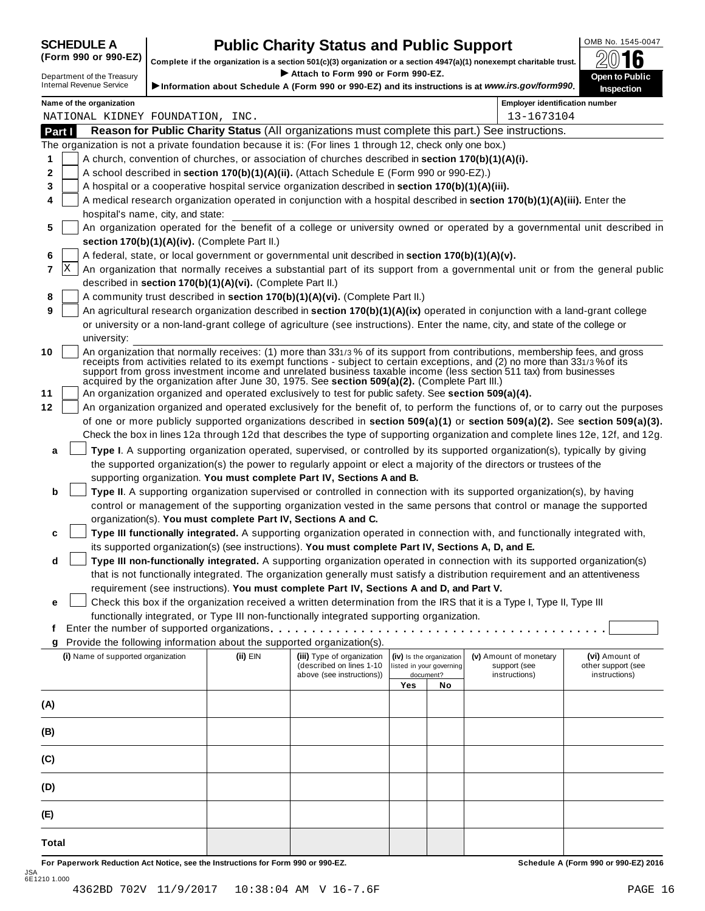**SCHEDULE A**
**(Form 990 or 990-EZ)**

Department of the Treasury
Internal Revenue Service

# Public Charity Status and Public Support

**Complete if the organization is a section 501(c)(3) organization or a section 4947(a)(1) nonexempt charitable trust.**
▶ **Attach to Form 990 or Form 990-EZ.**
▶ **Information about Schedule A (Form 990 or 990-EZ) and its instructions is at *www.irs.gov/form990*.**

OMB No. 1545-0047
**2016**
**Open to Public Inspection**

**Name of the organization**
NATIONAL KIDNEY FOUNDATION, INC.

**Employer identification number**
13-1673104

## Part I Reason for Public Charity Status (All organizations must complete this part.) See instructions.

The organization is not a private foundation because it is: (For lines 1 through 12, check only one box.)

1 [ ] A church, convention of churches, or association of churches described in **section 170(b)(1)(A)(i).**

2 [ ] A school described in **section 170(b)(1)(A)(ii).** (Attach Schedule E (Form 990 or 990-EZ).)

3 [ ] A hospital or a cooperative hospital service organization described in **section 170(b)(1)(A)(iii).**

4 [ ] A medical research organization operated in conjunction with a hospital described in **section 170(b)(1)(A)(iii).** Enter the hospital's name, city, and state:

5 [ ] An organization operated for the benefit of a college or university owned or operated by a governmental unit described in **section 170(b)(1)(A)(iv).** (Complete Part II.)

6 [ ] A federal, state, or local government or governmental unit described in **section 170(b)(1)(A)(v).**

7 [X] An organization that normally receives a substantial part of its support from a governmental unit or from the general public described in **section 170(b)(1)(A)(vi).** (Complete Part II.)

8 [ ] A community trust described in **section 170(b)(1)(A)(vi).** (Complete Part II.)

9 [ ] An agricultural research organization described in **section 170(b)(1)(A)(ix)** operated in conjunction with a land-grant college or university or a non-land-grant college of agriculture (see instructions). Enter the name, city, and state of the college or university:

10 [ ] An organization that normally receives: (1) more than 33 1/3 % of its support from contributions, membership fees, and gross receipts from activities related to its exempt functions - subject to certain exceptions, and (2) no more than 33 1/3 % of its support from gross investment income and unrelated business taxable income (less section 511 tax) from businesses acquired by the organization after June 30, 1975. See **section 509(a)(2).** (Complete Part III.)

11 [ ] An organization organized and operated exclusively to test for public safety. See **section 509(a)(4).**

12 [ ] An organization organized and operated exclusively for the benefit of, to perform the functions of, or to carry out the purposes of one or more publicly supported organizations described in **section 509(a)(1)** or **section 509(a)(2).** See **section 509(a)(3).** Check the box in lines 12a through 12d that describes the type of supporting organization and complete lines 12e, 12f, and 12g.

a [ ] **Type I.** A supporting organization operated, supervised, or controlled by its supported organization(s), typically by giving the supported organization(s) the power to regularly appoint or elect a majority of the directors or trustees of the supporting organization. **You must complete Part IV, Sections A and B.**

b [ ] **Type II.** A supporting organization supervised or controlled in connection with its supported organization(s), by having control or management of the supporting organization vested in the same persons that control or manage the supported organization(s). **You must complete Part IV, Sections A and C.**

c [ ] **Type III functionally integrated.** A supporting organization operated in connection with, and functionally integrated with, its supported organization(s) (see instructions). **You must complete Part IV, Sections A, D, and E.**

d [ ] **Type III non-functionally integrated.** A supporting organization operated in connection with its supported organization(s) that is not functionally integrated. The organization generally must satisfy a distribution requirement and an attentiveness requirement (see instructions). **You must complete Part IV, Sections A and D, and Part V.**

e [ ] Check this box if the organization received a written determination from the IRS that it is a Type I, Type II, Type III functionally integrated, or Type III non-functionally integrated supporting organization.

f Enter the number of supported organizations

g Provide the following information about the supported organization(s).

| (i) Name of supported organization | (ii) EIN | (iii) Type of organization (described on lines 1-10 above (see instructions)) | (iv) Is the organization listed in your governing document? Yes | No | (v) Amount of monetary support (see instructions) | (vi) Amount of other support (see instructions) |
|---|---|---|---|---|---|---|
| (A) | | | | | | |
| (B) | | | | | | |
| (C) | | | | | | |
| (D) | | | | | | |
| (E) | | | | | | |
| **Total** | | | | | | |

**For Paperwork Reduction Act Notice, see the Instructions for Form 990 or 990-EZ.** **Schedule A (Form 990 or 990-EZ) 2016**

JSA
6E1210 1.000
4362BD 702V 11/9/2017 10:38:04 AM V 16-7.6F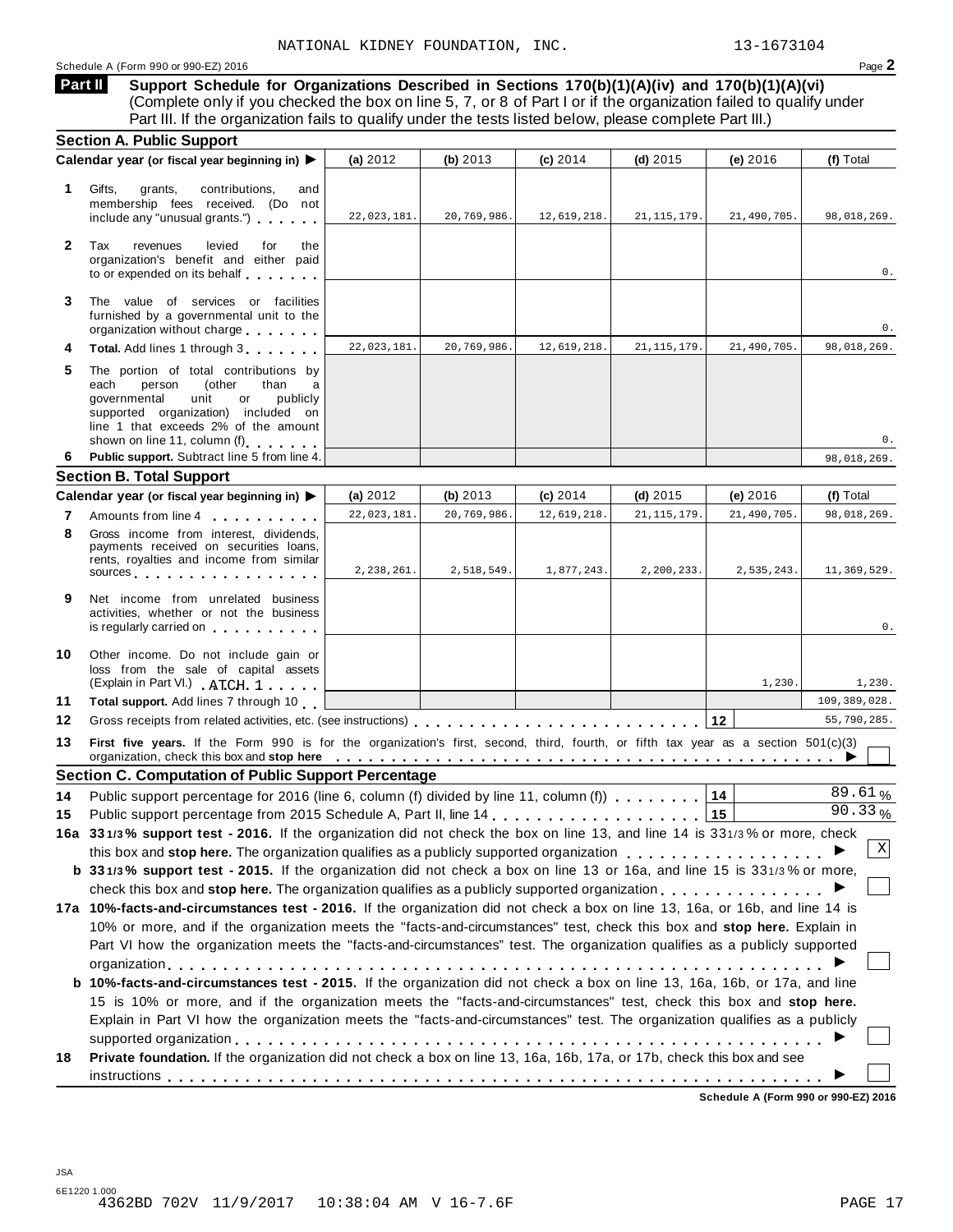NATIONAL KIDNEY FOUNDATION, INC. 13-1673104

Schedule A (Form 990 or 990-EZ) 2016 Page **2**

**Part II** **Support Schedule for Organizations Described in Sections 170(b)(1)(A)(iv) and 170(b)(1)(A)(vi)** (Complete only if you checked the box on line 5, 7, or 8 of Part I or if the organization failed to qualify under Part III. If the organization fails to qualify under the tests listed below, please complete Part III.)

## Section A. Public Support

| Calendar year (or fiscal year beginning in) ▶ | (a) 2012 | (b) 2013 | (c) 2014 | (d) 2015 | (e) 2016 | (f) Total |
|---|---|---|---|---|---|---|
| **1** Gifts, grants, contributions, and membership fees received. (Do not include any "unusual grants.") | 22,023,181. | 20,769,986. | 12,619,218. | 21,115,179. | 21,490,705. | 98,018,269. |
| **2** Tax revenues levied for the organization's benefit and either paid to or expended on its behalf | | | | | | 0. |
| **3** The value of services or facilities furnished by a governmental unit to the organization without charge | | | | | | 0. |
| **4** **Total.** Add lines 1 through 3 | 22,023,181. | 20,769,986. | 12,619,218. | 21,115,179. | 21,490,705. | 98,018,269. |
| **5** The portion of total contributions by each person (other than a governmental unit or publicly supported organization) included on line 1 that exceeds 2% of the amount shown on line 11, column (f) | | | | | | 0. |
| **6** **Public support.** Subtract line 5 from line 4. | | | | | | 98,018,269. |

## Section B. Total Support

| Calendar year (or fiscal year beginning in) ▶ | (a) 2012 | (b) 2013 | (c) 2014 | (d) 2015 | (e) 2016 | (f) Total |
|---|---|---|---|---|---|---|
| **7** Amounts from line 4 | 22,023,181. | 20,769,986. | 12,619,218. | 21,115,179. | 21,490,705. | 98,018,269. |
| **8** Gross income from interest, dividends, payments received on securities loans, rents, royalties and income from similar sources | 2,238,261. | 2,518,549. | 1,877,243. | 2,200,233. | 2,535,243. | 11,369,529. |
| **9** Net income from unrelated business activities, whether or not the business is regularly carried on | | | | | | 0. |
| **10** Other income. Do not include gain or loss from the sale of capital assets (Explain in Part VI.) ATCH 1 | | | | | 1,230. | 1,230. |
| **11** **Total support.** Add lines 7 through 10 | | | | | | 109,389,028. |

**12** Gross receipts from related activities, etc. (see instructions) **12** 55,790,285.

**13** **First five years.** If the Form 990 is for the organization's first, second, third, fourth, or fifth tax year as a section 501(c)(3) organization, check this box and **stop here** ▶ ☐

## Section C. Computation of Public Support Percentage

**14** Public support percentage for 2016 (line 6, column (f) divided by line 11, column (f)) **14** 89.61 %

**15** Public support percentage from 2015 Schedule A, Part II, line 14 **15** 90.33 %

**16a** **33 1/3% support test - 2016.** If the organization did not check the box on line 13, and line 14 is 33 1/3% or more, check this box and **stop here.** The organization qualifies as a publicly supported organization ▶ ☒

**b** **33 1/3% support test - 2015.** If the organization did not check a box on line 13 or 16a, and line 15 is 33 1/3% or more, check this box and **stop here.** The organization qualifies as a publicly supported organization ▶ ☐

**17a** **10%-facts-and-circumstances test - 2016.** If the organization did not check a box on line 13, 16a, or 16b, and line 14 is 10% or more, and if the organization meets the "facts-and-circumstances" test, check this box and **stop here.** Explain in Part VI how the organization meets the "facts-and-circumstances" test. The organization qualifies as a publicly supported organization ▶ ☐

**b** **10%-facts-and-circumstances test - 2015.** If the organization did not check a box on line 13, 16a, 16b, or 17a, and line 15 is 10% or more, and if the organization meets the "facts-and-circumstances" test, check this box and **stop here.** Explain in Part VI how the organization meets the "facts-and-circumstances" test. The organization qualifies as a publicly supported organization ▶ ☐

**18** **Private foundation.** If the organization did not check a box on line 13, 16a, 16b, 17a, or 17b, check this box and see instructions ▶ ☐

**Schedule A (Form 990 or 990-EZ) 2016**

JSA
6E1220 1.000
4362BD 702V 11/9/2017 10:38:04 AM V 16-7.6F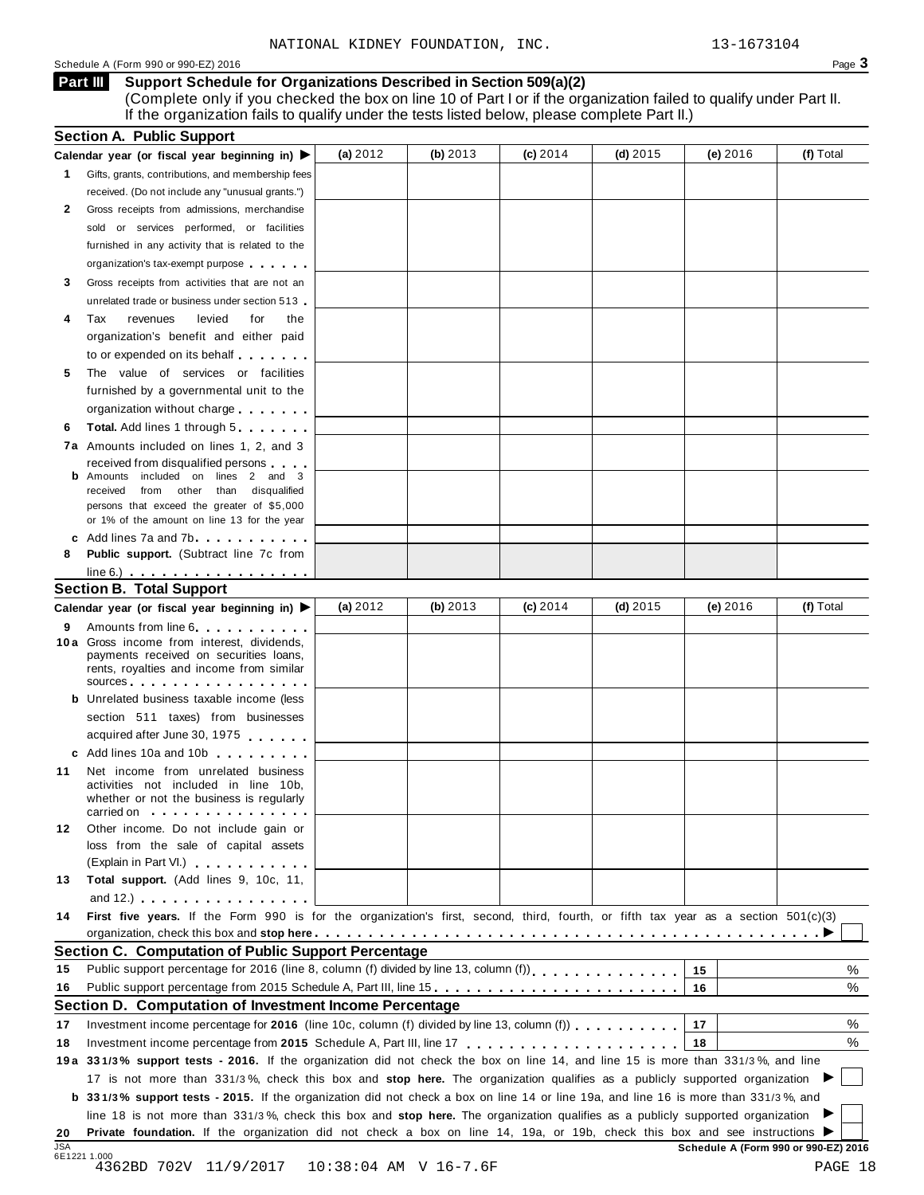NATIONAL KIDNEY FOUNDATION, INC. 13-1673104

Schedule A (Form 990 or 990-EZ) 2016 Page **3**

## Part III Support Schedule for Organizations Described in Section 509(a)(2)

(Complete only if you checked the box on line 10 of Part I or if the organization failed to qualify under Part II. If the organization fails to qualify under the tests listed below, please complete Part II.)

### Section A. Public Support

| Calendar year (or fiscal year beginning in) ▶ | (a) 2012 | (b) 2013 | (c) 2014 | (d) 2015 | (e) 2016 | (f) Total |
|---|---|---|---|---|---|---|
| **1** Gifts, grants, contributions, and membership fees received. (Do not include any "unusual grants.") | | | | | | |
| **2** Gross receipts from admissions, merchandise sold or services performed, or facilities furnished in any activity that is related to the organization's tax-exempt purpose | | | | | | |
| **3** Gross receipts from activities that are not an unrelated trade or business under section 513 | | | | | | |
| **4** Tax revenues levied for the organization's benefit and either paid to or expended on its behalf | | | | | | |
| **5** The value of services or facilities furnished by a governmental unit to the organization without charge | | | | | | |
| **6** **Total.** Add lines 1 through 5 | | | | | | |
| **7a** Amounts included on lines 1, 2, and 3 received from disqualified persons | | | | | | |
| **b** Amounts included on lines 2 and 3 received from other than disqualified persons that exceed the greater of $5,000 or 1% of the amount on line 13 for the year | | | | | | |
| **c** Add lines 7a and 7b | | | | | | |
| **8** **Public support.** (Subtract line 7c from line 6.) | | | | | | |

### Section B. Total Support

| Calendar year (or fiscal year beginning in) ▶ | (a) 2012 | (b) 2013 | (c) 2014 | (d) 2015 | (e) 2016 | (f) Total |
|---|---|---|---|---|---|---|
| **9** Amounts from line 6 | | | | | | |
| **10a** Gross income from interest, dividends, payments received on securities loans, rents, royalties and income from similar sources | | | | | | |
| **b** Unrelated business taxable income (less section 511 taxes) from businesses acquired after June 30, 1975 | | | | | | |
| **c** Add lines 10a and 10b | | | | | | |
| **11** Net income from unrelated business activities not included in line 10b, whether or not the business is regularly carried on | | | | | | |
| **12** Other income. Do not include gain or loss from the sale of capital assets (Explain in Part VI.) | | | | | | |
| **13** **Total support.** (Add lines 9, 10c, 11, and 12.) | | | | | | |

**14** **First five years.** If the Form 990 is for the organization's first, second, third, fourth, or fifth tax year as a section 501(c)(3) organization, check this box and **stop here** ▶ ☐

### Section C. Computation of Public Support Percentage

| | | | |
|---|---|---|---|
| **15** | Public support percentage for 2016 (line 8, column (f) divided by line 13, column (f)) | 15 | % |
| **16** | Public support percentage from 2015 Schedule A, Part III, line 15 | 16 | % |

### Section D. Computation of Investment Income Percentage

| | | | |
|---|---|---|---|
| **17** | Investment income percentage for **2016** (line 10c, column (f) divided by line 13, column (f)) | 17 | % |
| **18** | Investment income percentage from **2015** Schedule A, Part III, line 17 | 18 | % |

**19a** **33 1/3% support tests - 2016.** If the organization did not check the box on line 14, and line 15 is more than 33 1/3%, and line 17 is not more than 33 1/3%, check this box and **stop here.** The organization qualifies as a publicly supported organization ▶ ☐

**b** **33 1/3% support tests - 2015.** If the organization did not check a box on line 14 or line 19a, and line 16 is more than 33 1/3%, and line 18 is not more than 33 1/3%, check this box and **stop here.** The organization qualifies as a publicly supported organization ▶ ☐

**20** **Private foundation.** If the organization did not check a box on line 14, 19a, or 19b, check this box and see instructions ▶ ☐

JSA 6E1221 1.000 **Schedule A (Form 990 or 990-EZ) 2016**

4362BD 702V 11/9/2017 10:38:04 AM V 16-7.6F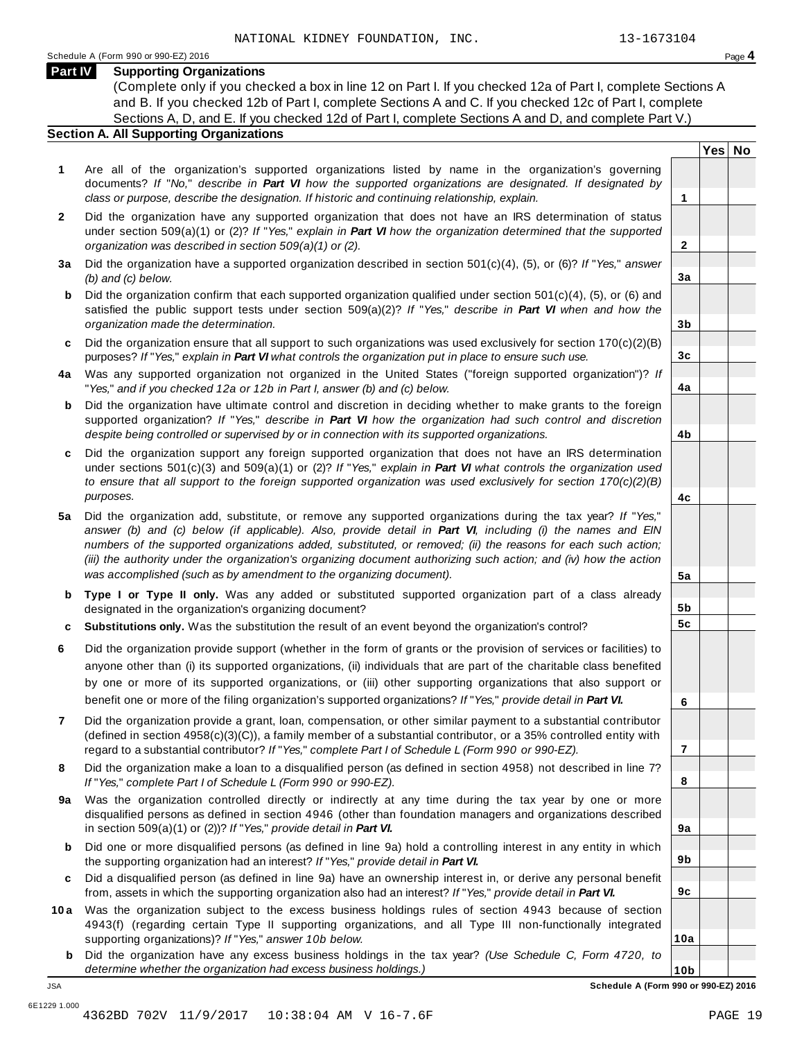NATIONAL KIDNEY FOUNDATION, INC. 13-1673104

Schedule A (Form 990 or 990-EZ) 2016 Page **4**

## Part IV Supporting Organizations

(Complete only if you checked a box in line 12 on Part I. If you checked 12a of Part I, complete Sections A and B. If you checked 12b of Part I, complete Sections A and C. If you checked 12c of Part I, complete Sections A, D, and E. If you checked 12d of Part I, complete Sections A and D, and complete Part V.)

### Section A. All Supporting Organizations

| | | | Yes | No |
|---|---|---|---|---|
| **1** | Are all of the organization's supported organizations listed by name in the organization's governing documents? *If "No," describe in **Part VI** how the supported organizations are designated. If designated by class or purpose, describe the designation. If historic and continuing relationship, explain.* | **1** | | |
| **2** | Did the organization have any supported organization that does not have an IRS determination of status under section 509(a)(1) or (2)? *If "Yes," explain in **Part VI** how the organization determined that the supported organization was described in section 509(a)(1) or (2).* | **2** | | |
| **3a** | Did the organization have a supported organization described in section 501(c)(4), (5), or (6)? *If "Yes," answer (b) and (c) below.* | **3a** | | |
| **b** | Did the organization confirm that each supported organization qualified under section 501(c)(4), (5), or (6) and satisfied the public support tests under section 509(a)(2)? *If "Yes," describe in **Part VI** when and how the organization made the determination.* | **3b** | | |
| **c** | Did the organization ensure that all support to such organizations was used exclusively for section 170(c)(2)(B) purposes? *If "Yes," explain in **Part VI** what controls the organization put in place to ensure such use.* | **3c** | | |
| **4a** | Was any supported organization not organized in the United States ("foreign supported organization")? *If "Yes," and if you checked 12a or 12b in Part I, answer (b) and (c) below.* | **4a** | | |
| **b** | Did the organization have ultimate control and discretion in deciding whether to make grants to the foreign supported organization? *If "Yes," describe in **Part VI** how the organization had such control and discretion despite being controlled or supervised by or in connection with its supported organizations.* | **4b** | | |
| **c** | Did the organization support any foreign supported organization that does not have an IRS determination under sections 501(c)(3) and 509(a)(1) or (2)? *If "Yes," explain in **Part VI** what controls the organization used to ensure that all support to the foreign supported organization was used exclusively for section 170(c)(2)(B) purposes.* | **4c** | | |
| **5a** | Did the organization add, substitute, or remove any supported organizations during the tax year? *If "Yes," answer (b) and (c) below (if applicable). Also, provide detail in **Part VI**, including (i) the names and EIN numbers of the supported organizations added, substituted, or removed; (ii) the reasons for each such action; (iii) the authority under the organization's organizing document authorizing such action; and (iv) how the action was accomplished (such as by amendment to the organizing document).* | **5a** | | |
| **b** | **Type I or Type II only.** Was any added or substituted supported organization part of a class already designated in the organization's organizing document? | **5b** | | |
| **c** | **Substitutions only.** Was the substitution the result of an event beyond the organization's control? | **5c** | | |
| **6** | Did the organization provide support (whether in the form of grants or the provision of services or facilities) to anyone other than (i) its supported organizations, (ii) individuals that are part of the charitable class benefited by one or more of its supported organizations, or (iii) other supporting organizations that also support or benefit one or more of the filing organization's supported organizations? *If "Yes," provide detail in **Part VI.*** | **6** | | |
| **7** | Did the organization provide a grant, loan, compensation, or other similar payment to a substantial contributor (defined in section 4958(c)(3)(C)), a family member of a substantial contributor, or a 35% controlled entity with regard to a substantial contributor? *If "Yes," complete Part I of Schedule L (Form 990 or 990-EZ).* | **7** | | |
| **8** | Did the organization make a loan to a disqualified person (as defined in section 4958) not described in line 7? *If "Yes," complete Part I of Schedule L (Form 990 or 990-EZ).* | **8** | | |
| **9a** | Was the organization controlled directly or indirectly at any time during the tax year by one or more disqualified persons as defined in section 4946 (other than foundation managers and organizations described in section 509(a)(1) or (2))? *If "Yes," provide detail in **Part VI.*** | **9a** | | |
| **b** | Did one or more disqualified persons (as defined in line 9a) hold a controlling interest in any entity in which the supporting organization had an interest? *If "Yes," provide detail in **Part VI.*** | **9b** | | |
| **c** | Did a disqualified person (as defined in line 9a) have an ownership interest in, or derive any personal benefit from, assets in which the supporting organization also had an interest? *If "Yes," provide detail in **Part VI.*** | **9c** | | |
| **10a** | Was the organization subject to the excess business holdings rules of section 4943 because of section 4943(f) (regarding certain Type II supporting organizations, and all Type III non-functionally integrated supporting organizations)? *If "Yes," answer 10b below.* | **10a** | | |
| **b** | Did the organization have any excess business holdings in the tax year? *(Use Schedule C, Form 4720, to determine whether the organization had excess business holdings.)* | **10b** | | |

JSA

**Schedule A (Form 990 or 990-EZ) 2016**

6E1229 1.000

4362BD 702V 11/9/2017 10:38:04 AM V 16-7.6F PAGE 19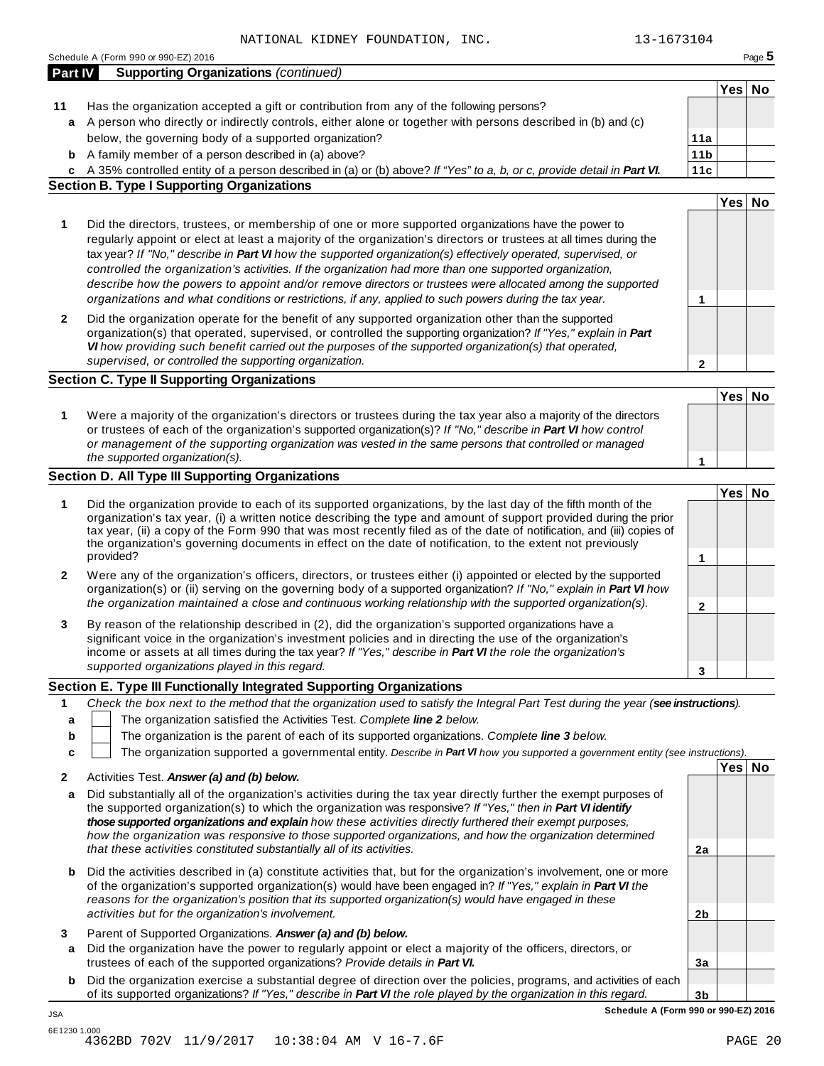NATIONAL KIDNEY FOUNDATION, INC. 13-1673104

Schedule A (Form 990 or 990-EZ) 2016

## Part IV Supporting Organizations *(continued)*

| | | | Yes | No |
|---|---|---|---|---|
| **11** | Has the organization accepted a gift or contribution from any of the following persons? | | | |
| **a** | A person who directly or indirectly controls, either alone or together with persons described in (b) and (c) below, the governing body of a supported organization? | 11a | | |
| **b** | A family member of a person described in (a) above? | 11b | | |
| **c** | A 35% controlled entity of a person described in (a) or (b) above? *If "Yes" to a, b, or c, provide detail in **Part VI.*** | 11c | | |

### Section B. Type I Supporting Organizations

| | | | Yes | No |
|---|---|---|---|---|
| **1** | Did the directors, trustees, or membership of one or more supported organizations have the power to regularly appoint or elect at least a majority of the organization's directors or trustees at all times during the tax year? *If "No," describe in **Part VI** how the supported organization(s) effectively operated, supervised, or controlled the organization's activities. If the organization had more than one supported organization, describe how the powers to appoint and/or remove directors or trustees were allocated among the supported organizations and what conditions or restrictions, if any, applied to such powers during the tax year.* | 1 | | |
| **2** | Did the organization operate for the benefit of any supported organization other than the supported organization(s) that operated, supervised, or controlled the supporting organization? *If "Yes," explain in **Part VI** how providing such benefit carried out the purposes of the supported organization(s) that operated, supervised, or controlled the supporting organization.* | 2 | | |

### Section C. Type II Supporting Organizations

| | | | Yes | No |
|---|---|---|---|---|
| **1** | Were a majority of the organization's directors or trustees during the tax year also a majority of the directors or trustees of each of the organization's supported organization(s)? *If "No," describe in **Part VI** how control or management of the supporting organization was vested in the same persons that controlled or managed the supported organization(s).* | 1 | | |

### Section D. All Type III Supporting Organizations

| | | | Yes | No |
|---|---|---|---|---|
| **1** | Did the organization provide to each of its supported organizations, by the last day of the fifth month of the organization's tax year, (i) a written notice describing the type and amount of support provided during the prior tax year, (ii) a copy of the Form 990 that was most recently filed as of the date of notification, and (iii) copies of the organization's governing documents in effect on the date of notification, to the extent not previously provided? | 1 | | |
| **2** | Were any of the organization's officers, directors, or trustees either (i) appointed or elected by the supported organization(s) or (ii) serving on the governing body of a supported organization? *If "No," explain in **Part VI** how the organization maintained a close and continuous working relationship with the supported organization(s).* | 2 | | |
| **3** | By reason of the relationship described in (2), did the organization's supported organizations have a significant voice in the organization's investment policies and in directing the use of the organization's income or assets at all times during the tax year? *If "Yes," describe in **Part VI** the role the organization's supported organizations played in this regard.* | 3 | | |

### Section E. Type III Functionally Integrated Supporting Organizations

**1** *Check the box next to the method that the organization used to satisfy the Integral Part Test during the year (**see instructions**).*

- **a** ☐ The organization satisfied the Activities Test. *Complete **line 2** below.*
- **b** ☐ The organization is the parent of each of its supported organizations. *Complete **line 3** below.*
- **c** ☐ The organization supported a governmental entity. *Describe in **Part VI** how you supported a government entity (see instructions).*

| | | | Yes | No |
|---|---|---|---|---|
| **2** | Activities Test. ***Answer (a) and (b) below.*** | | | |
| **a** | Did substantially all of the organization's activities during the tax year directly further the exempt purposes of the supported organization(s) to which the organization was responsive? *If "Yes," then in **Part VI identify those supported organizations and explain** how these activities directly furthered their exempt purposes, how the organization was responsive to those supported organizations, and how the organization determined that these activities constituted substantially all of its activities.* | 2a | | |
| **b** | Did the activities described in (a) constitute activities that, but for the organization's involvement, one or more of the organization's supported organization(s) would have been engaged in? *If "Yes," explain in **Part VI** the reasons for the organization's position that its supported organization(s) would have engaged in these activities but for the organization's involvement.* | 2b | | |
| **3** | Parent of Supported Organizations. ***Answer (a) and (b) below.*** | | | |
| **a** | Did the organization have the power to regularly appoint or elect a majority of the officers, directors, or trustees of each of the supported organizations? *Provide details in **Part VI.*** | 3a | | |
| **b** | Did the organization exercise a substantial degree of direction over the policies, programs, and activities of each of its supported organizations? *If "Yes," describe in **Part VI** the role played by the organization in this regard.* | 3b | | |

**Schedule A (Form 990 or 990-EZ) 2016**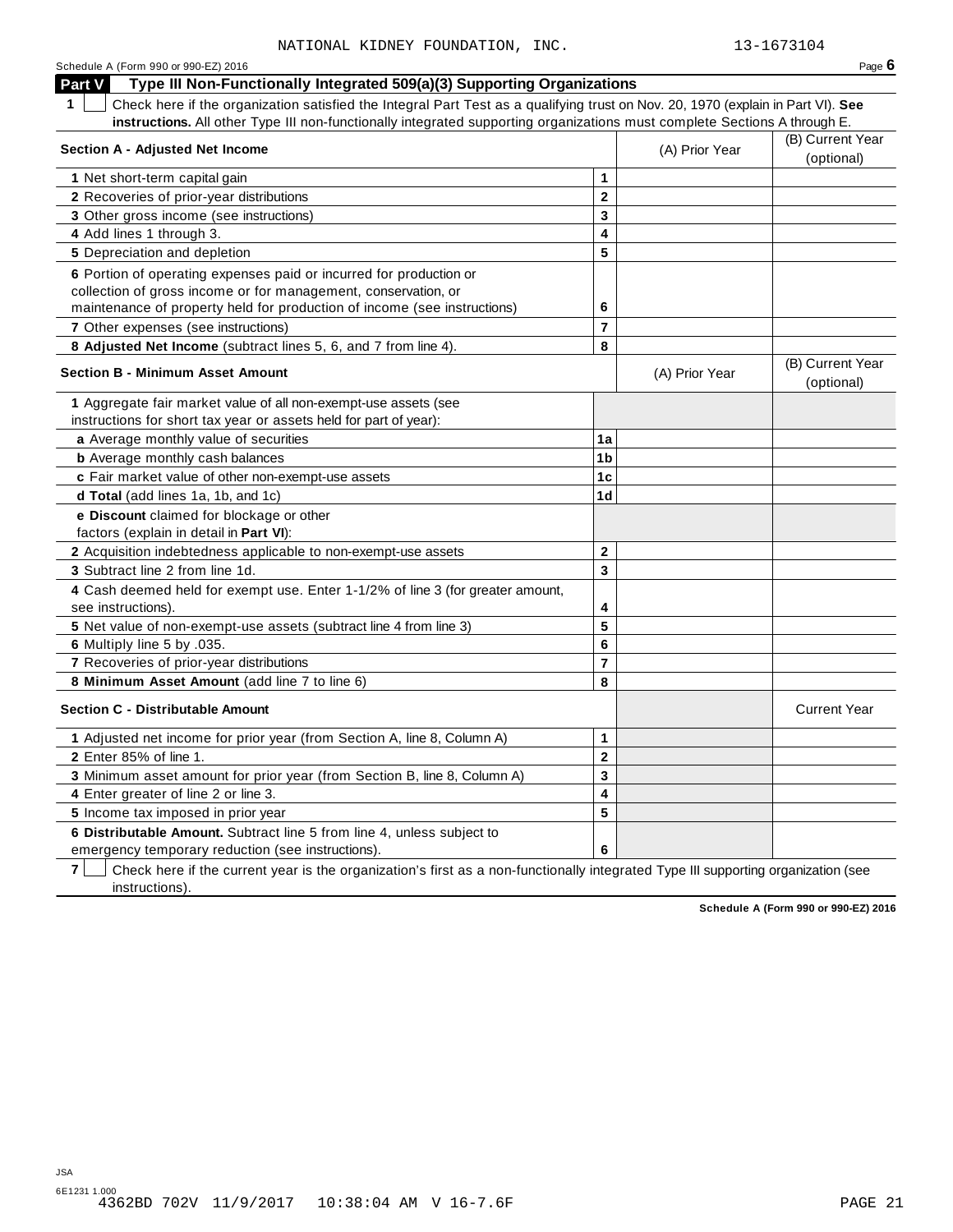NATIONAL KIDNEY FOUNDATION, INC. 13-1673104

Schedule A (Form 990 or 990-EZ) 2016 Page **6**

## Part V Type III Non-Functionally Integrated 509(a)(3) Supporting Organizations

**1** ☐ Check here if the organization satisfied the Integral Part Test as a qualifying trust on Nov. 20, 1970 (explain in Part VI). **See instructions.** All other Type III non-functionally integrated supporting organizations must complete Sections A through E.

| Section A - Adjusted Net Income | | (A) Prior Year | (B) Current Year (optional) |
|---|---|---|---|
| **1** Net short-term capital gain | 1 | | |
| **2** Recoveries of prior-year distributions | 2 | | |
| **3** Other gross income (see instructions) | 3 | | |
| **4** Add lines 1 through 3. | 4 | | |
| **5** Depreciation and depletion | 5 | | |
| **6** Portion of operating expenses paid or incurred for production or collection of gross income or for management, conservation, or maintenance of property held for production of income (see instructions) | 6 | | |
| **7** Other expenses (see instructions) | 7 | | |
| **8 Adjusted Net Income** (subtract lines 5, 6, and 7 from line 4). | 8 | | |

| Section B - Minimum Asset Amount | | (A) Prior Year | (B) Current Year (optional) |
|---|---|---|---|
| **1** Aggregate fair market value of all non-exempt-use assets (see instructions for short tax year or assets held for part of year): | | | |
| **a** Average monthly value of securities | 1a | | |
| **b** Average monthly cash balances | 1b | | |
| **c** Fair market value of other non-exempt-use assets | 1c | | |
| **d Total** (add lines 1a, 1b, and 1c) | 1d | | |
| **e Discount** claimed for blockage or other factors (explain in detail in **Part VI**): | | | |
| **2** Acquisition indebtedness applicable to non-exempt-use assets | 2 | | |
| **3** Subtract line 2 from line 1d. | 3 | | |
| **4** Cash deemed held for exempt use. Enter 1-1/2% of line 3 (for greater amount, see instructions). | 4 | | |
| **5** Net value of non-exempt-use assets (subtract line 4 from line 3) | 5 | | |
| **6** Multiply line 5 by .035. | 6 | | |
| **7** Recoveries of prior-year distributions | 7 | | |
| **8 Minimum Asset Amount** (add line 7 to line 6) | 8 | | |

| Section C - Distributable Amount | | | Current Year |
|---|---|---|---|
| **1** Adjusted net income for prior year (from Section A, line 8, Column A) | 1 | | |
| **2** Enter 85% of line 1. | 2 | | |
| **3** Minimum asset amount for prior year (from Section B, line 8, Column A) | 3 | | |
| **4** Enter greater of line 2 or line 3. | 4 | | |
| **5** Income tax imposed in prior year | 5 | | |
| **6 Distributable Amount.** Subtract line 5 from line 4, unless subject to emergency temporary reduction (see instructions). | 6 | | |

**7** ☐ Check here if the current year is the organization's first as a non-functionally integrated Type III supporting organization (see instructions).

**Schedule A (Form 990 or 990-EZ) 2016**

JSA
6E1231 1.000
4362BD 702V 11/9/2017 10:38:04 AM V 16-7.6F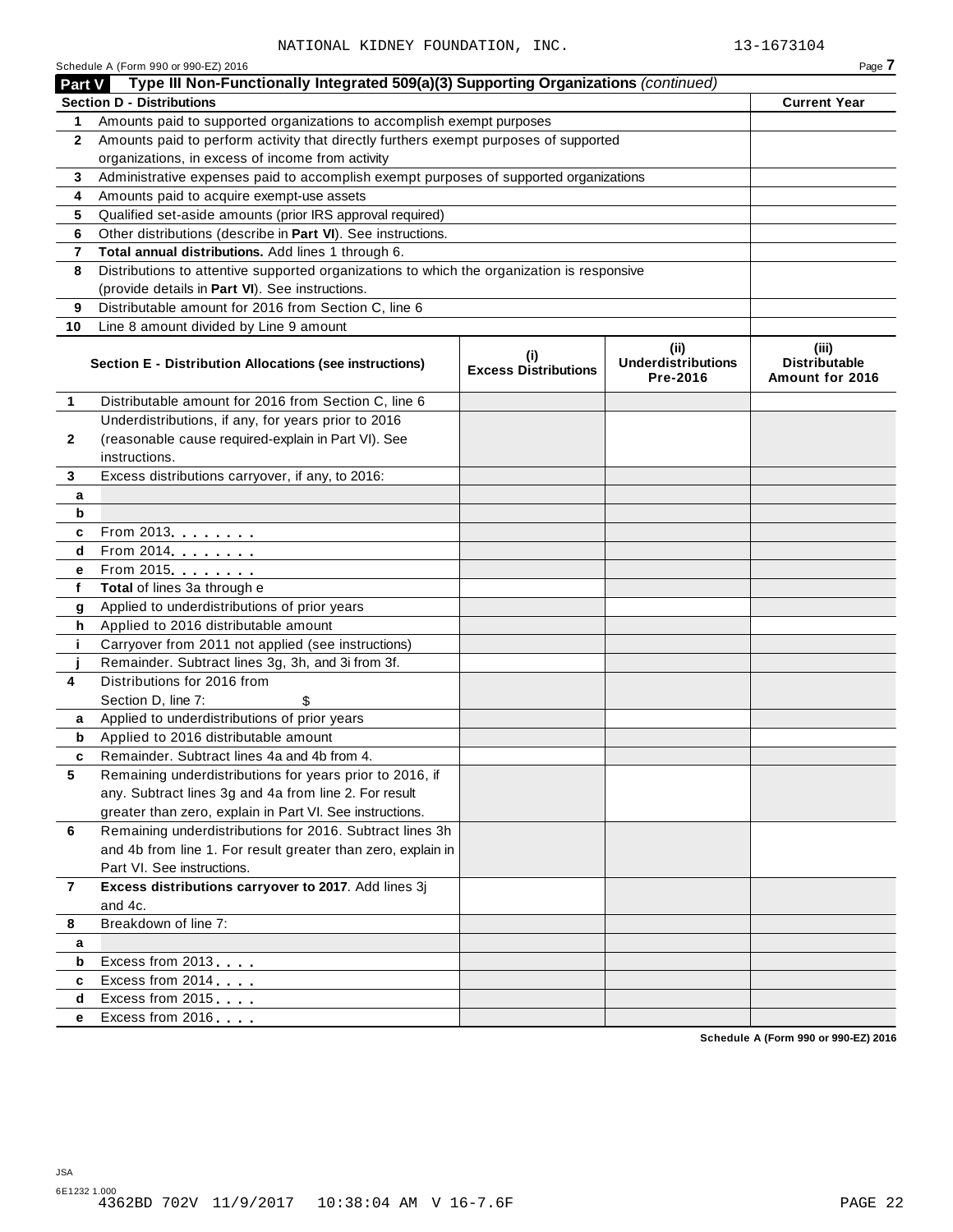NATIONAL KIDNEY FOUNDATION, INC. 13-1673104

Schedule A (Form 990 or 990-EZ) 2016 Page 7

## Part V Type III Non-Functionally Integrated 509(a)(3) Supporting Organizations *(continued)*

| Section D - Distributions | | Current Year |
|---|---|---|
| 1 | Amounts paid to supported organizations to accomplish exempt purposes | |
| 2 | Amounts paid to perform activity that directly furthers exempt purposes of supported organizations, in excess of income from activity | |
| 3 | Administrative expenses paid to accomplish exempt purposes of supported organizations | |
| 4 | Amounts paid to acquire exempt-use assets | |
| 5 | Qualified set-aside amounts (prior IRS approval required) | |
| 6 | Other distributions (describe in **Part VI**). See instructions. | |
| 7 | **Total annual distributions.** Add lines 1 through 6. | |
| 8 | Distributions to attentive supported organizations to which the organization is responsive (provide details in **Part VI**). See instructions. | |
| 9 | Distributable amount for 2016 from Section C, line 6 | |
| 10 | Line 8 amount divided by Line 9 amount | |

| | Section E - Distribution Allocations (see instructions) | (i) Excess Distributions | (ii) Underdistributions Pre-2016 | (iii) Distributable Amount for 2016 |
|---|---|---|---|---|
| 1 | Distributable amount for 2016 from Section C, line 6 | | | |
| 2 | Underdistributions, if any, for years prior to 2016 (reasonable cause required-explain in Part VI). See instructions. | | | |
| 3 | Excess distributions carryover, if any, to 2016: | | | |
| a | | | | |
| b | | | | |
| c | From 2013 | | | |
| d | From 2014 | | | |
| e | From 2015 | | | |
| f | **Total** of lines 3a through e | | | |
| g | Applied to underdistributions of prior years | | | |
| h | Applied to 2016 distributable amount | | | |
| i | Carryover from 2011 not applied (see instructions) | | | |
| j | Remainder. Subtract lines 3g, 3h, and 3i from 3f. | | | |
| 4 | Distributions for 2016 from Section D, line 7: $ | | | |
| a | Applied to underdistributions of prior years | | | |
| b | Applied to 2016 distributable amount | | | |
| c | Remainder. Subtract lines 4a and 4b from 4. | | | |
| 5 | Remaining underdistributions for years prior to 2016, if any. Subtract lines 3g and 4a from line 2. For result greater than zero, explain in Part VI. See instructions. | | | |
| 6 | Remaining underdistributions for 2016. Subtract lines 3h and 4b from line 1. For result greater than zero, explain in Part VI. See instructions. | | | |
| 7 | **Excess distributions carryover to 2017**. Add lines 3j and 4c. | | | |
| 8 | Breakdown of line 7: | | | |
| a | | | | |
| b | Excess from 2013 | | | |
| c | Excess from 2014 | | | |
| d | Excess from 2015 | | | |
| e | Excess from 2016 | | | |

Schedule A (Form 990 or 990-EZ) 2016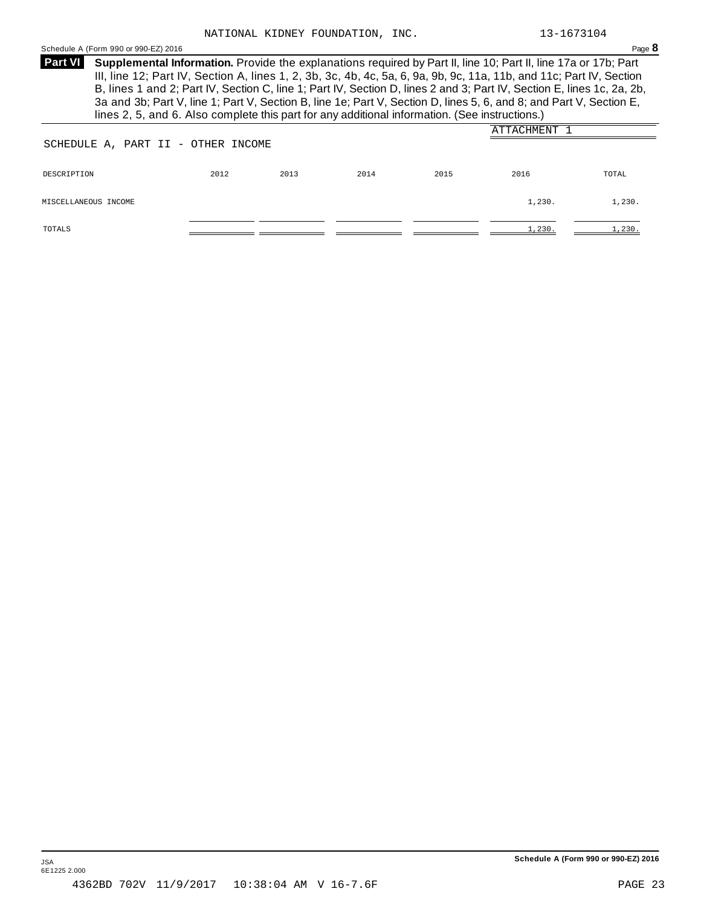NATIONAL KIDNEY FOUNDATION, INC. 13-1673104

**Part VI** **Supplemental Information.** Provide the explanations required by Part II, line 10; Part II, line 17a or 17b; Part III, line 12; Part IV, Section A, lines 1, 2, 3b, 3c, 4b, 4c, 5a, 6, 9a, 9b, 9c, 11a, 11b, and 11c; Part IV, Section B, lines 1 and 2; Part IV, Section C, line 1; Part IV, Section D, lines 2 and 3; Part IV, Section E, lines 1c, 2a, 2b, 3a and 3b; Part V, line 1; Part V, Section B, line 1e; Part V, Section D, lines 5, 6, and 8; and Part V, Section E, lines 2, 5, and 6. Also complete this part for any additional information. (See instructions.)

ATTACHMENT 1

SCHEDULE A, PART II - OTHER INCOME

| DESCRIPTION | 2012 | 2013 | 2014 | 2015 | 2016 | TOTAL |
|---|---|---|---|---|---|---|
| MISCELLANEOUS INCOME | | | | | 1,230. | 1,230. |
| TOTALS | | | | | 1,230. | 1,230. |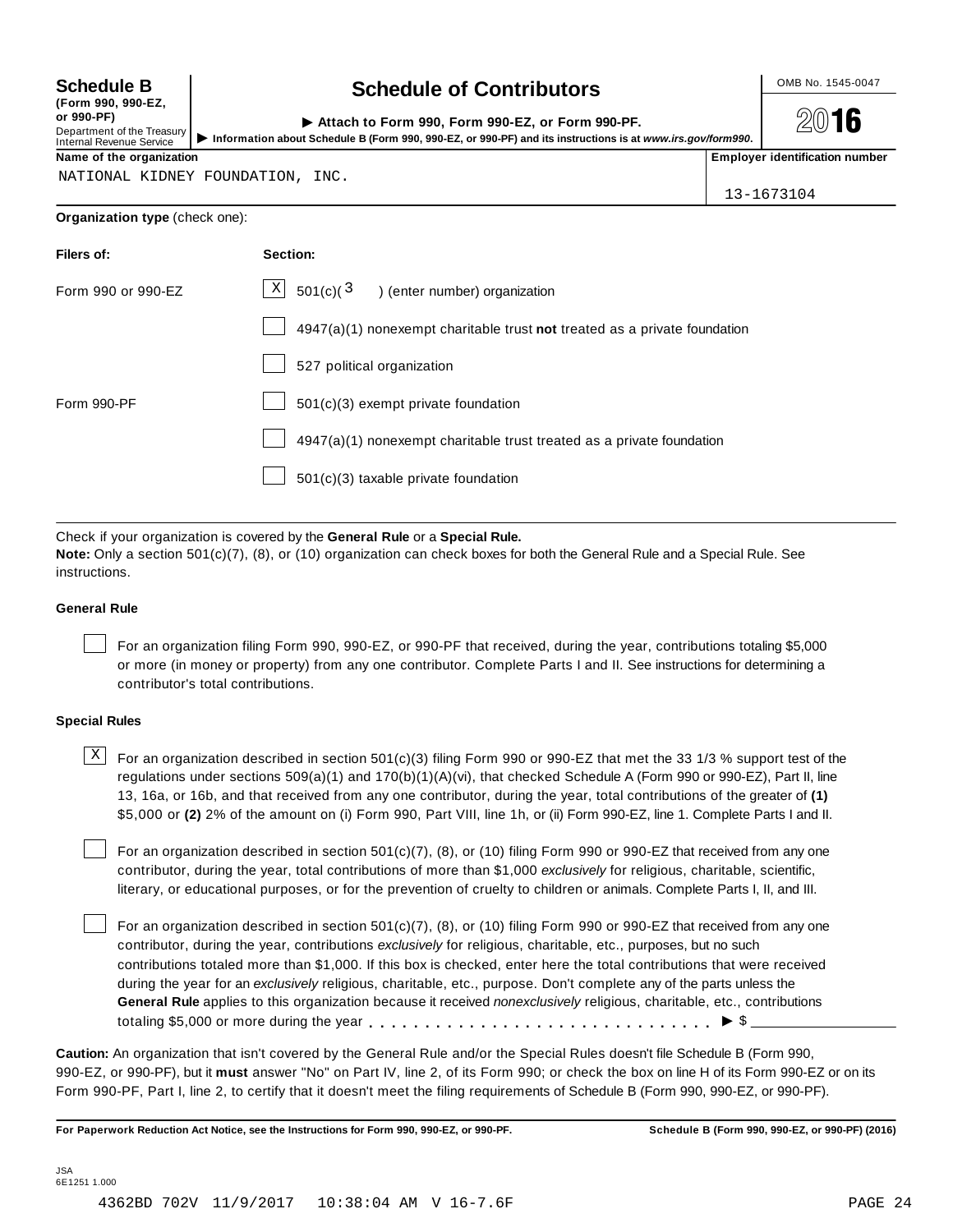**Schedule B**
**(Form 990, 990-EZ, or 990-PF)**
Department of the Treasury
Internal Revenue Service

# Schedule of Contributors

▶ **Attach to Form 990, Form 990-EZ, or Form 990-PF.**
▶ **Information about Schedule B (Form 990, 990-EZ, or 990-PF) and its instructions is at *www.irs.gov/form990*.**

OMB No. 1545-0047

**2016**

| **Name of the organization** | **Employer identification number** |
|---|---|
| NATIONAL KIDNEY FOUNDATION, INC. | 13-1673104 |

**Organization type** (check one):

| **Filers of:** | **Section:** |
|---|---|
| Form 990 or 990-EZ | [X] 501(c)( 3 ) (enter number) organization |
| | [ ] 4947(a)(1) nonexempt charitable trust **not** treated as a private foundation |
| | [ ] 527 political organization |
| Form 990-PF | [ ] 501(c)(3) exempt private foundation |
| | [ ] 4947(a)(1) nonexempt charitable trust treated as a private foundation |
| | [ ] 501(c)(3) taxable private foundation |

Check if your organization is covered by the **General Rule** or a **Special Rule.**
**Note:** Only a section 501(c)(7), (8), or (10) organization can check boxes for both the General Rule and a Special Rule. See instructions.

**General Rule**

[ ] For an organization filing Form 990, 990-EZ, or 990-PF that received, during the year, contributions totaling $5,000 or more (in money or property) from any one contributor. Complete Parts I and II. See instructions for determining a contributor's total contributions.

**Special Rules**

[X] For an organization described in section 501(c)(3) filing Form 990 or 990-EZ that met the 33 1/3 % support test of the regulations under sections 509(a)(1) and 170(b)(1)(A)(vi), that checked Schedule A (Form 990 or 990-EZ), Part II, line 13, 16a, or 16b, and that received from any one contributor, during the year, total contributions of the greater of **(1)** $5,000 or **(2)** 2% of the amount on (i) Form 990, Part VIII, line 1h, or (ii) Form 990-EZ, line 1. Complete Parts I and II.

[ ] For an organization described in section 501(c)(7), (8), or (10) filing Form 990 or 990-EZ that received from any one contributor, during the year, total contributions of more than $1,000 *exclusively* for religious, charitable, scientific, literary, or educational purposes, or for the prevention of cruelty to children or animals. Complete Parts I, II, and III.

[ ] For an organization described in section 501(c)(7), (8), or (10) filing Form 990 or 990-EZ that received from any one contributor, during the year, contributions *exclusively* for religious, charitable, etc., purposes, but no such contributions totaled more than $1,000. If this box is checked, enter here the total contributions that were received during the year for an *exclusively* religious, charitable, etc., purpose. Don't complete any of the parts unless the **General Rule** applies to this organization because it received *nonexclusively* religious, charitable, etc., contributions totaling $5,000 or more during the year . . . . . . . . . . . . . . . . . . . . . . . . . . . . . ▶ $ ____________

**Caution:** An organization that isn't covered by the General Rule and/or the Special Rules doesn't file Schedule B (Form 990, 990-EZ, or 990-PF), but it **must** answer "No" on Part IV, line 2, of its Form 990; or check the box on line H of its Form 990-EZ or on its Form 990-PF, Part I, line 2, to certify that it doesn't meet the filing requirements of Schedule B (Form 990, 990-EZ, or 990-PF).

**For Paperwork Reduction Act Notice, see the Instructions for Form 990, 990-EZ, or 990-PF.** **Schedule B (Form 990, 990-EZ, or 990-PF) (2016)**

JSA
6E1251 1.000

4362BD 702V 11/9/2017 10:38:04 AM V 16-7.6F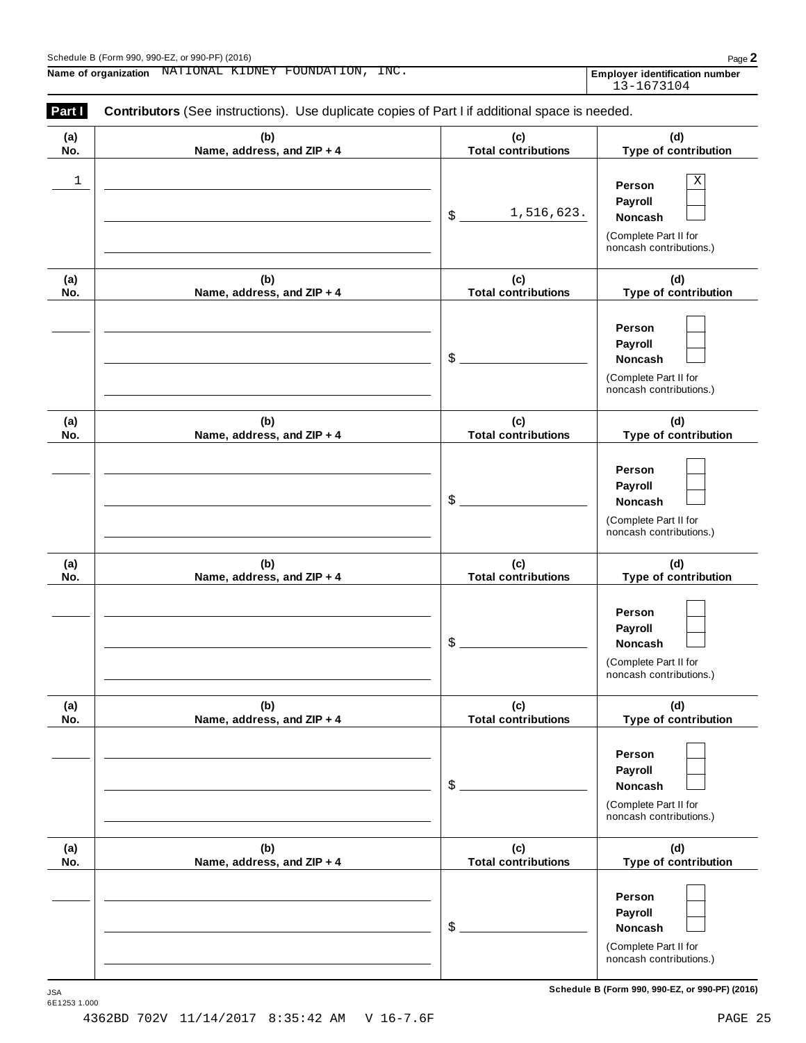Schedule B (Form 990, 990-EZ, or 990-PF) (2016)

**Name of organization** NATIONAL KIDNEY FOUNDATION, INC.

**Employer identification number** 13-1673104

**Part I** **Contributors** (See instructions). Use duplicate copies of Part I if additional space is needed.

| (a) No. | (b) Name, address, and ZIP + 4 | (c) Total contributions | (d) Type of contribution |
|---|---|---|---|
| 1 | | $ 1,516,623. | Person [X] Payroll [ ] Noncash [ ] (Complete Part II for noncash contributions.) |
| | | $ | Person [ ] Payroll [ ] Noncash [ ] (Complete Part II for noncash contributions.) |
| | | $ | Person [ ] Payroll [ ] Noncash [ ] (Complete Part II for noncash contributions.) |
| | | $ | Person [ ] Payroll [ ] Noncash [ ] (Complete Part II for noncash contributions.) |
| | | $ | Person [ ] Payroll [ ] Noncash [ ] (Complete Part II for noncash contributions.) |
| | | $ | Person [ ] Payroll [ ] Noncash [ ] (Complete Part II for noncash contributions.) |

JSA
6E1253 1.000

**Schedule B (Form 990, 990-EZ, or 990-PF) (2016)**

4362BD 702V 11/14/2017 8:35:42 AM V 16-7.6F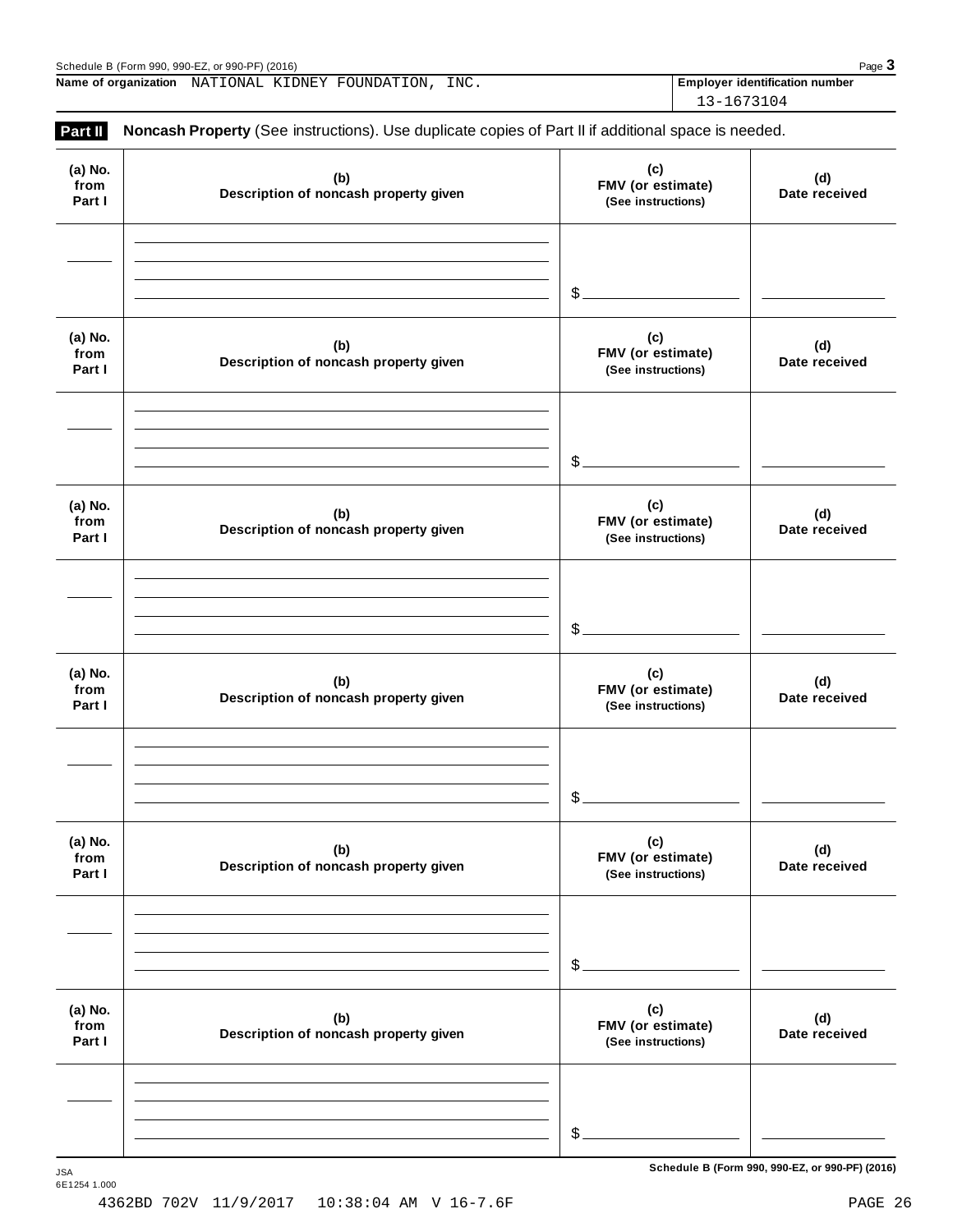Schedule B (Form 990, 990-EZ, or 990-PF) (2016)

**Name of organization** NATIONAL KIDNEY FOUNDATION, INC.

**Employer identification number** 13-1673104

## Part II Noncash Property (See instructions). Use duplicate copies of Part II if additional space is needed.

| (a) No. from Part I | (b) Description of noncash property given | (c) FMV (or estimate) (See instructions) | (d) Date received |
|---|---|---|---|
| | | $ | |

| (a) No. from Part I | (b) Description of noncash property given | (c) FMV (or estimate) (See instructions) | (d) Date received |
|---|---|---|---|
| | | $ | |

| (a) No. from Part I | (b) Description of noncash property given | (c) FMV (or estimate) (See instructions) | (d) Date received |
|---|---|---|---|
| | | $ | |

| (a) No. from Part I | (b) Description of noncash property given | (c) FMV (or estimate) (See instructions) | (d) Date received |
|---|---|---|---|
| | | $ | |

| (a) No. from Part I | (b) Description of noncash property given | (c) FMV (or estimate) (See instructions) | (d) Date received |
|---|---|---|---|
| | | $ | |

| (a) No. from Part I | (b) Description of noncash property given | (c) FMV (or estimate) (See instructions) | (d) Date received |
|---|---|---|---|
| | | $ | |

**Schedule B (Form 990, 990-EZ, or 990-PF) (2016)**

JSA
6E1254 1.000

4362BD 702V 11/9/2017 10:38:04 AM V 16-7.6F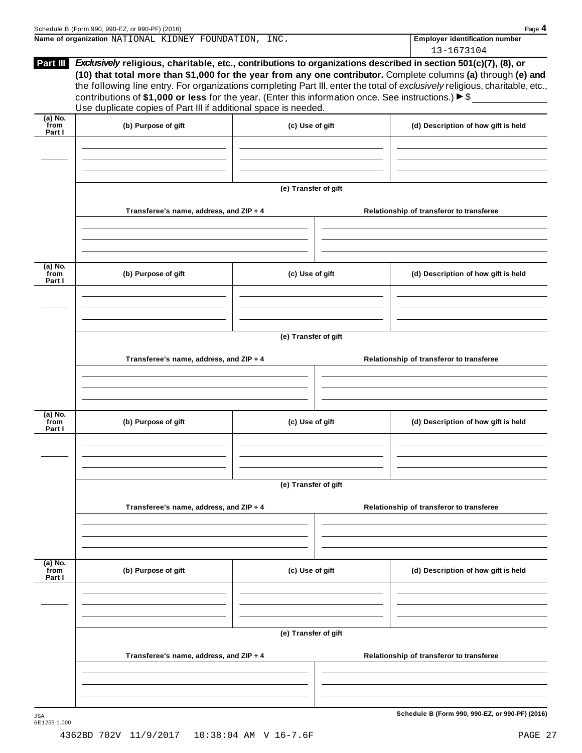Name of organization NATIONAL KIDNEY FOUNDATION, INC.

Employer identification number 13-1673104

**Part III** ***Exclusively*** **religious, charitable, etc., contributions to organizations described in section 501(c)(7), (8), or (10) that total more than $1,000 for the year from any one contributor.** Complete columns **(a)** through **(e) and** the following line entry. For organizations completing Part III, enter the total of *exclusively* religious, charitable, etc., contributions of **$1,000 or less** for the year. (Enter this information once. See instructions.) ▶ $

Use duplicate copies of Part III if additional space is needed.

| (a) No. from Part I | (b) Purpose of gift | (c) Use of gift | (d) Description of how gift is held |
|---|---|---|---|
| | | | |

(e) Transfer of gift

| Transferee's name, address, and ZIP + 4 | Relationship of transferor to transferee |
|---|---|
| | |

| (a) No. from Part I | (b) Purpose of gift | (c) Use of gift | (d) Description of how gift is held |
|---|---|---|---|
| | | | |

(e) Transfer of gift

| Transferee's name, address, and ZIP + 4 | Relationship of transferor to transferee |
|---|---|
| | |

| (a) No. from Part I | (b) Purpose of gift | (c) Use of gift | (d) Description of how gift is held |
|---|---|---|---|
| | | | |

(e) Transfer of gift

| Transferee's name, address, and ZIP + 4 | Relationship of transferor to transferee |
|---|---|
| | |

| (a) No. from Part I | (b) Purpose of gift | (c) Use of gift | (d) Description of how gift is held |
|---|---|---|---|
| | | | |

(e) Transfer of gift

| Transferee's name, address, and ZIP + 4 | Relationship of transferor to transferee |
|---|---|
| | |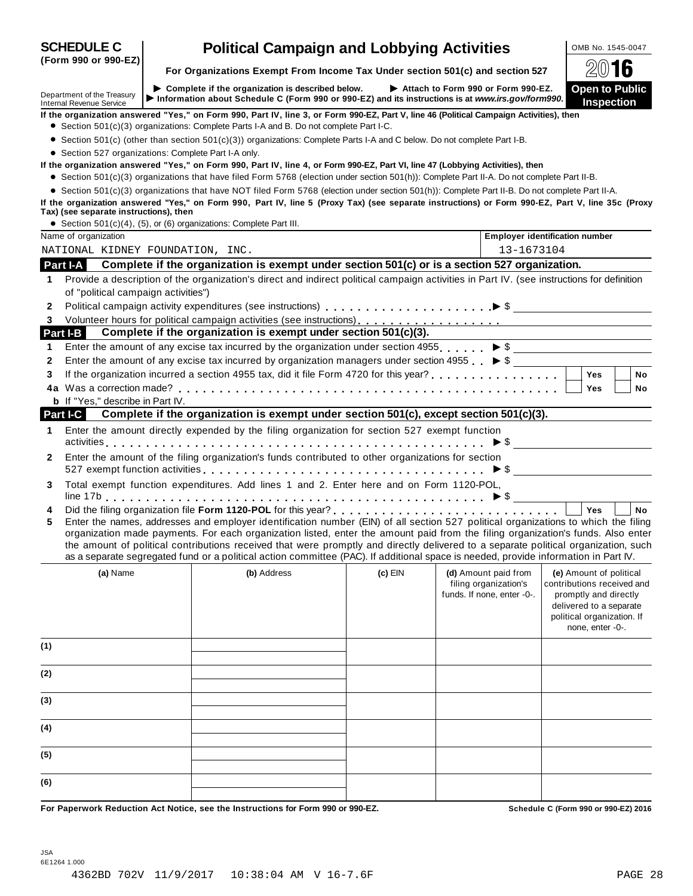**SCHEDULE C (Form 990 or 990-EZ)**

Department of the Treasury
Internal Revenue Service

# Political Campaign and Lobbying Activities

**For Organizations Exempt From Income Tax Under section 501(c) and section 527**

▶ **Complete if the organization is described below.** ▶ **Attach to Form 990 or Form 990-EZ.**
▶ **Information about Schedule C (Form 990 or 990-EZ) and its instructions is at** ***www.irs.gov/form990.***

OMB No. 1545-0047

**2016**

**Open to Public Inspection**

**If the organization answered "Yes," on Form 990, Part IV, line 3, or Form 990-EZ, Part V, line 46 (Political Campaign Activities), then**

- Section 501(c)(3) organizations: Complete Parts I-A and B. Do not complete Part I-C.
- Section 501(c) (other than section 501(c)(3)) organizations: Complete Parts I-A and C below. Do not complete Part I-B.
- Section 527 organizations: Complete Part I-A only.

**If the organization answered "Yes," on Form 990, Part IV, line 4, or Form 990-EZ, Part VI, line 47 (Lobbying Activities), then**

- Section 501(c)(3) organizations that have filed Form 5768 (election under section 501(h)): Complete Part II-A. Do not complete Part II-B.
- Section 501(c)(3) organizations that have NOT filed Form 5768 (election under section 501(h)): Complete Part II-B. Do not complete Part II-A.

**If the organization answered "Yes," on Form 990, Part IV, line 5 (Proxy Tax) (see separate instructions) or Form 990-EZ, Part V, line 35c (Proxy Tax) (see separate instructions), then**

- Section 501(c)(4), (5), or (6) organizations: Complete Part III.

| Name of organization | Employer identification number |
|---|---|
| NATIONAL KIDNEY FOUNDATION, INC. | 13-1673104 |

## Part I-A Complete if the organization is exempt under section 501(c) or is a section 527 organization.

**1** Provide a description of the organization's direct and indirect political campaign activities in Part IV. (see instructions for definition of "political campaign activities")

**2** Political campaign activity expenditures (see instructions) ▶ $

**3** Volunteer hours for political campaign activities (see instructions)

## Part I-B Complete if the organization is exempt under section 501(c)(3).

**1** Enter the amount of any excise tax incurred by the organization under section 4955 ▶ $

**2** Enter the amount of any excise tax incurred by organization managers under section 4955 ▶ $

**3** If the organization incurred a section 4955 tax, did it file Form 4720 for this year? ☐ Yes ☐ No

**4a** Was a correction made? ☐ Yes ☐ No

**b** If "Yes," describe in Part IV.

## Part I-C Complete if the organization is exempt under section 501(c), except section 501(c)(3).

**1** Enter the amount directly expended by the filing organization for section 527 exempt function activities ▶ $

**2** Enter the amount of the filing organization's funds contributed to other organizations for section 527 exempt function activities ▶ $

**3** Total exempt function expenditures. Add lines 1 and 2. Enter here and on Form 1120-POL, line 17b ▶ $

**4** Did the filing organization file **Form 1120-POL** for this year? ☐ Yes ☐ No

**5** Enter the names, addresses and employer identification number (EIN) of all section 527 political organizations to which the filing organization made payments. For each organization listed, enter the amount paid from the filing organization's funds. Also enter the amount of political contributions received that were promptly and directly delivered to a separate political organization, such as a separate segregated fund or a political action committee (PAC). If additional space is needed, provide information in Part IV.

| | (a) Name | (b) Address | (c) EIN | (d) Amount paid from filing organization's funds. If none, enter -0-. | (e) Amount of political contributions received and promptly and directly delivered to a separate political organization. If none, enter -0-. |
|---|---|---|---|---|---|
| (1) | | | | | |
| (2) | | | | | |
| (3) | | | | | |
| (4) | | | | | |
| (5) | | | | | |
| (6) | | | | | |

**For Paperwork Reduction Act Notice, see the Instructions for Form 990 or 990-EZ.** **Schedule C (Form 990 or 990-EZ) 2016**

JSA
6E1264 1.000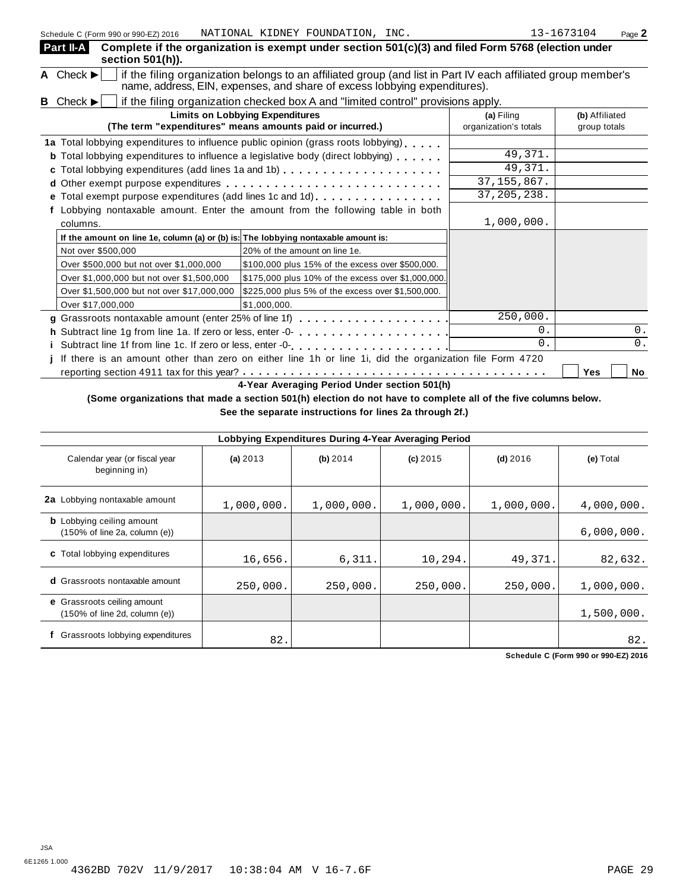Schedule C (Form 990 or 990-EZ) 2016 NATIONAL KIDNEY FOUNDATION, INC. 13-1673104 Page 2

**Part II-A** **Complete if the organization is exempt under section 501(c)(3) and filed Form 5768 (election under section 501(h)).**

**A** Check ▶ ☐ if the filing organization belongs to an affiliated group (and list in Part IV each affiliated group member's name, address, EIN, expenses, and share of excess lobbying expenditures).

**B** Check ▶ ☐ if the filing organization checked box A and "limited control" provisions apply.

| **Limits on Lobbying Expenditures** (The term "expenditures" means amounts paid or incurred.) | **(a)** Filing organization's totals | **(b)** Affiliated group totals |
|---|---|---|
| **1a** Total lobbying expenditures to influence public opinion (grass roots lobbying) | | |
| **b** Total lobbying expenditures to influence a legislative body (direct lobbying) | 49,371. | |
| **c** Total lobbying expenditures (add lines 1a and 1b) | 49,371. | |
| **d** Other exempt purpose expenditures | 37,155,867. | |
| **e** Total exempt purpose expenditures (add lines 1c and 1d) | 37,205,238. | |
| **f** Lobbying nontaxable amount. Enter the amount from the following table in both columns. | 1,000,000. | |

| If the amount on line 1e, column (a) or (b) is: | The lobbying nontaxable amount is: |
|---|---|
| Not over $500,000 | 20% of the amount on line 1e. |
| Over $500,000 but not over $1,000,000 | $100,000 plus 15% of the excess over $500,000. |
| Over $1,000,000 but not over $1,500,000 | $175,000 plus 10% of the excess over $1,000,000. |
| Over $1,500,000 but not over $17,000,000 | $225,000 plus 5% of the excess over $1,500,000. |
| Over $17,000,000 | $1,000,000. |

| | (a) | (b) |
|---|---|---|
| **g** Grassroots nontaxable amount (enter 25% of line 1f) | 250,000. | |
| **h** Subtract line 1g from line 1a. If zero or less, enter -0- | 0. | 0. |
| **i** Subtract line 1f from line 1c. If zero or less, enter -0- | 0. | 0. |

**j** If there is an amount other than zero on either line 1h or line 1i, did the organization file Form 4720 reporting section 4911 tax for this year? ☐ Yes ☐ No

**4-Year Averaging Period Under section 501(h)**

**(Some organizations that made a section 501(h) election do not have to complete all of the five columns below. See the separate instructions for lines 2a through 2f.)**

| Lobbying Expenditures During 4-Year Averaging Period | | | | | |
|---|---|---|---|---|---|
| Calendar year (or fiscal year beginning in) | **(a)** 2013 | **(b)** 2014 | **(c)** 2015 | **(d)** 2016 | **(e)** Total |
| **2a** Lobbying nontaxable amount | 1,000,000. | 1,000,000. | 1,000,000. | 1,000,000. | 4,000,000. |
| **b** Lobbying ceiling amount (150% of line 2a, column (e)) | | | | | 6,000,000. |
| **c** Total lobbying expenditures | 16,656. | 6,311. | 10,294. | 49,371. | 82,632. |
| **d** Grassroots nontaxable amount | 250,000. | 250,000. | 250,000. | 250,000. | 1,000,000. |
| **e** Grassroots ceiling amount (150% of line 2d, column (e)) | | | | | 1,500,000. |
| **f** Grassroots lobbying expenditures | 82. | | | | 82. |

**Schedule C (Form 990 or 990-EZ) 2016**

JSA
6E1265 1.000
4362BD 702V 11/9/2017 10:38:04 AM V 16-7.6F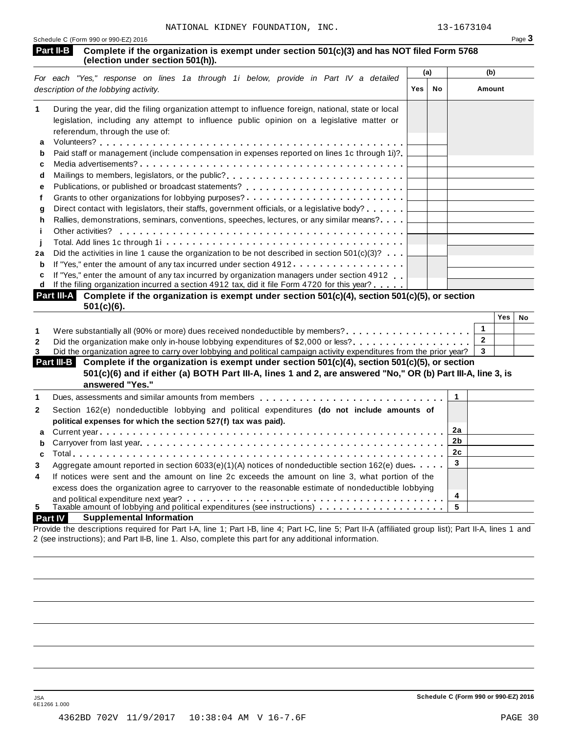NATIONAL KIDNEY FOUNDATION, INC. 13-1673104

Schedule C (Form 990 or 990-EZ) 2016 Page **3**

**Part II-B** **Complete if the organization is exempt under section 501(c)(3) and has NOT filed Form 5768 (election under section 501(h)).**

| *For each "Yes," response on lines 1a through 1i below, provide in Part IV a detailed description of the lobbying activity.* | (a) Yes | (a) No | (b) Amount |
|---|---|---|---|
| **1** During the year, did the filing organization attempt to influence foreign, national, state or local legislation, including any attempt to influence public opinion on a legislative matter or referendum, through the use of: | | | |
| **a** Volunteers? | | | |
| **b** Paid staff or management (include compensation in expenses reported on lines 1c through 1i)? | | | |
| **c** Media advertisements? | | | |
| **d** Mailings to members, legislators, or the public? | | | |
| **e** Publications, or published or broadcast statements? | | | |
| **f** Grants to other organizations for lobbying purposes? | | | |
| **g** Direct contact with legislators, their staffs, government officials, or a legislative body? | | | |
| **h** Rallies, demonstrations, seminars, conventions, speeches, lectures, or any similar means? | | | |
| **i** Other activities? | | | |
| **j** Total. Add lines 1c through 1i | | | |
| **2a** Did the activities in line 1 cause the organization to be not described in section 501(c)(3)? | | | |
| **b** If "Yes," enter the amount of any tax incurred under section 4912 | | | |
| **c** If "Yes," enter the amount of any tax incurred by organization managers under section 4912 | | | |
| **d** If the filing organization incurred a section 4912 tax, did it file Form 4720 for this year? | | | |

**Part III-A** **Complete if the organization is exempt under section 501(c)(4), section 501(c)(5), or section 501(c)(6).**

| | | Yes | No |
|---|---|---|---|
| **1** Were substantially all (90% or more) dues received nondeductible by members? | 1 | | |
| **2** Did the organization make only in-house lobbying expenditures of $2,000 or less? | 2 | | |
| **3** Did the organization agree to carry over lobbying and political campaign activity expenditures from the prior year? | 3 | | |

**Part III-B** **Complete if the organization is exempt under section 501(c)(4), section 501(c)(5), or section 501(c)(6) and if either (a) BOTH Part III-A, lines 1 and 2, are answered "No," OR (b) Part III-A, line 3, is answered "Yes."**

| | | |
|---|---|---|
| **1** Dues, assessments and similar amounts from members | 1 | |
| **2** Section 162(e) nondeductible lobbying and political expenditures **(do not include amounts of political expenses for which the section 527(f) tax was paid).** | | |
| **a** Current year | 2a | |
| **b** Carryover from last year | 2b | |
| **c** Total | 2c | |
| **3** Aggregate amount reported in section 6033(e)(1)(A) notices of nondeductible section 162(e) dues | 3 | |
| **4** If notices were sent and the amount on line 2c exceeds the amount on line 3, what portion of the excess does the organization agree to carryover to the reasonable estimate of nondeductible lobbying and political expenditure next year? | 4 | |
| **5** Taxable amount of lobbying and political expenditures (see instructions) | 5 | |

**Part IV** **Supplemental Information**

Provide the descriptions required for Part I-A, line 1; Part I-B, line 4; Part I-C, line 5; Part II-A (affiliated group list); Part II-A, lines 1 and 2 (see instructions); and Part II-B, line 1. Also, complete this part for any additional information.

JSA
6E1266 1.000

**Schedule C (Form 990 or 990-EZ) 2016**

4362BD 702V 11/9/2017 10:38:04 AM V 16-7.6F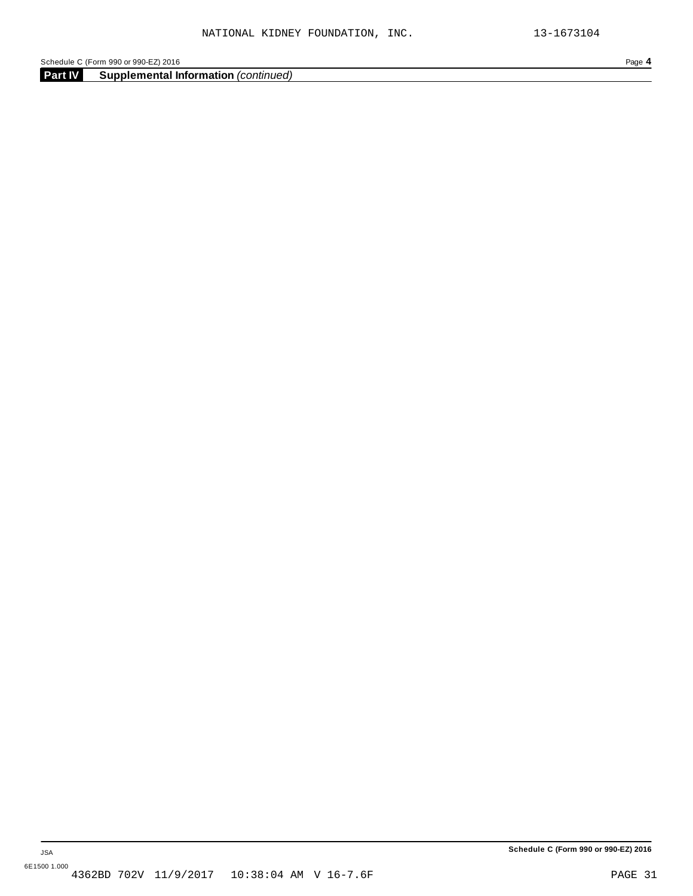## Part IV Supplemental Information *(continued)*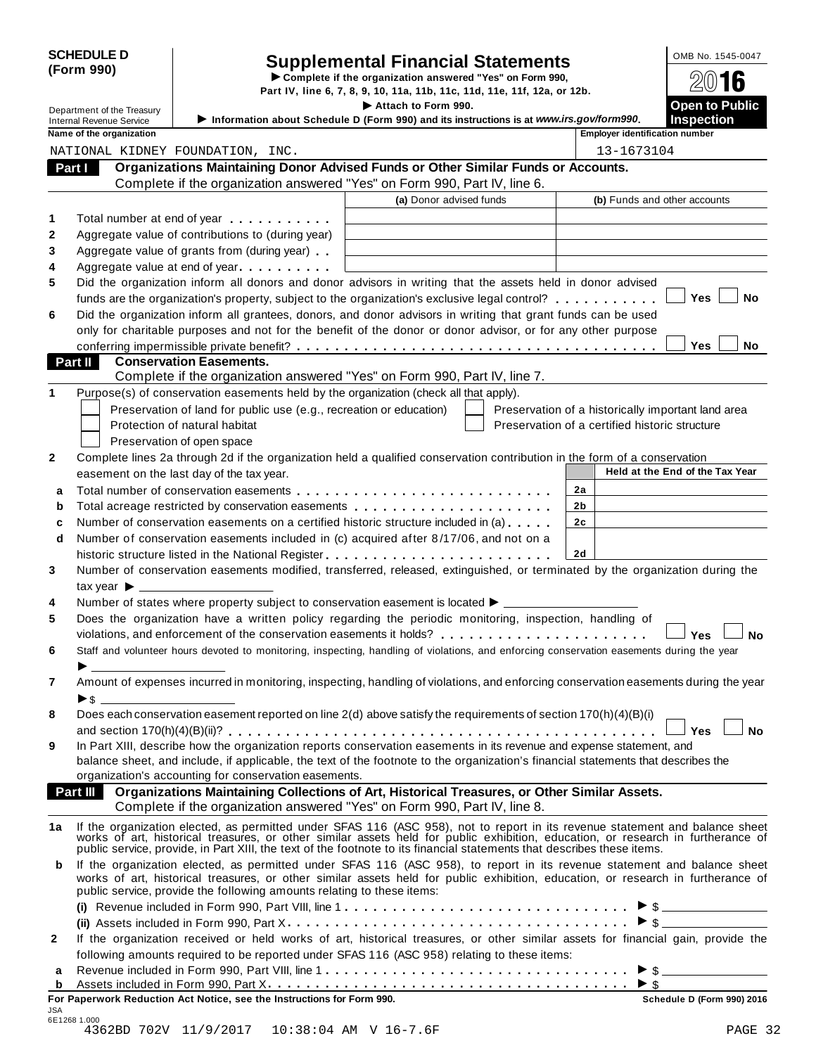**SCHEDULE D (Form 990)**

Department of the Treasury
Internal Revenue Service

# Supplemental Financial Statements

► Complete if the organization answered "Yes" on Form 990, Part IV, line 6, 7, 8, 9, 10, 11a, 11b, 11c, 11d, 11e, 11f, 12a, or 12b.

► Attach to Form 990.

► Information about Schedule D (Form 990) and its instructions is at *www.irs.gov/form990*.

OMB No. 1545-0047

2016

**Open to Public Inspection**

| Name of the organization | Employer identification number |
|---|---|
| NATIONAL KIDNEY FOUNDATION, INC. | 13-1673104 |

## Part I Organizations Maintaining Donor Advised Funds or Other Similar Funds or Accounts.

Complete if the organization answered "Yes" on Form 990, Part IV, line 6.

| | | (a) Donor advised funds | (b) Funds and other accounts |
|---|---|---|---|
| 1 | Total number at end of year | | |
| 2 | Aggregate value of contributions to (during year) | | |
| 3 | Aggregate value of grants from (during year) | | |
| 4 | Aggregate value at end of year | | |

5 Did the organization inform all donors and donor advisors in writing that the assets held in donor advised funds are the organization's property, subject to the organization's exclusive legal control? ☐ Yes ☐ No

6 Did the organization inform all grantees, donors, and donor advisors in writing that grant funds can be used only for charitable purposes and not for the benefit of the donor or donor advisor, or for any other purpose conferring impermissible private benefit? ☐ Yes ☐ No

## Part II Conservation Easements.

Complete if the organization answered "Yes" on Form 990, Part IV, line 7.

1 Purpose(s) of conservation easements held by the organization (check all that apply).

- ☐ Preservation of land for public use (e.g., recreation or education)
- ☐ Protection of natural habitat
- ☐ Preservation of open space
- ☐ Preservation of a historically important land area
- ☐ Preservation of a certified historic structure

2 Complete lines 2a through 2d if the organization held a qualified conservation contribution in the form of a conservation easement on the last day of the tax year.

| | | | Held at the End of the Tax Year |
|---|---|---|---|
| a | Total number of conservation easements | 2a | |
| b | Total acreage restricted by conservation easements | 2b | |
| c | Number of conservation easements on a certified historic structure included in (a) | 2c | |
| d | Number of conservation easements included in (c) acquired after 8/17/06, and not on a historic structure listed in the National Register | 2d | |

3 Number of conservation easements modified, transferred, released, extinguished, or terminated by the organization during the tax year ► ______

4 Number of states where property subject to conservation easement is located ► ______

5 Does the organization have a written policy regarding the periodic monitoring, inspection, handling of violations, and enforcement of the conservation easements it holds? ☐ Yes ☐ No

6 Staff and volunteer hours devoted to monitoring, inspecting, handling of violations, and enforcing conservation easements during the year ► ______

7 Amount of expenses incurred in monitoring, inspecting, handling of violations, and enforcing conservation easements during the year ► $ ______

8 Does each conservation easement reported on line 2(d) above satisfy the requirements of section 170(h)(4)(B)(i) and section 170(h)(4)(B)(ii)? ☐ Yes ☐ No

9 In Part XIII, describe how the organization reports conservation easements in its revenue and expense statement, and balance sheet, and include, if applicable, the text of the footnote to the organization's financial statements that describes the organization's accounting for conservation easements.

## Part III Organizations Maintaining Collections of Art, Historical Treasures, or Other Similar Assets.

Complete if the organization answered "Yes" on Form 990, Part IV, line 8.

1a If the organization elected, as permitted under SFAS 116 (ASC 958), not to report in its revenue statement and balance sheet works of art, historical treasures, or other similar assets held for public exhibition, education, or research in furtherance of public service, provide, in Part XIII, the text of the footnote to its financial statements that describes these items.

b If the organization elected, as permitted under SFAS 116 (ASC 958), to report in its revenue statement and balance sheet works of art, historical treasures, or other similar assets held for public exhibition, education, or research in furtherance of public service, provide the following amounts relating to these items:

(i) Revenue included in Form 990, Part VIII, line 1 ► $ ______

(ii) Assets included in Form 990, Part X ► $ ______

2 If the organization received or held works of art, historical treasures, or other similar assets for financial gain, provide the following amounts required to be reported under SFAS 116 (ASC 958) relating to these items:

a Revenue included in Form 990, Part VIII, line 1 ► $ ______

b Assets included in Form 990, Part X ► $ ______

**For Paperwork Reduction Act Notice, see the Instructions for Form 990.** **Schedule D (Form 990) 2016**

JSA
6E1268 1.000
4362BD 702V 11/9/2017 10:38:04 AM V 16-7.6F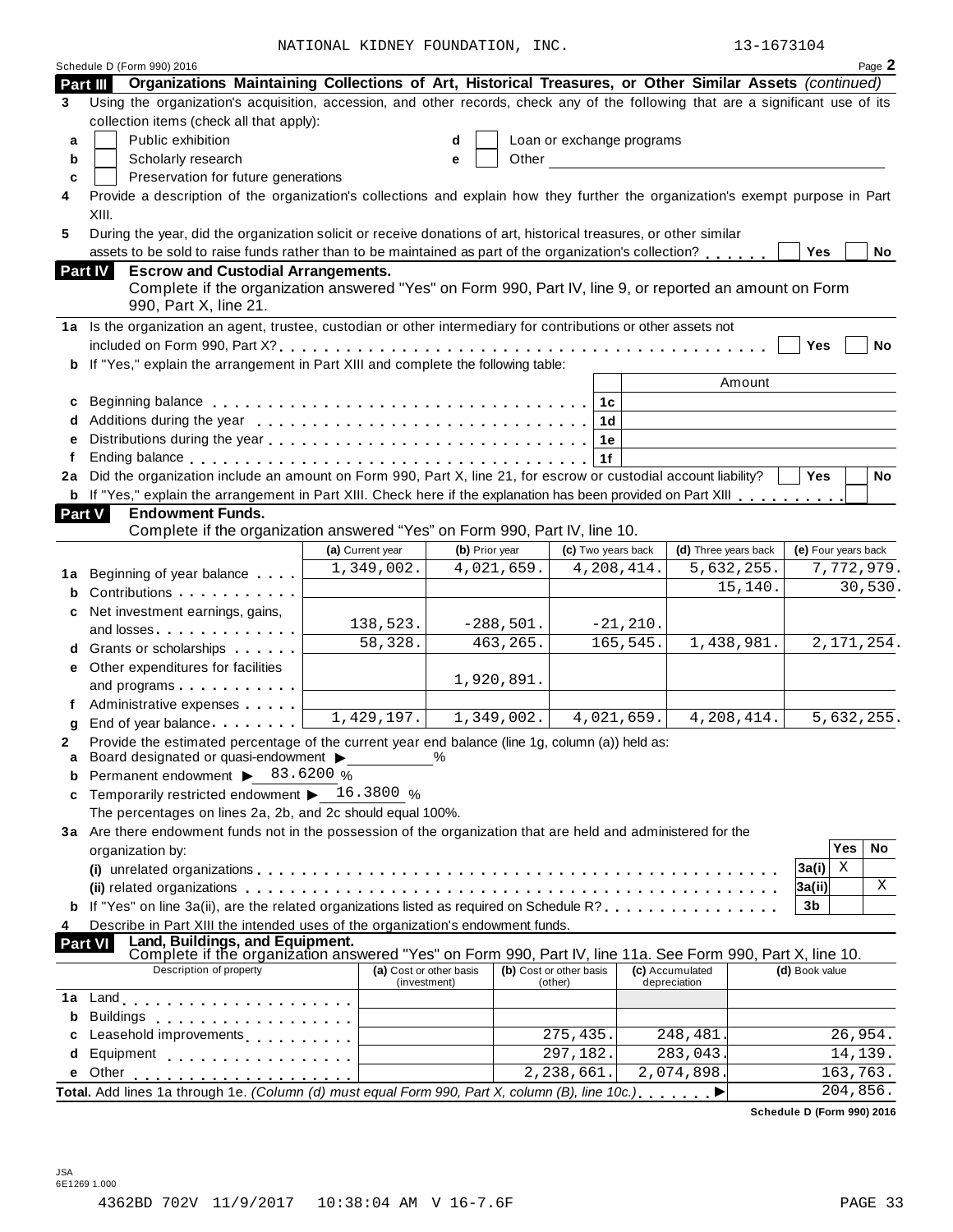NATIONAL KIDNEY FOUNDATION, INC. 13-1673104

Schedule D (Form 990) 2016

## Part III Organizations Maintaining Collections of Art, Historical Treasures, or Other Similar Assets *(continued)*

**3** Using the organization's acquisition, accession, and other records, check any of the following that are a significant use of its collection items (check all that apply):

- **a** ☐ Public exhibition
- **b** ☐ Scholarly research
- **c** ☐ Preservation for future generations
- **d** ☐ Loan or exchange programs
- **e** ☐ Other

**4** Provide a description of the organization's collections and explain how they further the organization's exempt purpose in Part XIII.

**5** During the year, did the organization solicit or receive donations of art, historical treasures, or other similar assets to be sold to raise funds rather than to be maintained as part of the organization's collection? ☐ Yes ☐ No

## Part IV Escrow and Custodial Arrangements.

Complete if the organization answered "Yes" on Form 990, Part IV, line 9, or reported an amount on Form 990, Part X, line 21.

**1a** Is the organization an agent, trustee, custodian or other intermediary for contributions or other assets not included on Form 990, Part X? ☐ Yes ☐ No

**b** If "Yes," explain the arrangement in Part XIII and complete the following table:

| | | | Amount |
|---|---|---|---|
| c | Beginning balance | 1c | |
| d | Additions during the year | 1d | |
| e | Distributions during the year | 1e | |
| f | Ending balance | 1f | |

**2a** Did the organization include an amount on Form 990, Part X, line 21, for escrow or custodial account liability? ☐ Yes ☐ No

**b** If "Yes," explain the arrangement in Part XIII. Check here if the explanation has been provided on Part XIII ☐

## Part V Endowment Funds.

Complete if the organization answered "Yes" on Form 990, Part IV, line 10.

| | | (a) Current year | (b) Prior year | (c) Two years back | (d) Three years back | (e) Four years back |
|---|---|---|---|---|---|---|
| 1a | Beginning of year balance | 1,349,002. | 4,021,659. | 4,208,414. | 5,632,255. | 7,772,979. |
| b | Contributions | | | | 15,140. | 30,530. |
| c | Net investment earnings, gains, and losses | 138,523. | -288,501. | -21,210. | | |
| d | Grants or scholarships | 58,328. | 463,265. | 165,545. | 1,438,981. | 2,171,254. |
| e | Other expenditures for facilities and programs | | 1,920,891. | | | |
| f | Administrative expenses | | | | | |
| g | End of year balance | 1,429,197. | 1,349,002. | 4,021,659. | 4,208,414. | 5,632,255. |

**2** Provide the estimated percentage of the current year end balance (line 1g, column (a)) held as:

**a** Board designated or quasi-endowment ▶ ______ %

**b** Permanent endowment ▶ 83.6200 %

**c** Temporarily restricted endowment ▶ 16.3800 %

The percentages on lines 2a, 2b, and 2c should equal 100%.

**3a** Are there endowment funds not in the possession of the organization that are held and administered for the organization by:

| | | | Yes | No |
|---|---|---|---|---|
| | (i) unrelated organizations | 3a(i) | X | |
| | (ii) related organizations | 3a(ii) | | X |
| b | If "Yes" on line 3a(ii), are the related organizations listed as required on Schedule R? | 3b | | |

**4** Describe in Part XIII the intended uses of the organization's endowment funds.

## Part VI Land, Buildings, and Equipment.

Complete if the organization answered "Yes" on Form 990, Part IV, line 11a. See Form 990, Part X, line 10.

| | Description of property | (a) Cost or other basis (investment) | (b) Cost or other basis (other) | (c) Accumulated depreciation | (d) Book value |
|---|---|---|---|---|---|
| 1a | Land | | | | |
| b | Buildings | | | | |
| c | Leasehold improvements | | 275,435. | 248,481. | 26,954. |
| d | Equipment | | 297,182. | 283,043. | 14,139. |
| e | Other | | 2,238,661. | 2,074,898. | 163,763. |
| | **Total.** Add lines 1a through 1e. *(Column (d) must equal Form 990, Part X, column (B), line 10c.)* ▶ | | | | 204,856. |

**Schedule D (Form 990) 2016**

JSA
6E1269 1.000

4362BD 702V 11/9/2017 10:38:04 AM V 16-7.6F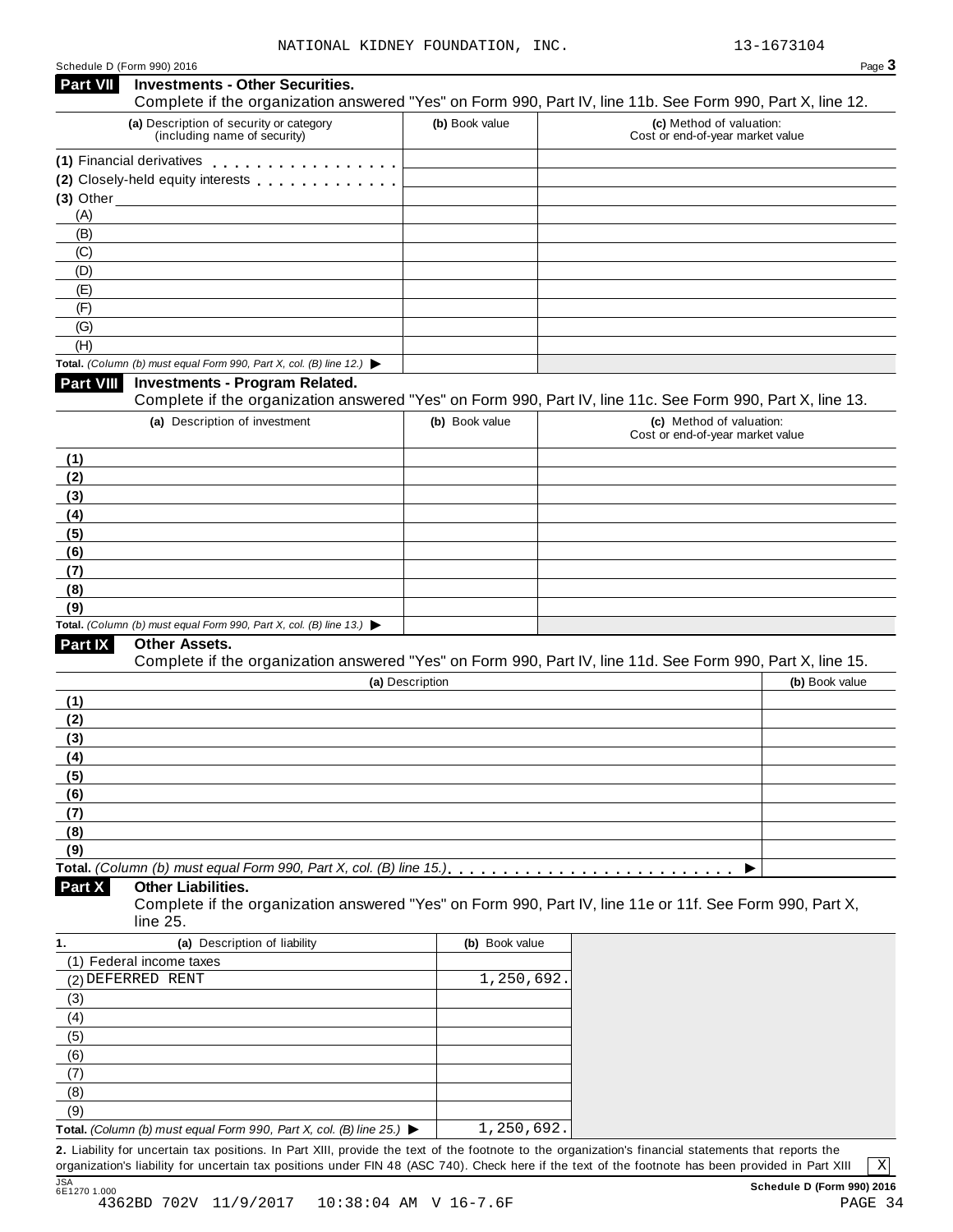NATIONAL KIDNEY FOUNDATION, INC. 13-1673104

Schedule D (Form 990) 2016

## Part VII Investments - Other Securities.

Complete if the organization answered "Yes" on Form 990, Part IV, line 11b. See Form 990, Part X, line 12.

| (a) Description of security or category (including name of security) | (b) Book value | (c) Method of valuation: Cost or end-of-year market value |
|---|---|---|
| (1) Financial derivatives | | |
| (2) Closely-held equity interests | | |
| (3) Other | | |
| (A) | | |
| (B) | | |
| (C) | | |
| (D) | | |
| (E) | | |
| (F) | | |
| (G) | | |
| (H) | | |
| Total. *(Column (b) must equal Form 990, Part X, col. (B) line 12.)* ▶ | | |

## Part VIII Investments - Program Related.

Complete if the organization answered "Yes" on Form 990, Part IV, line 11c. See Form 990, Part X, line 13.

| (a) Description of investment | (b) Book value | (c) Method of valuation: Cost or end-of-year market value |
|---|---|---|
| (1) | | |
| (2) | | |
| (3) | | |
| (4) | | |
| (5) | | |
| (6) | | |
| (7) | | |
| (8) | | |
| (9) | | |
| Total. *(Column (b) must equal Form 990, Part X, col. (B) line 13.)* ▶ | | |

## Part IX Other Assets.

Complete if the organization answered "Yes" on Form 990, Part IV, line 11d. See Form 990, Part X, line 15.

| (a) Description | (b) Book value |
|---|---|
| (1) | |
| (2) | |
| (3) | |
| (4) | |
| (5) | |
| (6) | |
| (7) | |
| (8) | |
| (9) | |
| Total. *(Column (b) must equal Form 990, Part X, col. (B) line 15.)* ▶ | |

## Part X Other Liabilities.

Complete if the organization answered "Yes" on Form 990, Part IV, line 11e or 11f. See Form 990, Part X, line 25.

| 1. (a) Description of liability | (b) Book value |
|---|---|
| (1) Federal income taxes | |
| (2) DEFERRED RENT | 1,250,692. |
| (3) | |
| (4) | |
| (5) | |
| (6) | |
| (7) | |
| (8) | |
| (9) | |
| Total. *(Column (b) must equal Form 990, Part X, col. (B) line 25.)* ▶ | 1,250,692. |

**2.** Liability for uncertain tax positions. In Part XIII, provide the text of the footnote to the organization's financial statements that reports the organization's liability for uncertain tax positions under FIN 48 (ASC 740). Check here if the text of the footnote has been provided in Part XIII [X]

**Schedule D (Form 990) 2016**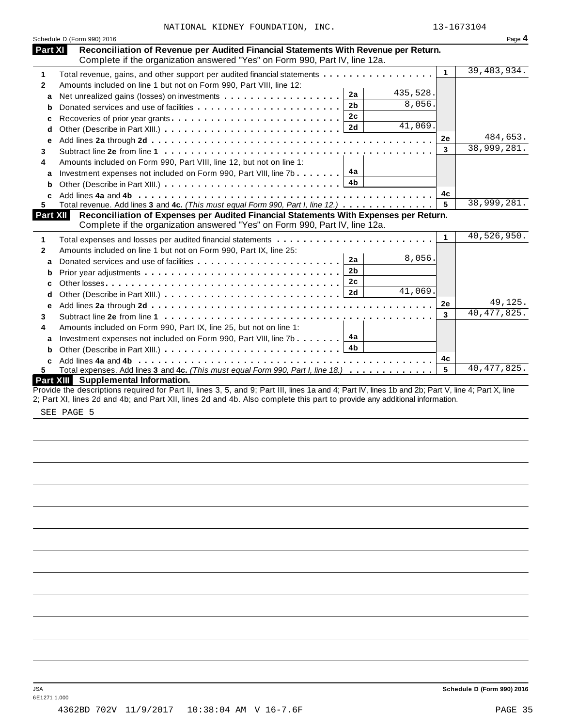NATIONAL KIDNEY FOUNDATION, INC. 13-1673104

Schedule D (Form 990) 2016

## Part XI Reconciliation of Revenue per Audited Financial Statements With Revenue per Return.

Complete if the organization answered "Yes" on Form 990, Part IV, line 12a.

| Line | Description | Sub-line | Sub-amount | Line | Amount |
|---|---|---|---|---|---|
| 1 | Total revenue, gains, and other support per audited financial statements | | | 1 | 39,483,934. |
| 2 | Amounts included on line 1 but not on Form 990, Part VIII, line 12: | | | | |
| a | Net unrealized gains (losses) on investments | 2a | 435,528. | | |
| b | Donated services and use of facilities | 2b | 8,056. | | |
| c | Recoveries of prior year grants | 2c | | | |
| d | Other (Describe in Part XIII.) | 2d | 41,069. | | |
| e | Add lines **2a** through **2d** | | | 2e | 484,653. |
| 3 | Subtract line **2e** from line **1** | | | 3 | 38,999,281. |
| 4 | Amounts included on Form 990, Part VIII, line 12, but not on line 1: | | | | |
| a | Investment expenses not included on Form 990, Part VIII, line 7b | 4a | | | |
| b | Other (Describe in Part XIII.) | 4b | | | |
| c | Add lines **4a** and **4b** | | | 4c | |
| 5 | Total revenue. Add lines **3** and **4c.** *(This must equal Form 990, Part I, line 12.)* | | | 5 | 38,999,281. |

## Part XII Reconciliation of Expenses per Audited Financial Statements With Expenses per Return.

Complete if the organization answered "Yes" on Form 990, Part IV, line 12a.

| Line | Description | Sub-line | Sub-amount | Line | Amount |
|---|---|---|---|---|---|
| 1 | Total expenses and losses per audited financial statements | | | 1 | 40,526,950. |
| 2 | Amounts included on line 1 but not on Form 990, Part IX, line 25: | | | | |
| a | Donated services and use of facilities | 2a | 8,056. | | |
| b | Prior year adjustments | 2b | | | |
| c | Other losses | 2c | | | |
| d | Other (Describe in Part XIII.) | 2d | 41,069. | | |
| e | Add lines **2a** through **2d** | | | 2e | 49,125. |
| 3 | Subtract line **2e** from line **1** | | | 3 | 40,477,825. |
| 4 | Amounts included on Form 990, Part IX, line 25, but not on line 1: | | | | |
| a | Investment expenses not included on Form 990, Part VIII, line 7b | 4a | | | |
| b | Other (Describe in Part XIII.) | 4b | | | |
| c | Add lines **4a** and **4b** | | | 4c | |
| 5 | Total expenses. Add lines **3** and **4c.** *(This must equal Form 990, Part I, line 18.)* | | | 5 | 40,477,825. |

## Part XIII Supplemental Information.

Provide the descriptions required for Part II, lines 3, 5, and 9; Part III, lines 1a and 4; Part IV, lines 1b and 2b; Part V, line 4; Part X, line 2; Part XI, lines 2d and 4b; and Part XII, lines 2d and 4b. Also complete this part to provide any additional information.

SEE PAGE 5

Schedule D (Form 990) 2016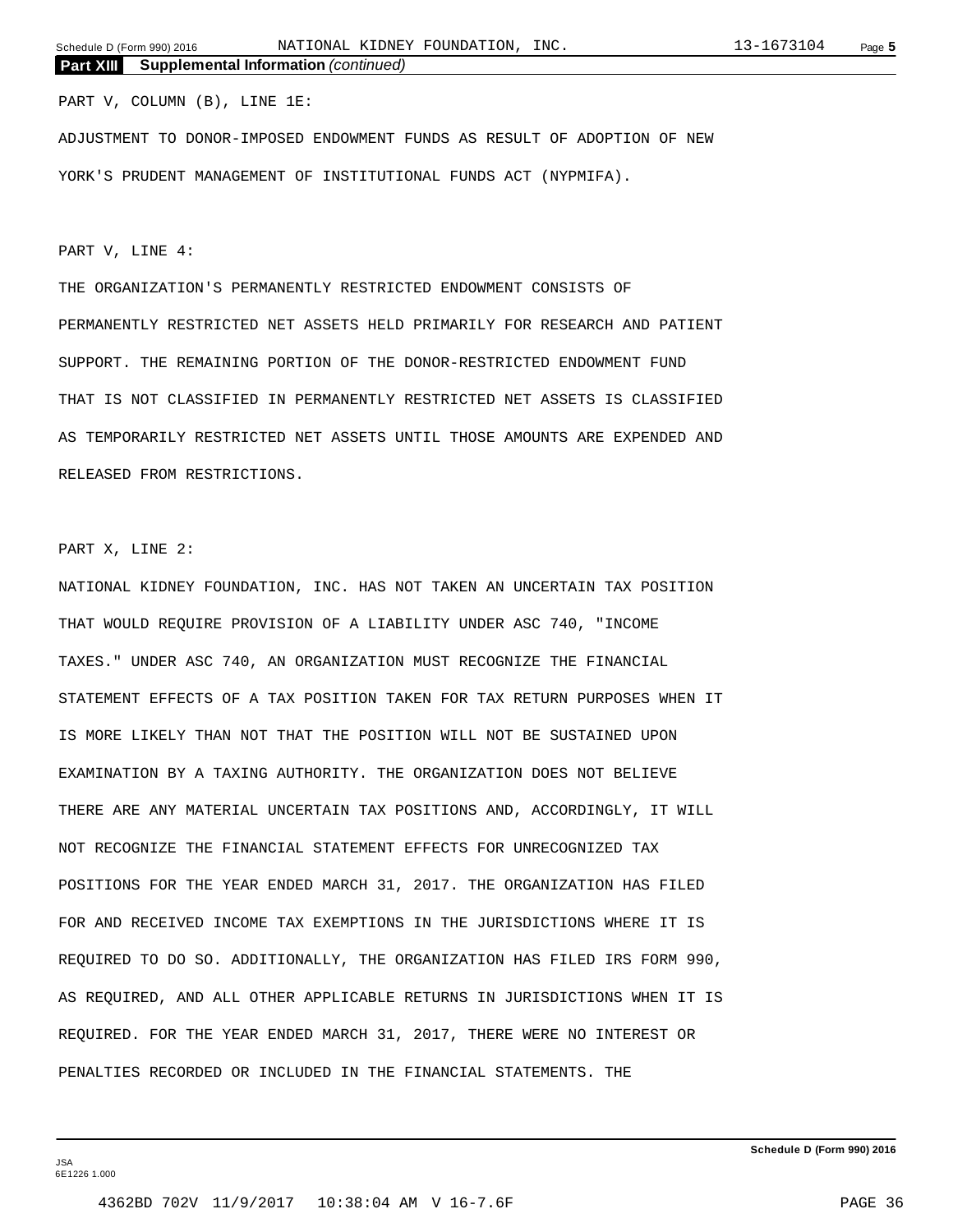**Part XIII Supplemental Information** *(continued)*

PART V, COLUMN (B), LINE 1E:

ADJUSTMENT TO DONOR-IMPOSED ENDOWMENT FUNDS AS RESULT OF ADOPTION OF NEW YORK'S PRUDENT MANAGEMENT OF INSTITUTIONAL FUNDS ACT (NYPMIFA).

PART V, LINE 4:

THE ORGANIZATION'S PERMANENTLY RESTRICTED ENDOWMENT CONSISTS OF PERMANENTLY RESTRICTED NET ASSETS HELD PRIMARILY FOR RESEARCH AND PATIENT SUPPORT. THE REMAINING PORTION OF THE DONOR-RESTRICTED ENDOWMENT FUND THAT IS NOT CLASSIFIED IN PERMANENTLY RESTRICTED NET ASSETS IS CLASSIFIED AS TEMPORARILY RESTRICTED NET ASSETS UNTIL THOSE AMOUNTS ARE EXPENDED AND RELEASED FROM RESTRICTIONS.

PART X, LINE 2:

NATIONAL KIDNEY FOUNDATION, INC. HAS NOT TAKEN AN UNCERTAIN TAX POSITION THAT WOULD REQUIRE PROVISION OF A LIABILITY UNDER ASC 740, "INCOME TAXES." UNDER ASC 740, AN ORGANIZATION MUST RECOGNIZE THE FINANCIAL STATEMENT EFFECTS OF A TAX POSITION TAKEN FOR TAX RETURN PURPOSES WHEN IT IS MORE LIKELY THAN NOT THAT THE POSITION WILL NOT BE SUSTAINED UPON EXAMINATION BY A TAXING AUTHORITY. THE ORGANIZATION DOES NOT BELIEVE THERE ARE ANY MATERIAL UNCERTAIN TAX POSITIONS AND, ACCORDINGLY, IT WILL NOT RECOGNIZE THE FINANCIAL STATEMENT EFFECTS FOR UNRECOGNIZED TAX POSITIONS FOR THE YEAR ENDED MARCH 31, 2017. THE ORGANIZATION HAS FILED FOR AND RECEIVED INCOME TAX EXEMPTIONS IN THE JURISDICTIONS WHERE IT IS REQUIRED TO DO SO. ADDITIONALLY, THE ORGANIZATION HAS FILED IRS FORM 990, AS REQUIRED, AND ALL OTHER APPLICABLE RETURNS IN JURISDICTIONS WHEN IT IS REQUIRED. FOR THE YEAR ENDED MARCH 31, 2017, THERE WERE NO INTEREST OR PENALTIES RECORDED OR INCLUDED IN THE FINANCIAL STATEMENTS. THE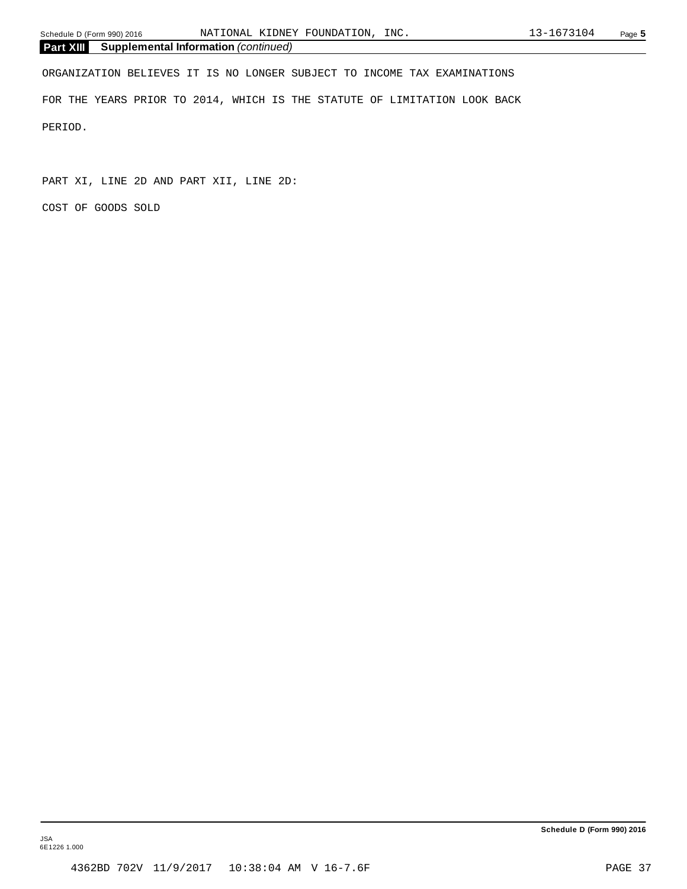**Part XIII Supplemental Information** *(continued)*

ORGANIZATION BELIEVES IT IS NO LONGER SUBJECT TO INCOME TAX EXAMINATIONS FOR THE YEARS PRIOR TO 2014, WHICH IS THE STATUTE OF LIMITATION LOOK BACK PERIOD.

PART XI, LINE 2D AND PART XII, LINE 2D:

COST OF GOODS SOLD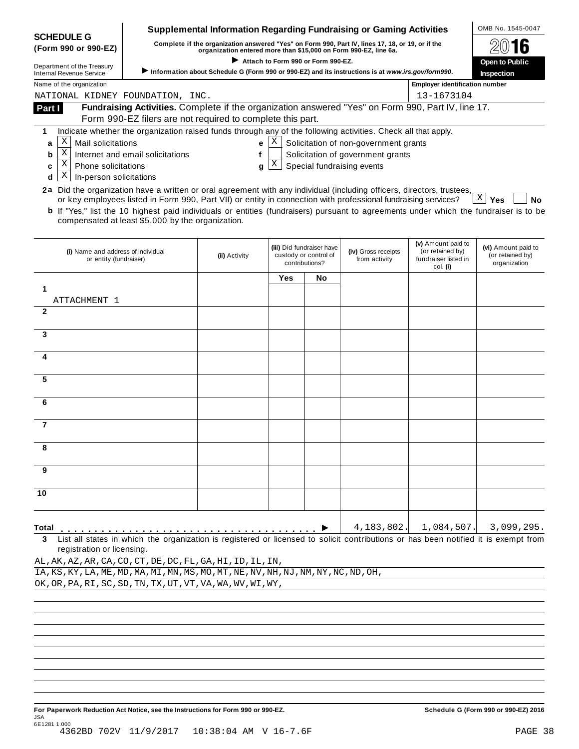**SCHEDULE G (Form 990 or 990-EZ)**

Department of the Treasury
Internal Revenue Service

# Supplemental Information Regarding Fundraising or Gaming Activities

**Complete if the organization answered "Yes" on Form 990, Part IV, lines 17, 18, or 19, or if the organization entered more than $15,000 on Form 990-EZ, line 6a.**

▶ **Attach to Form 990 or Form 990-EZ.**

▶ **Information about Schedule G (Form 990 or 990-EZ) and its instructions is at www.irs.gov/form990.**

OMB No. 1545-0047

**2016**

**Open to Public Inspection**

Name of the organization: NATIONAL KIDNEY FOUNDATION, INC.

Employer identification number: 13-1673104

**Part I** **Fundraising Activities.** Complete if the organization answered "Yes" on Form 990, Part IV, line 17. Form 990-EZ filers are not required to complete this part.

1 Indicate whether the organization raised funds through any of the following activities. Check all that apply.

- a [X] Mail solicitations
- b [X] Internet and email solicitations
- c [X] Phone solicitations
- d [X] In-person solicitations
- e [X] Solicitation of non-government grants
- f [ ] Solicitation of government grants
- g [X] Special fundraising events

**2a** Did the organization have a written or oral agreement with any individual (including officers, directors, trustees, or key employees listed in Form 990, Part VII) or entity in connection with professional fundraising services? [X] **Yes** [ ] **No**

**b** If "Yes," list the 10 highest paid individuals or entities (fundraisers) pursuant to agreements under which the fundraiser is to be compensated at least $5,000 by the organization.

| | (i) Name and address of individual or entity (fundraiser) | (ii) Activity | (iii) Did fundraiser have custody or control of contributions? Yes | No | (iv) Gross receipts from activity | (v) Amount paid to (or retained by) fundraiser listed in col. (i) | (vi) Amount paid to (or retained by) organization |
|---|---|---|---|---|---|---|---|
| 1 | ATTACHMENT 1 | | | | | | |
| 2 | | | | | | | |
| 3 | | | | | | | |
| 4 | | | | | | | |
| 5 | | | | | | | |
| 6 | | | | | | | |
| 7 | | | | | | | |
| 8 | | | | | | | |
| 9 | | | | | | | |
| 10 | | | | | | | |
| **Total** | ▶ | | | | 4,183,802. | 1,084,507. | 3,099,295. |

**3** List all states in which the organization is registered or licensed to solicit contributions or has been notified it is exempt from registration or licensing.

AL,AK,AZ,AR,CA,CO,CT,DE,DC,FL,GA,HI,ID,IL,IN,
IA,KS,KY,LA,ME,MD,MA,MI,MN,MS,MO,MT,NE,NV,NH,NJ,NM,NY,NC,ND,OH,
OK,OR,PA,RI,SC,SD,TN,TX,UT,VT,VA,WA,WV,WI,WY,

**For Paperwork Reduction Act Notice, see the Instructions for Form 990 or 990-EZ.** **Schedule G (Form 990 or 990-EZ) 2016**

JSA
6E1281 1.000
4362BD 702V 11/9/2017 10:38:04 AM V 16-7.6F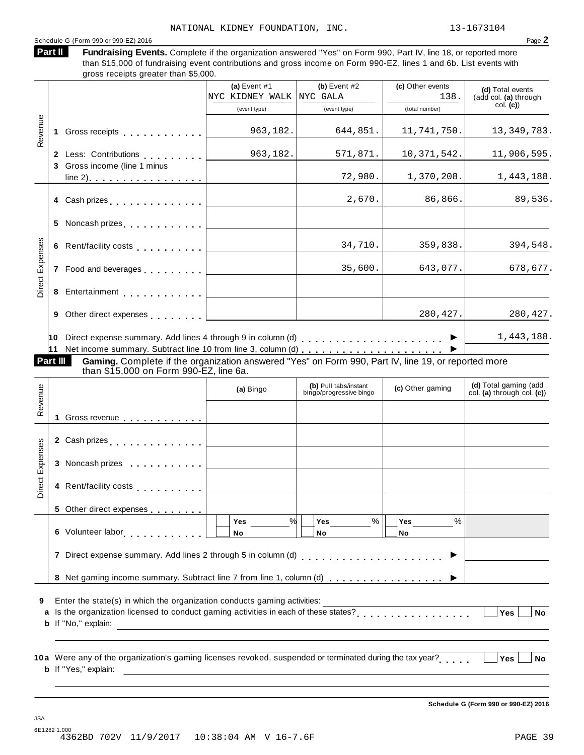NATIONAL KIDNEY FOUNDATION, INC. 13-1673104

Schedule G (Form 990 or 990-EZ) 2016

## Part II Fundraising Events.

**Fundraising Events.** Complete if the organization answered "Yes" on Form 990, Part IV, line 18, or reported more than $15,000 of fundraising event contributions and gross income on Form 990-EZ, lines 1 and 6b. List events with gross receipts greater than $5,000.

| | | (a) Event #1 NYC KIDNEY WALK (event type) | (b) Event #2 NYC GALA (event type) | (c) Other events 138. (total number) | (d) Total events (add col. (a) through col. (c)) |
|---|---|---|---|---|---|
| Revenue | 1 Gross receipts | 963,182. | 644,851. | 11,741,750. | 13,349,783. |
| | 2 Less: Contributions | 963,182. | 571,871. | 10,371,542. | 11,906,595. |
| | 3 Gross income (line 1 minus line 2) | | 72,980. | 1,370,208. | 1,443,188. |
| Direct Expenses | 4 Cash prizes | | 2,670. | 86,866. | 89,536. |
| | 5 Noncash prizes | | | | |
| | 6 Rent/facility costs | | 34,710. | 359,838. | 394,548. |
| | 7 Food and beverages | | 35,600. | 643,077. | 678,677. |
| | 8 Entertainment | | | | |
| | 9 Other direct expenses | | | 280,427. | 280,427. |
| | 10 Direct expense summary. Add lines 4 through 9 in column (d) | | | ▶ | 1,443,188. |
| | 11 Net income summary. Subtract line 10 from line 3, column (d) | | | ▶ | |

## Part III Gaming.

**Gaming.** Complete if the organization answered "Yes" on Form 990, Part IV, line 19, or reported more than $15,000 on Form 990-EZ, line 6a.

| | | (a) Bingo | (b) Pull tabs/instant bingo/progressive bingo | (c) Other gaming | (d) Total gaming (add col. (a) through col. (c)) |
|---|---|---|---|---|---|
| Revenue | 1 Gross revenue | | | | |
| Direct Expenses | 2 Cash prizes | | | | |
| | 3 Noncash prizes | | | | |
| | 4 Rent/facility costs | | | | |
| | 5 Other direct expenses | | | | |
| | 6 Volunteer labor | Yes ____% No | Yes ____% No | Yes ____% No | |
| | 7 Direct expense summary. Add lines 2 through 5 in column (d) | | | ▶ | |
| | 8 Net gaming income summary. Subtract line 7 from line 1, column (d) | | | ▶ | |

9 Enter the state(s) in which the organization conducts gaming activities: ____________

a Is the organization licensed to conduct gaming activities in each of these states? ☐ Yes ☐ No

b If "No," explain: ____________

10a Were any of the organization's gaming licenses revoked, suspended or terminated during the tax year? ☐ Yes ☐ No

b If "Yes," explain: ____________

**Schedule G (Form 990 or 990-EZ) 2016**

JSA
6E1282 1.000
4362BD 702V 11/9/2017 10:38:04 AM V 16-7.6F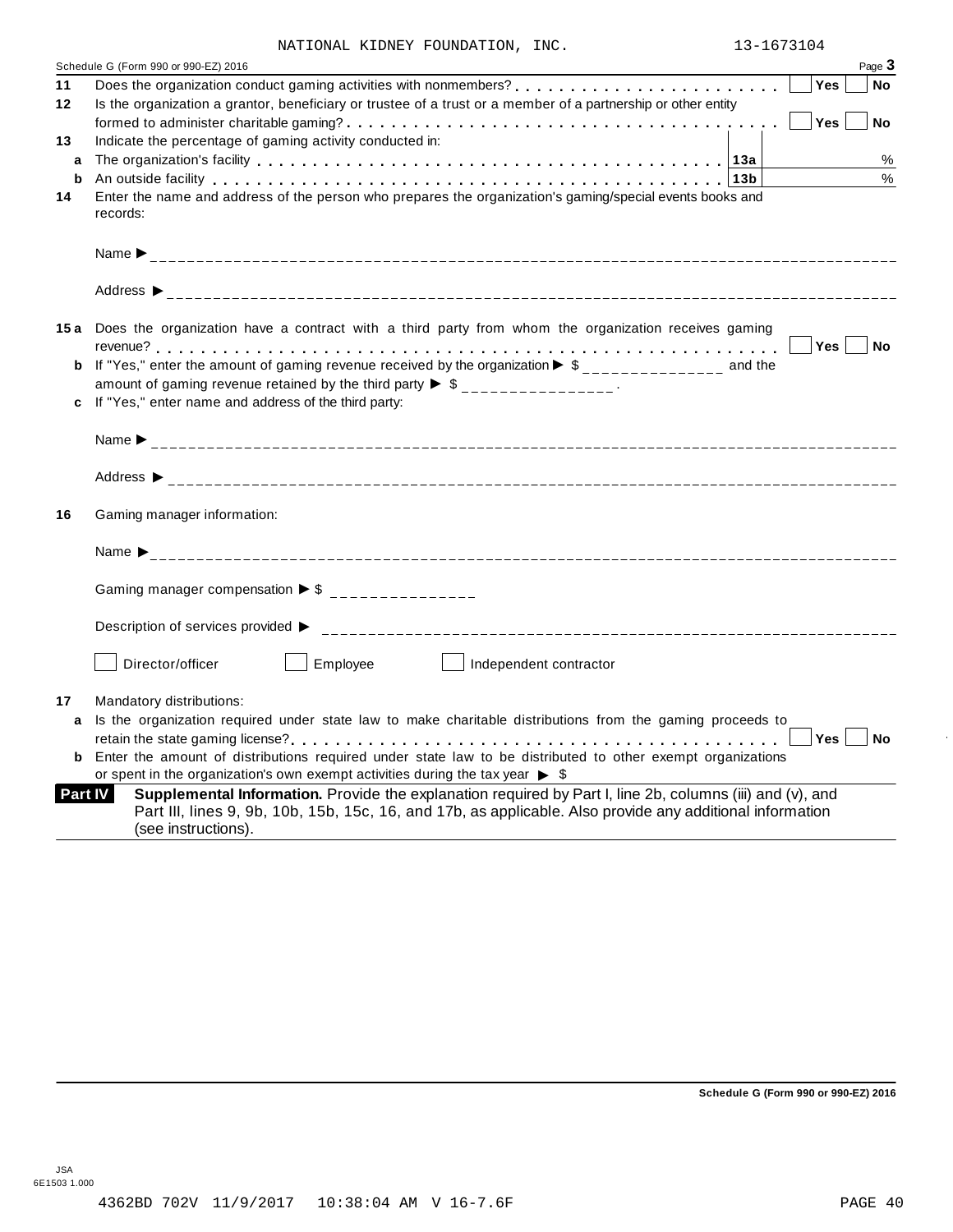NATIONAL KIDNEY FOUNDATION, INC. 13-1673104

Schedule G (Form 990 or 990-EZ) 2016 Page **3**

**11** Does the organization conduct gaming activities with nonmembers? . . . . . . . . . . . . . . . . . . . . . . . . Yes No

**12** Is the organization a grantor, beneficiary or trustee of a trust or a member of a partnership or other entity formed to administer charitable gaming? . . . . . . . . . . . . . . . . . . . . . . . . . . . . . . . . . . . . . Yes No

**13** Indicate the percentage of gaming activity conducted in:

**a** The organization's facility . . . . . . . . . . . . . . . . . . . . . . . . . . . . . . . . . . . . . . . . **13a** %

**b** An outside facility . . . . . . . . . . . . . . . . . . . . . . . . . . . . . . . . . . . . . . . . . . . . **13b** %

**14** Enter the name and address of the person who prepares the organization's gaming/special events books and records:

Name ▶ ______________________________

Address ▶ ______________________________

**15a** Does the organization have a contract with a third party from whom the organization receives gaming revenue? . . . . . . . . . . . . . . . . . . . . . . . . . . . . . . . . . . . . . . . . . . . . . . . . . . Yes No

**b** If "Yes," enter the amount of gaming revenue received by the organization ▶ $ ______________ and the amount of gaming revenue retained by the third party ▶ $ ______________ .

**c** If "Yes," enter name and address of the third party:

Name ▶ ______________________________

Address ▶ ______________________________

**16** Gaming manager information:

Name ▶ ______________________________

Gaming manager compensation ▶ $ ______________

Description of services provided ▶ ______________________________

☐ Director/officer ☐ Employee ☐ Independent contractor

**17** Mandatory distributions:

**a** Is the organization required under state law to make charitable distributions from the gaming proceeds to retain the state gaming license? . . . . . . . . . . . . . . . . . . . . . . . . . . . . . . . . . . . . . . Yes No

**b** Enter the amount of distributions required under state law to be distributed to other exempt organizations or spent in the organization's own exempt activities during the tax year ▶ $

**Part IV** **Supplemental Information.** Provide the explanation required by Part I, line 2b, columns (iii) and (v), and Part III, lines 9, 9b, 10b, 15b, 15c, 16, and 17b, as applicable. Also provide any additional information (see instructions).

**Schedule G (Form 990 or 990-EZ) 2016**

JSA
6E1503 1.000

4362BD 702V 11/9/2017 10:38:04 AM V 16-7.6F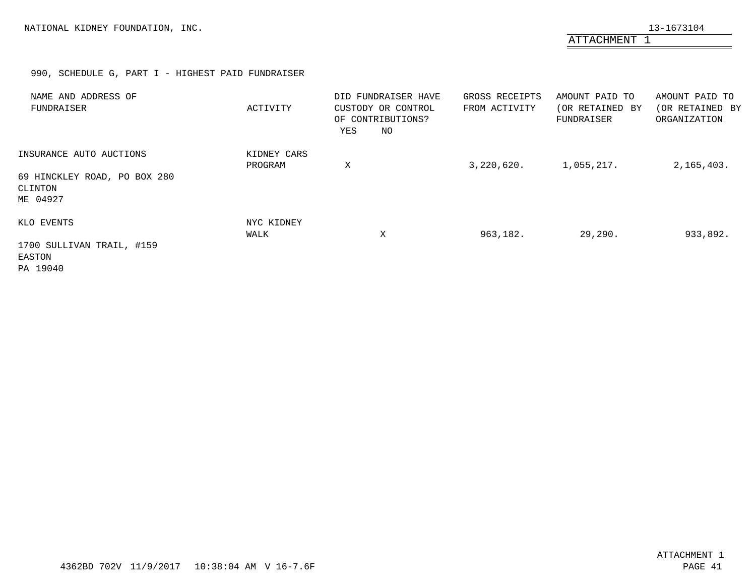NATIONAL KIDNEY FOUNDATION, INC. 13-1673104

ATTACHMENT 1

990, SCHEDULE G, PART I - HIGHEST PAID FUNDRAISER

| NAME AND ADDRESS OF FUNDRAISER | ACTIVITY | DID FUNDRAISER HAVE CUSTODY OR CONTROL OF CONTRIBUTIONS? YES | NO | GROSS RECEIPTS FROM ACTIVITY | AMOUNT PAID TO (OR RETAINED BY FUNDRAISER | AMOUNT PAID TO (OR RETAINED BY ORGANIZATION |
|---|---|---|---|---|---|---|
| INSURANCE AUTO AUCTIONS<br>69 HINCKLEY ROAD, PO BOX 280<br>CLINTON<br>ME 04927 | KIDNEY CARS PROGRAM | X | | 3,220,620. | 1,055,217. | 2,165,403. |
| KLO EVENTS<br>1700 SULLIVAN TRAIL, #159<br>EASTON<br>PA 19040 | NYC KIDNEY WALK | | X | 963,182. | 29,290. | 933,892. |

4362BD 702V 11/9/2017 10:38:04 AM V 16-7.6F

ATTACHMENT 1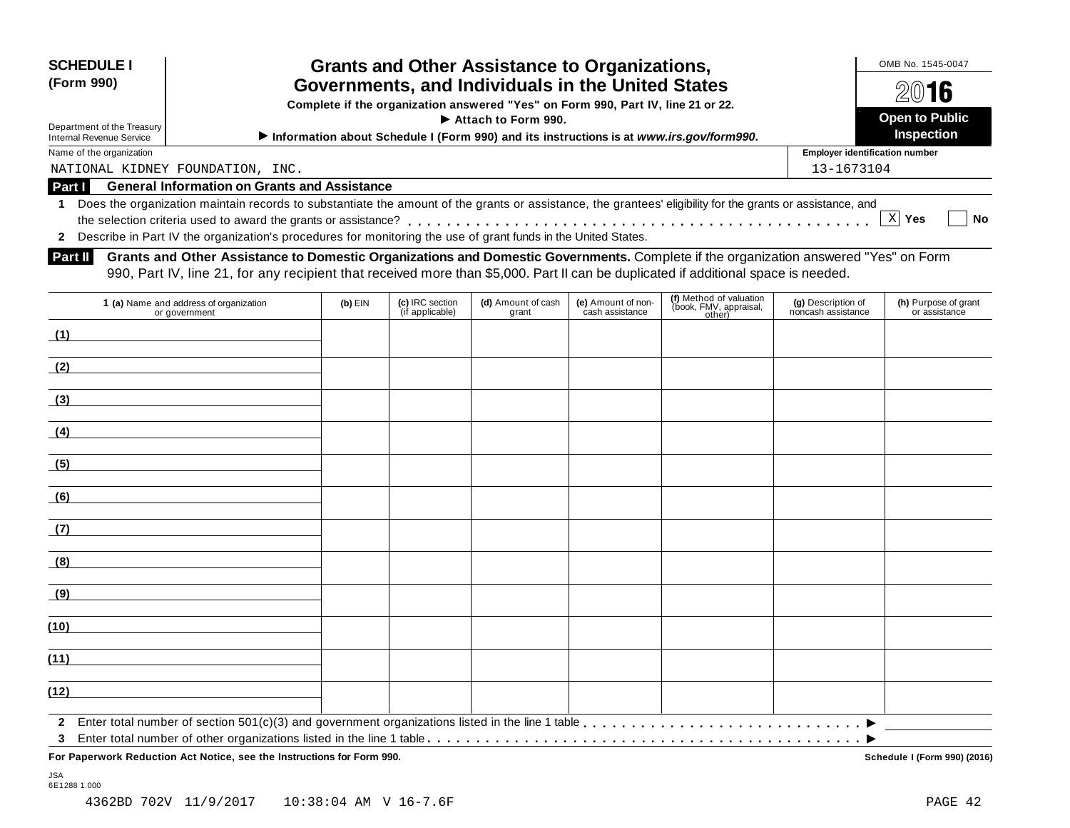**SCHEDULE I**
**(Form 990)**

Department of the Treasury
Internal Revenue Service

# Grants and Other Assistance to Organizations, Governments, and Individuals in the United States

**Complete if the organization answered "Yes" on Form 990, Part IV, line 21 or 22.**

**► Attach to Form 990.**

**► Information about Schedule I (Form 990) and its instructions is at *www.irs.gov/form990*.**

OMB No. 1545-0047

**2016**

**Open to Public Inspection**

Name of the organization: NATIONAL KIDNEY FOUNDATION, INC.

Employer identification number: 13-1673104

## Part I General Information on Grants and Assistance

**1** Does the organization maintain records to substantiate the amount of the grants or assistance, the grantees' eligibility for the grants or assistance, and the selection criteria used to award the grants or assistance? [X] **Yes** [ ] **No**

**2** Describe in Part IV the organization's procedures for monitoring the use of grant funds in the United States.

## Part II Grants and Other Assistance to Domestic Organizations and Domestic Governments.

Complete if the organization answered "Yes" on Form 990, Part IV, line 21, for any recipient that received more than $5,000. Part II can be duplicated if additional space is needed.

| 1 (a) Name and address of organization or government | (b) EIN | (c) IRC section (if applicable) | (d) Amount of cash grant | (e) Amount of non-cash assistance | (f) Method of valuation (book, FMV, appraisal, other) | (g) Description of noncash assistance | (h) Purpose of grant or assistance |
|---|---|---|---|---|---|---|---|
| (1) | | | | | | | |
| (2) | | | | | | | |
| (3) | | | | | | | |
| (4) | | | | | | | |
| (5) | | | | | | | |
| (6) | | | | | | | |
| (7) | | | | | | | |
| (8) | | | | | | | |
| (9) | | | | | | | |
| (10) | | | | | | | |
| (11) | | | | | | | |
| (12) | | | | | | | |

**2** Enter total number of section 501(c)(3) and government organizations listed in the line 1 table ►

**3** Enter total number of other organizations listed in the line 1 table ►

**For Paperwork Reduction Act Notice, see the Instructions for Form 990.** **Schedule I (Form 990) (2016)**

JSA
6E1288 1.000

4362BD 702V 11/9/2017 10:38:04 AM V 16-7.6F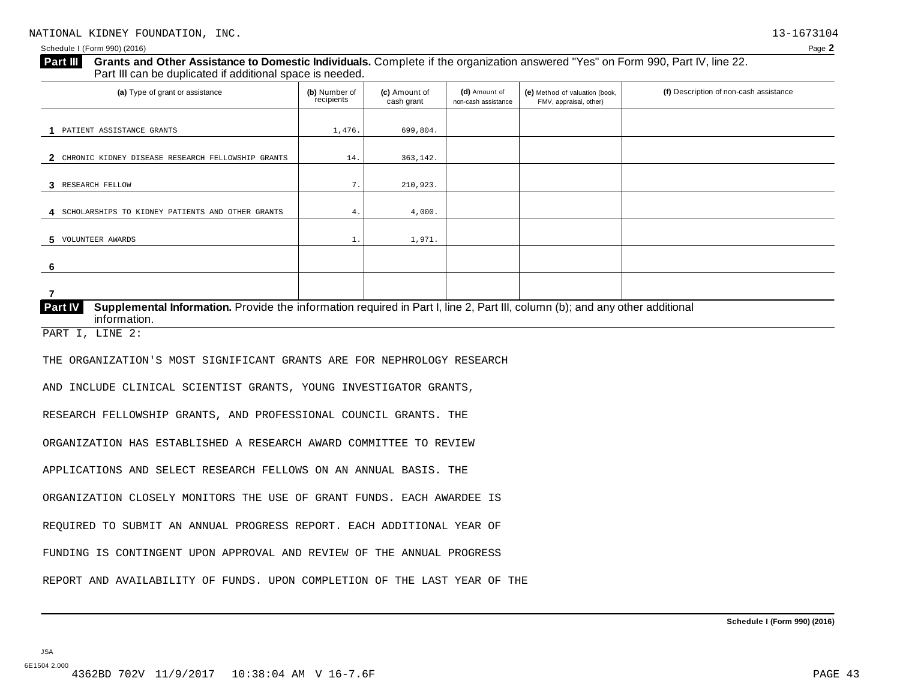NATIONAL KIDNEY FOUNDATION, INC. 13-1673104

Schedule I (Form 990) (2016)

**Part III Grants and Other Assistance to Domestic Individuals.** Complete if the organization answered "Yes" on Form 990, Part IV, line 22. Part III can be duplicated if additional space is needed.

| (a) Type of grant or assistance | (b) Number of recipients | (c) Amount of cash grant | (d) Amount of non-cash assistance | (e) Method of valuation (book, FMV, appraisal, other) | (f) Description of non-cash assistance |
|---|---|---|---|---|---|
| 1 PATIENT ASSISTANCE GRANTS | 1,476. | 699,804. | | | |
| 2 CHRONIC KIDNEY DISEASE RESEARCH FELLOWSHIP GRANTS | 14. | 363,142. | | | |
| 3 RESEARCH FELLOW | 7. | 210,923. | | | |
| 4 SCHOLARSHIPS TO KIDNEY PATIENTS AND OTHER GRANTS | 4. | 4,000. | | | |
| 5 VOLUNTEER AWARDS | 1. | 1,971. | | | |
| 6 | | | | | |
| 7 | | | | | |

**Part IV Supplemental Information.** Provide the information required in Part I, line 2, Part III, column (b); and any other additional information.

PART I, LINE 2:

THE ORGANIZATION'S MOST SIGNIFICANT GRANTS ARE FOR NEPHROLOGY RESEARCH AND INCLUDE CLINICAL SCIENTIST GRANTS, YOUNG INVESTIGATOR GRANTS, RESEARCH FELLOWSHIP GRANTS, AND PROFESSIONAL COUNCIL GRANTS. THE ORGANIZATION HAS ESTABLISHED A RESEARCH AWARD COMMITTEE TO REVIEW APPLICATIONS AND SELECT RESEARCH FELLOWS ON AN ANNUAL BASIS. THE ORGANIZATION CLOSELY MONITORS THE USE OF GRANT FUNDS. EACH AWARDEE IS REQUIRED TO SUBMIT AN ANNUAL PROGRESS REPORT. EACH ADDITIONAL YEAR OF FUNDING IS CONTINGENT UPON APPROVAL AND REVIEW OF THE ANNUAL PROGRESS REPORT AND AVAILABILITY OF FUNDS. UPON COMPLETION OF THE LAST YEAR OF THE

Schedule I (Form 990) (2016)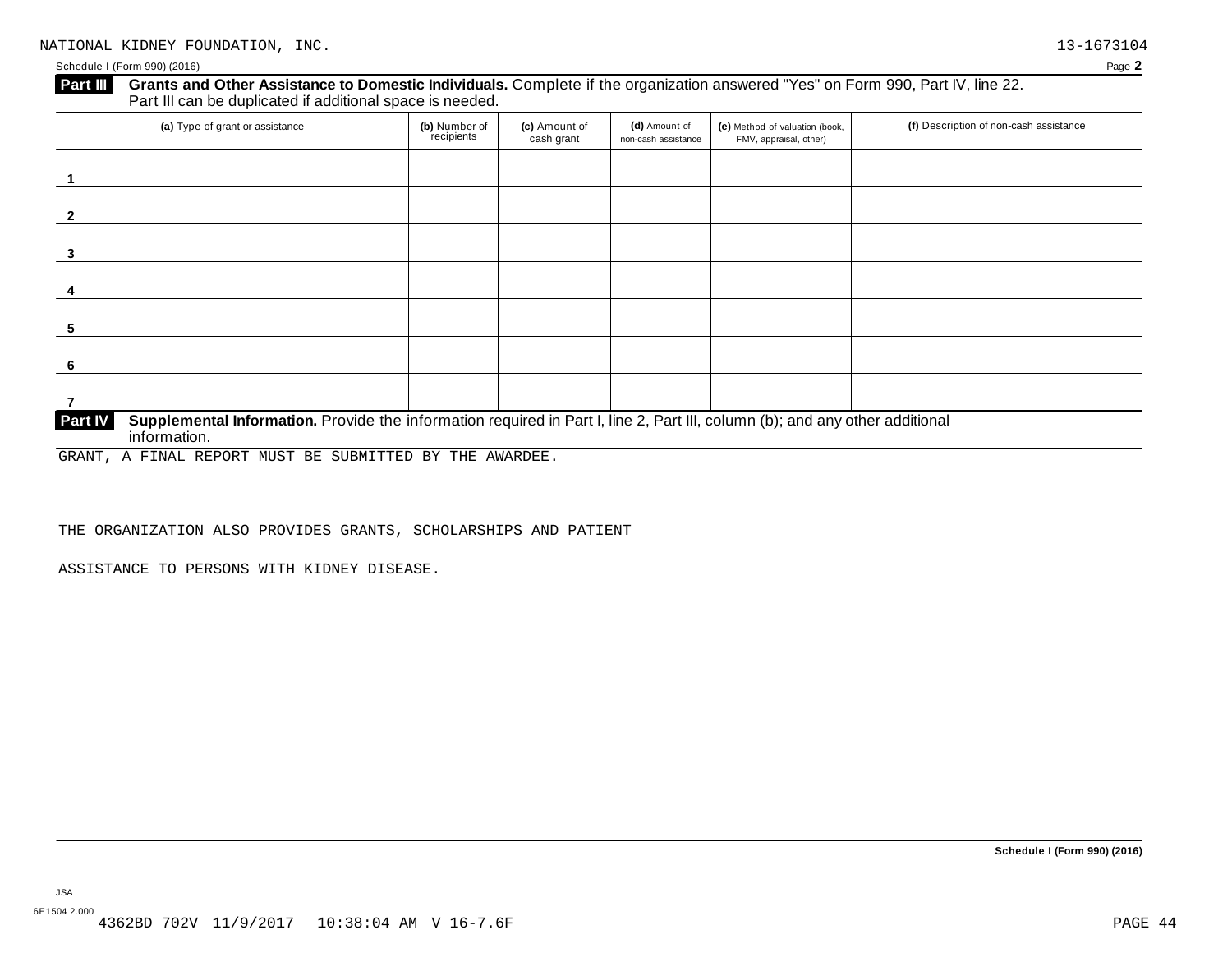NATIONAL KIDNEY FOUNDATION, INC. 13-1673104

Schedule I (Form 990) (2016) Page **2**

**Part III** **Grants and Other Assistance to Domestic Individuals.** Complete if the organization answered "Yes" on Form 990, Part IV, line 22. Part III can be duplicated if additional space is needed.

| (a) Type of grant or assistance | (b) Number of recipients | (c) Amount of cash grant | (d) Amount of non-cash assistance | (e) Method of valuation (book, FMV, appraisal, other) | (f) Description of non-cash assistance |
|---|---|---|---|---|---|
| 1 | | | | | |
| 2 | | | | | |
| 3 | | | | | |
| 4 | | | | | |
| 5 | | | | | |
| 6 | | | | | |
| 7 | | | | | |

**Part IV** **Supplemental Information.** Provide the information required in Part I, line 2, Part III, column (b); and any other additional information.

GRANT, A FINAL REPORT MUST BE SUBMITTED BY THE AWARDEE.

THE ORGANIZATION ALSO PROVIDES GRANTS, SCHOLARSHIPS AND PATIENT

ASSISTANCE TO PERSONS WITH KIDNEY DISEASE.

**Schedule I (Form 990) (2016)**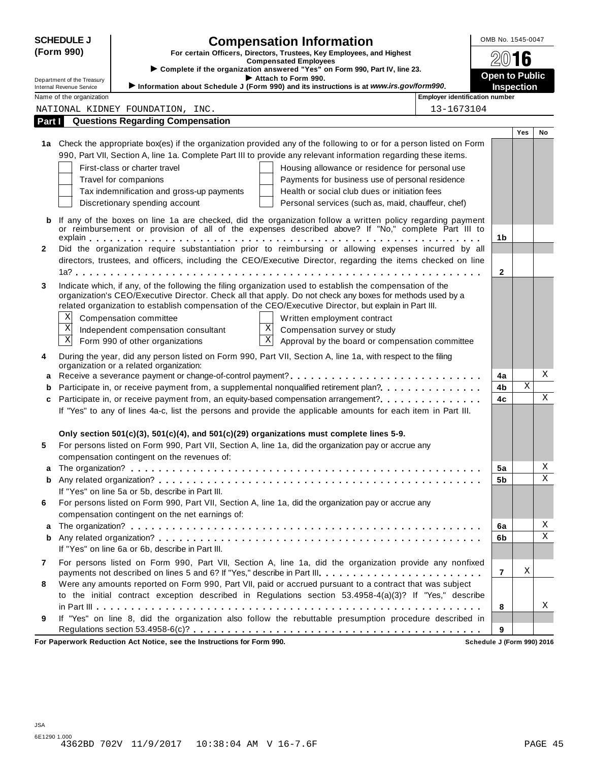# SCHEDULE J (Form 990)

## Compensation Information

**For certain Officers, Directors, Trustees, Key Employees, and Highest Compensated Employees**

▶ Complete if the organization answered "Yes" on Form 990, Part IV, line 23.

▶ Attach to Form 990.

▶ Information about Schedule J (Form 990) and its instructions is at *www.irs.gov/form990*.

Department of the Treasury
Internal Revenue Service

OMB No. 1545-0047

2016

**Open to Public Inspection**

Name of the organization: NATIONAL KIDNEY FOUNDATION, INC.

Employer identification number: 13-1673104

## Part I — Questions Regarding Compensation

| | | | Yes | No |
|---|---|---|---|---|
| **1a** | Check the appropriate box(es) if the organization provided any of the following to or for a person listed on Form 990, Part VII, Section A, line 1a. Complete Part III to provide any relevant information regarding these items.<br>☐ First-class or charter travel<br>☐ Travel for companions<br>☐ Tax indemnification and gross-up payments<br>☐ Discretionary spending account<br>☐ Housing allowance or residence for personal use<br>☐ Payments for business use of personal residence<br>☐ Health or social club dues or initiation fees<br>☐ Personal services (such as, maid, chauffeur, chef) | | | |
| **b** | If any of the boxes on line 1a are checked, did the organization follow a written policy regarding payment or reimbursement or provision of all of the expenses described above? If "No," complete Part III to explain | 1b | | |
| **2** | Did the organization require substantiation prior to reimbursing or allowing expenses incurred by all directors, trustees, and officers, including the CEO/Executive Director, regarding the items checked on line 1a? | 2 | | |
| **3** | Indicate which, if any, of the following the filing organization used to establish the compensation of the organization's CEO/Executive Director. Check all that apply. Do not check any boxes for methods used by a related organization to establish compensation of the CEO/Executive Director, but explain in Part III.<br>☒ Compensation committee<br>☒ Independent compensation consultant<br>☒ Form 990 of other organizations<br>☐ Written employment contract<br>☒ Compensation survey or study<br>☒ Approval by the board or compensation committee | | | |
| **4** | During the year, did any person listed on Form 990, Part VII, Section A, line 1a, with respect to the filing organization or a related organization: | | | |
| **a** | Receive a severance payment or change-of-control payment? | 4a | | X |
| **b** | Participate in, or receive payment from, a supplemental nonqualified retirement plan? | 4b | X | |
| **c** | Participate in, or receive payment from, an equity-based compensation arrangement? | 4c | | X |
| | If "Yes" to any of lines 4a-c, list the persons and provide the applicable amounts for each item in Part III. | | | |
| | **Only section 501(c)(3), 501(c)(4), and 501(c)(29) organizations must complete lines 5-9.** | | | |
| **5** | For persons listed on Form 990, Part VII, Section A, line 1a, did the organization pay or accrue any compensation contingent on the revenues of: | | | |
| **a** | The organization? | 5a | | X |
| **b** | Any related organization? | 5b | | X |
| | If "Yes" on line 5a or 5b, describe in Part III. | | | |
| **6** | For persons listed on Form 990, Part VII, Section A, line 1a, did the organization pay or accrue any compensation contingent on the net earnings of: | | | |
| **a** | The organization? | 6a | | X |
| **b** | Any related organization? | 6b | | X |
| | If "Yes" on line 6a or 6b, describe in Part III. | | | |
| **7** | For persons listed on Form 990, Part VII, Section A, line 1a, did the organization provide any nonfixed payments not described on lines 5 and 6? If "Yes," describe in Part III. | 7 | X | |
| **8** | Were any amounts reported on Form 990, Part VII, paid or accrued pursuant to a contract that was subject to the initial contract exception described in Regulations section 53.4958-4(a)(3)? If "Yes," describe in Part III | 8 | | X |
| **9** | If "Yes" on line 8, did the organization also follow the rebuttable presumption procedure described in Regulations section 53.4958-6(c)? | 9 | | |

**For Paperwork Reduction Act Notice, see the Instructions for Form 990.** **Schedule J (Form 990) 2016**

JSA
6E1290 1.000
4362BD 702V 11/9/2017 10:38:04 AM V 16-7.6F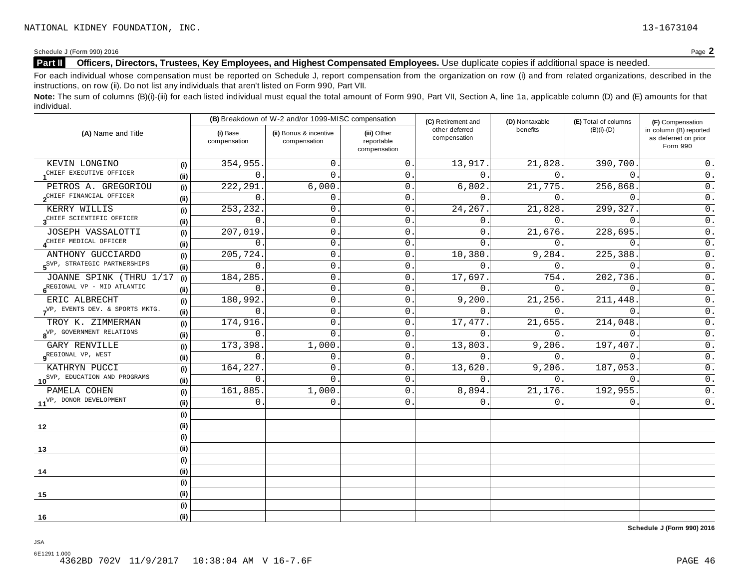NATIONAL KIDNEY FOUNDATION, INC. 13-1673104

Schedule J (Form 990) 2016 Page **2**

**Part II** **Officers, Directors, Trustees, Key Employees, and Highest Compensated Employees.** Use duplicate copies if additional space is needed.

For each individual whose compensation must be reported on Schedule J, report compensation from the organization on row (i) and from related organizations, described in the instructions, on row (ii). Do not list any individuals that aren't listed on Form 990, Part VII.

**Note:** The sum of columns (B)(i)-(iii) for each listed individual must equal the total amount of Form 990, Part VII, Section A, line 1a, applicable column (D) and (E) amounts for that individual.

| (A) Name and Title | | (B) Breakdown of W-2 and/or 1099-MISC compensation | | | (C) Retirement and other deferred compensation | (D) Nontaxable benefits | (E) Total of columns (B)(i)-(D) | (F) Compensation in column (B) reported as deferred on prior Form 990 |
|---|---|---|---|---|---|---|---|---|
| | | (i) Base compensation | (ii) Bonus & incentive compensation | (iii) Other reportable compensation | | | | |
| 1 KEVIN LONGINO | (i) | 354,955. | 0. | 0. | 13,917. | 21,828. | 390,700. | 0. |
| CHIEF EXECUTIVE OFFICER | (ii) | 0. | 0. | 0. | 0. | 0. | 0. | 0. |
| 2 PETROS A. GREGORIOU | (i) | 222,291. | 6,000. | 0. | 6,802. | 21,775. | 256,868. | 0. |
| CHIEF FINANCIAL OFFICER | (ii) | 0. | 0. | 0. | 0. | 0. | 0. | 0. |
| 3 KERRY WILLIS | (i) | 253,232. | 0. | 0. | 24,267. | 21,828. | 299,327. | 0. |
| CHIEF SCIENTIFIC OFFICER | (ii) | 0. | 0. | 0. | 0. | 0. | 0. | 0. |
| 4 JOSEPH VASSALOTTI | (i) | 207,019. | 0. | 0. | 0. | 21,676. | 228,695. | 0. |
| CHIEF MEDICAL OFFICER | (ii) | 0. | 0. | 0. | 0. | 0. | 0. | 0. |
| 5 ANTHONY GUCCIARDO | (i) | 205,724. | 0. | 0. | 10,380. | 9,284. | 225,388. | 0. |
| SVP, STRATEGIC PARTNERSHIPS | (ii) | 0. | 0. | 0. | 0. | 0. | 0. | 0. |
| 6 JOANNE SPINK (THRU 1/17 | (i) | 184,285. | 0. | 0. | 17,697. | 754. | 202,736. | 0. |
| REGIONAL VP - MID ATLANTIC | (ii) | 0. | 0. | 0. | 0. | 0. | 0. | 0. |
| 7 ERIC ALBRECHT | (i) | 180,992. | 0. | 0. | 9,200. | 21,256. | 211,448. | 0. |
| VP, EVENTS DEV. & SPORTS MKTG. | (ii) | 0. | 0. | 0. | 0. | 0. | 0. | 0. |
| 8 TROY K. ZIMMERMAN | (i) | 174,916. | 0. | 0. | 17,477. | 21,655. | 214,048. | 0. |
| VP, GOVERNMENT RELATIONS | (ii) | 0. | 0. | 0. | 0. | 0. | 0. | 0. |
| 9 GARY RENVILLE | (i) | 173,398. | 1,000. | 0. | 13,803. | 9,206. | 197,407. | 0. |
| REGIONAL VP, WEST | (ii) | 0. | 0. | 0. | 0. | 0. | 0. | 0. |
| 10 KATHRYN PUCCI | (i) | 164,227. | 0. | 0. | 13,620. | 9,206. | 187,053. | 0. |
| SVP, EDUCATION AND PROGRAMS | (ii) | 0. | 0. | 0. | 0. | 0. | 0. | 0. |
| 11 PAMELA COHEN | (i) | 161,885. | 1,000. | 0. | 8,894. | 21,176. | 192,955. | 0. |
| VP, DONOR DEVELOPMENT | (ii) | 0. | 0. | 0. | 0. | 0. | 0. | 0. |
| 12 | (i) | | | | | | | |
| | (ii) | | | | | | | |
| 13 | (i) | | | | | | | |
| | (ii) | | | | | | | |
| 14 | (i) | | | | | | | |
| | (ii) | | | | | | | |
| 15 | (i) | | | | | | | |
| | (ii) | | | | | | | |
| 16 | (i) | | | | | | | |
| | (ii) | | | | | | | |

**Schedule J (Form 990) 2016**

JSA
6E1291 1.000
4362BD 702V 11/9/2017 10:38:04 AM V 16-7.6F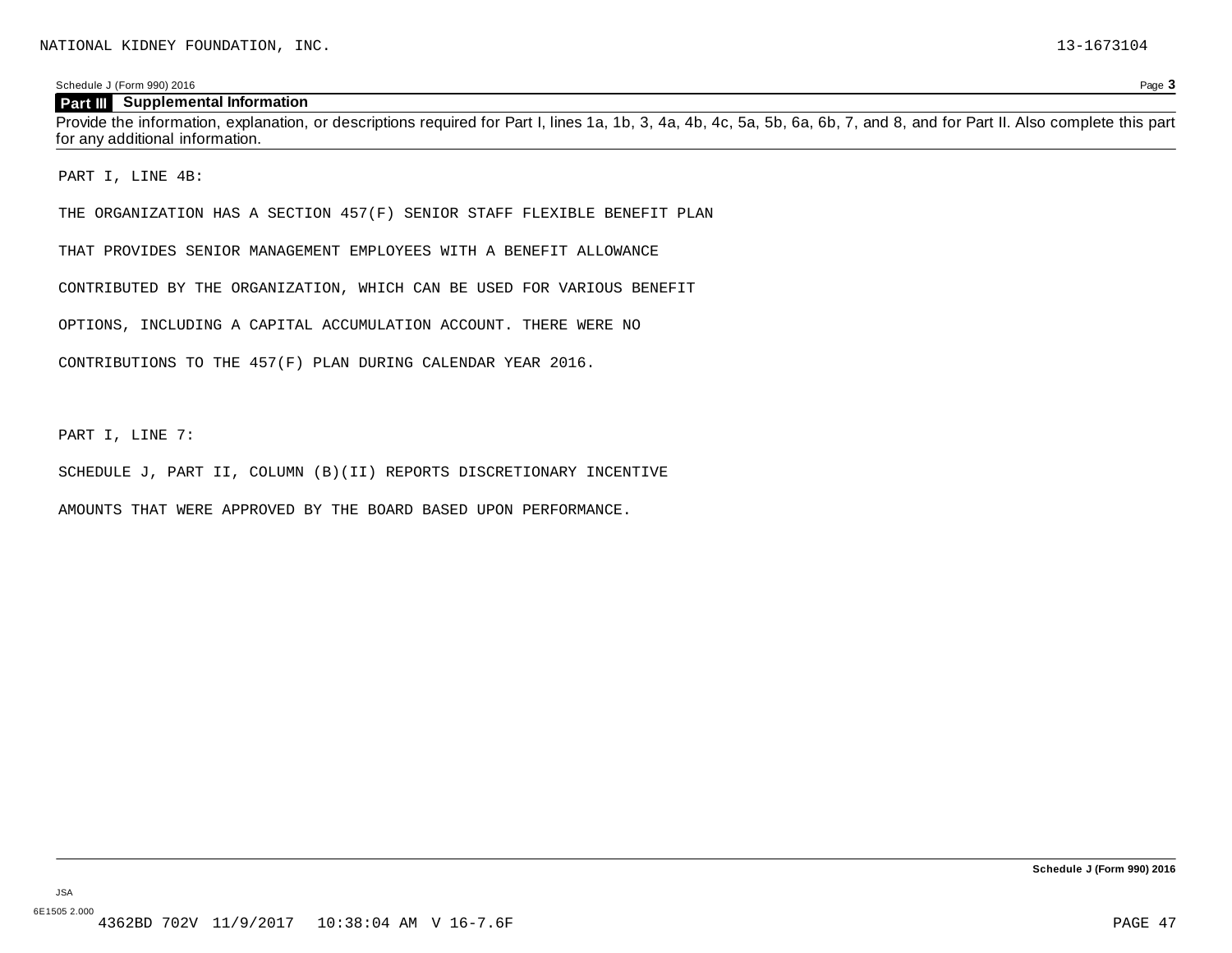NATIONAL KIDNEY FOUNDATION, INC. 13-1673104

Schedule J (Form 990) 2016

## Part III Supplemental Information

Provide the information, explanation, or descriptions required for Part I, lines 1a, 1b, 3, 4a, 4b, 4c, 5a, 5b, 6a, 6b, 7, and 8, and for Part II. Also complete this part for any additional information.

PART I, LINE 4B:

THE ORGANIZATION HAS A SECTION 457(F) SENIOR STAFF FLEXIBLE BENEFIT PLAN THAT PROVIDES SENIOR MANAGEMENT EMPLOYEES WITH A BENEFIT ALLOWANCE CONTRIBUTED BY THE ORGANIZATION, WHICH CAN BE USED FOR VARIOUS BENEFIT OPTIONS, INCLUDING A CAPITAL ACCUMULATION ACCOUNT. THERE WERE NO CONTRIBUTIONS TO THE 457(F) PLAN DURING CALENDAR YEAR 2016.

PART I, LINE 7:

SCHEDULE J, PART II, COLUMN (B)(II) REPORTS DISCRETIONARY INCENTIVE AMOUNTS THAT WERE APPROVED BY THE BOARD BASED UPON PERFORMANCE.

Schedule J (Form 990) 2016

JSA
6E1505 2.000
4362BD 702V 11/9/2017 10:38:04 AM V 16-7.6F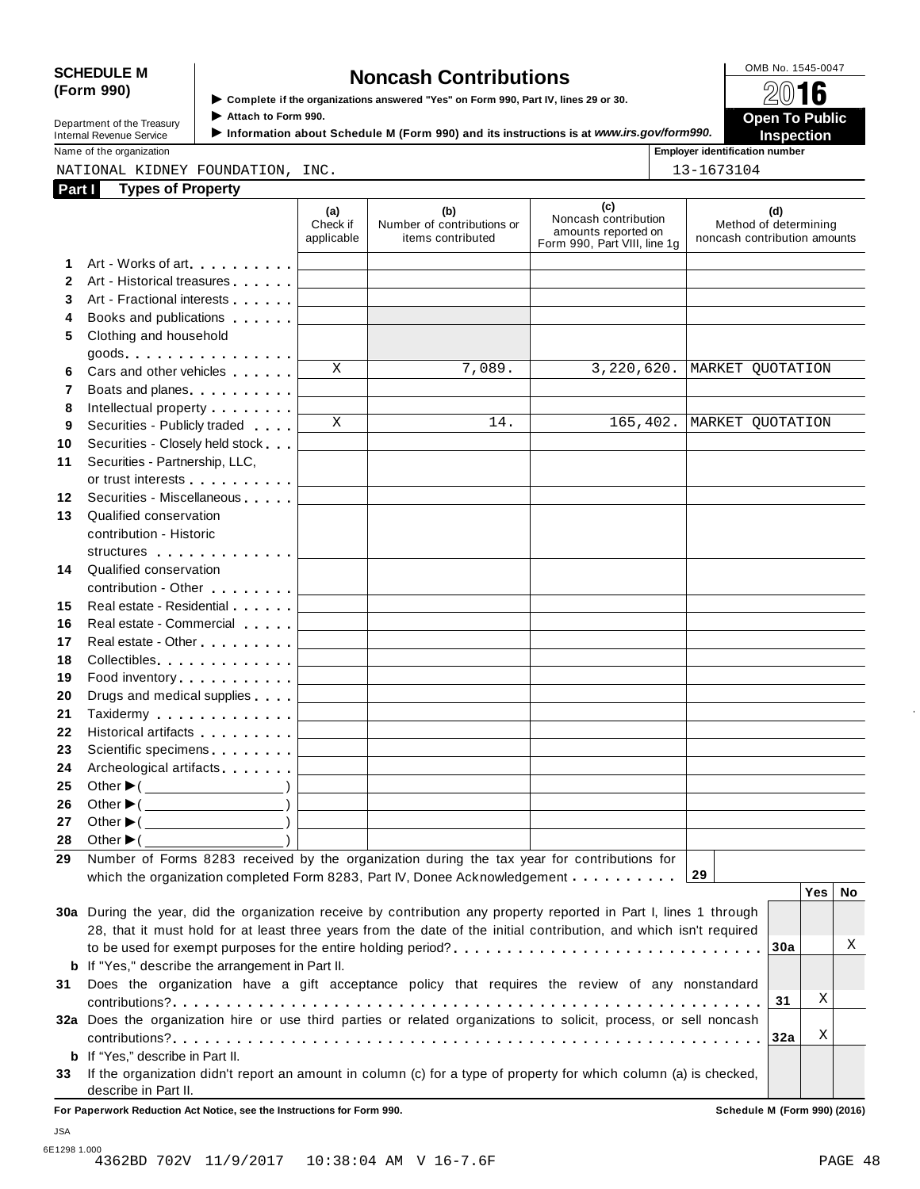**SCHEDULE M (Form 990)**

Department of the Treasury
Internal Revenue Service

# Noncash Contributions

▶ Complete if the organizations answered "Yes" on Form 990, Part IV, lines 29 or 30.
▶ Attach to Form 990.
▶ Information about Schedule M (Form 990) and its instructions is at *www.irs.gov/form990.*

OMB No. 1545-0047

**2016**

**Open To Public Inspection**

Name of the organization: NATIONAL KIDNEY FOUNDATION, INC.

Employer identification number: 13-1673104

## Part I Types of Property

| | | (a) Check if applicable | (b) Number of contributions or items contributed | (c) Noncash contribution amounts reported on Form 990, Part VIII, line 1g | (d) Method of determining noncash contribution amounts |
|---|---|---|---|---|---|
| 1 | Art - Works of art | | | | |
| 2 | Art - Historical treasures | | | | |
| 3 | Art - Fractional interests | | | | |
| 4 | Books and publications | | | | |
| 5 | Clothing and household goods | | | | |
| 6 | Cars and other vehicles | X | 7,089. | 3,220,620. | MARKET QUOTATION |
| 7 | Boats and planes | | | | |
| 8 | Intellectual property | | | | |
| 9 | Securities - Publicly traded | X | 14. | 165,402. | MARKET QUOTATION |
| 10 | Securities - Closely held stock | | | | |
| 11 | Securities - Partnership, LLC, or trust interests | | | | |
| 12 | Securities - Miscellaneous | | | | |
| 13 | Qualified conservation contribution - Historic structures | | | | |
| 14 | Qualified conservation contribution - Other | | | | |
| 15 | Real estate - Residential | | | | |
| 16 | Real estate - Commercial | | | | |
| 17 | Real estate - Other | | | | |
| 18 | Collectibles | | | | |
| 19 | Food inventory | | | | |
| 20 | Drugs and medical supplies | | | | |
| 21 | Taxidermy | | | | |
| 22 | Historical artifacts | | | | |
| 23 | Scientific specimens | | | | |
| 24 | Archeological artifacts | | | | |
| 25 | Other ▶( ) | | | | |
| 26 | Other ▶( ) | | | | |
| 27 | Other ▶( ) | | | | |
| 28 | Other ▶( ) | | | | |

**29** Number of Forms 8283 received by the organization during the tax year for contributions for which the organization completed Form 8283, Part IV, Donee Acknowledgement . . . **29** 

| | | | Yes | No |
|---|---|---|---|---|
| **30a** | During the year, did the organization receive by contribution any property reported in Part I, lines 1 through 28, that it must hold for at least three years from the date of the initial contribution, and which isn't required to be used for exempt purposes for the entire holding period? | 30a | | X |
| **b** | If "Yes," describe the arrangement in Part II. | | | |
| **31** | Does the organization have a gift acceptance policy that requires the review of any nonstandard contributions? | 31 | X | |
| **32a** | Does the organization hire or use third parties or related organizations to solicit, process, or sell noncash contributions? | 32a | X | |
| **b** | If "Yes," describe in Part II. | | | |
| **33** | If the organization didn't report an amount in column (c) for a type of property for which column (a) is checked, describe in Part II. | | | |

**For Paperwork Reduction Act Notice, see the Instructions for Form 990.** **Schedule M (Form 990) (2016)**

JSA
6E1298 1.000
4362BD 702V 11/9/2017 10:38:04 AM V 16-7.6F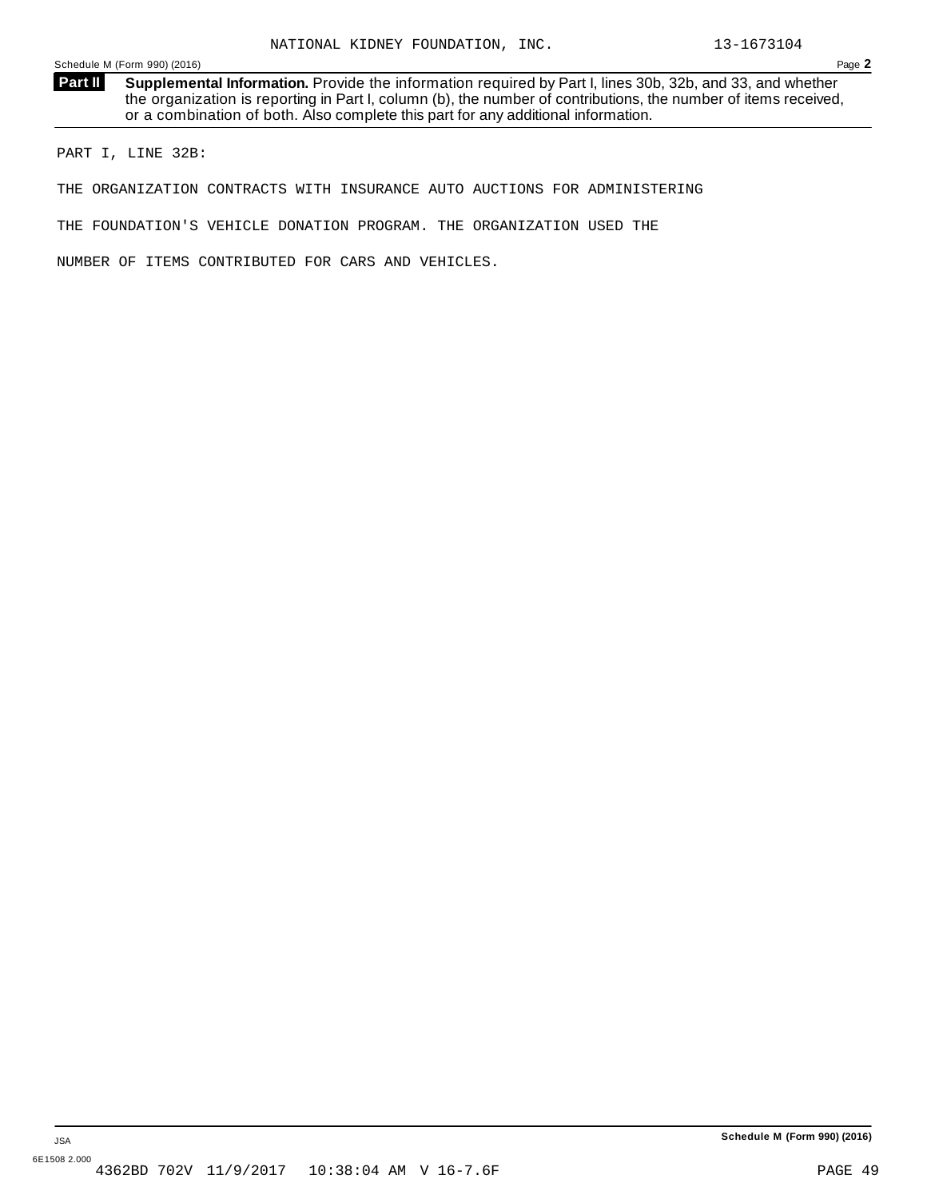NATIONAL KIDNEY FOUNDATION, INC. 13-1673104

**Part II** **Supplemental Information.** Provide the information required by Part I, lines 30b, 32b, and 33, and whether the organization is reporting in Part I, column (b), the number of contributions, the number of items received, or a combination of both. Also complete this part for any additional information.

PART I, LINE 32B:

THE ORGANIZATION CONTRACTS WITH INSURANCE AUTO AUCTIONS FOR ADMINISTERING

THE FOUNDATION'S VEHICLE DONATION PROGRAM. THE ORGANIZATION USED THE

NUMBER OF ITEMS CONTRIBUTED FOR CARS AND VEHICLES.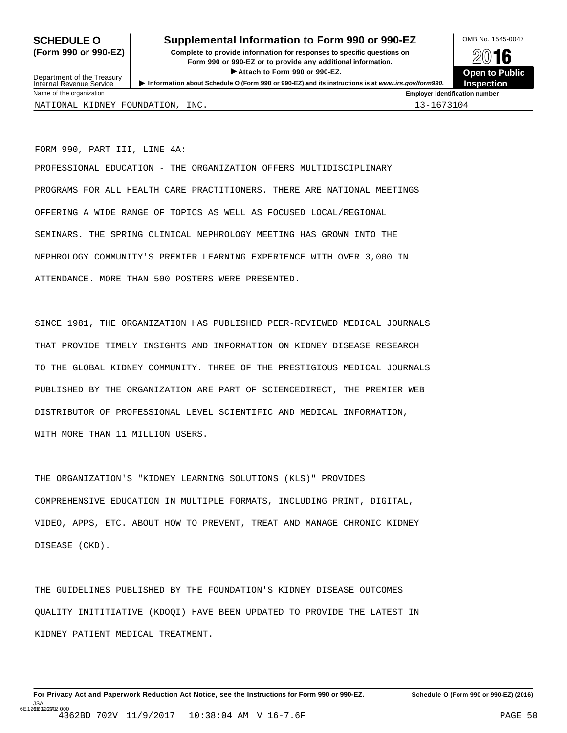**SCHEDULE O (Form 990 or 990-EZ)**

Department of the Treasury
Internal Revenue Service

# Supplemental Information to Form 990 or 990-EZ

**Complete to provide information for responses to specific questions on Form 990 or 990-EZ or to provide any additional information.**

**▶ Attach to Form 990 or 990-EZ.**

**▶ Information about Schedule O (Form 990 or 990-EZ) and its instructions is at *www.irs.gov/form990*.**

OMB No. 1545-0047

**2016**

**Open to Public Inspection**

| Name of the organization | Employer identification number |
|---|---|
| NATIONAL KIDNEY FOUNDATION, INC. | 13-1673104 |

FORM 990, PART III, LINE 4A:

PROFESSIONAL EDUCATION - THE ORGANIZATION OFFERS MULTIDISCIPLINARY PROGRAMS FOR ALL HEALTH CARE PRACTITIONERS. THERE ARE NATIONAL MEETINGS OFFERING A WIDE RANGE OF TOPICS AS WELL AS FOCUSED LOCAL/REGIONAL SEMINARS. THE SPRING CLINICAL NEPHROLOGY MEETING HAS GROWN INTO THE NEPHROLOGY COMMUNITY'S PREMIER LEARNING EXPERIENCE WITH OVER 3,000 IN ATTENDANCE. MORE THAN 500 POSTERS WERE PRESENTED.

SINCE 1981, THE ORGANIZATION HAS PUBLISHED PEER-REVIEWED MEDICAL JOURNALS THAT PROVIDE TIMELY INSIGHTS AND INFORMATION ON KIDNEY DISEASE RESEARCH TO THE GLOBAL KIDNEY COMMUNITY. THREE OF THE PRESTIGIOUS MEDICAL JOURNALS PUBLISHED BY THE ORGANIZATION ARE PART OF SCIENCEDIRECT, THE PREMIER WEB DISTRIBUTOR OF PROFESSIONAL LEVEL SCIENTIFIC AND MEDICAL INFORMATION, WITH MORE THAN 11 MILLION USERS.

THE ORGANIZATION'S "KIDNEY LEARNING SOLUTIONS (KLS)" PROVIDES COMPREHENSIVE EDUCATION IN MULTIPLE FORMATS, INCLUDING PRINT, DIGITAL, VIDEO, APPS, ETC. ABOUT HOW TO PREVENT, TREAT AND MANAGE CHRONIC KIDNEY DISEASE (CKD).

THE GUIDELINES PUBLISHED BY THE FOUNDATION'S KIDNEY DISEASE OUTCOMES QUALITY INITITIATIVE (KDOQI) HAVE BEEN UPDATED TO PROVIDE THE LATEST IN KIDNEY PATIENT MEDICAL TREATMENT.

**For Privacy Act and Paperwork Reduction Act Notice, see the Instructions for Form 990 or 990-EZ.** **Schedule O (Form 990 or 990-EZ) (2016)**

JSA
6E1227 2.000
4362BD 702V 11/9/2017 10:38:04 AM V 16-7.6F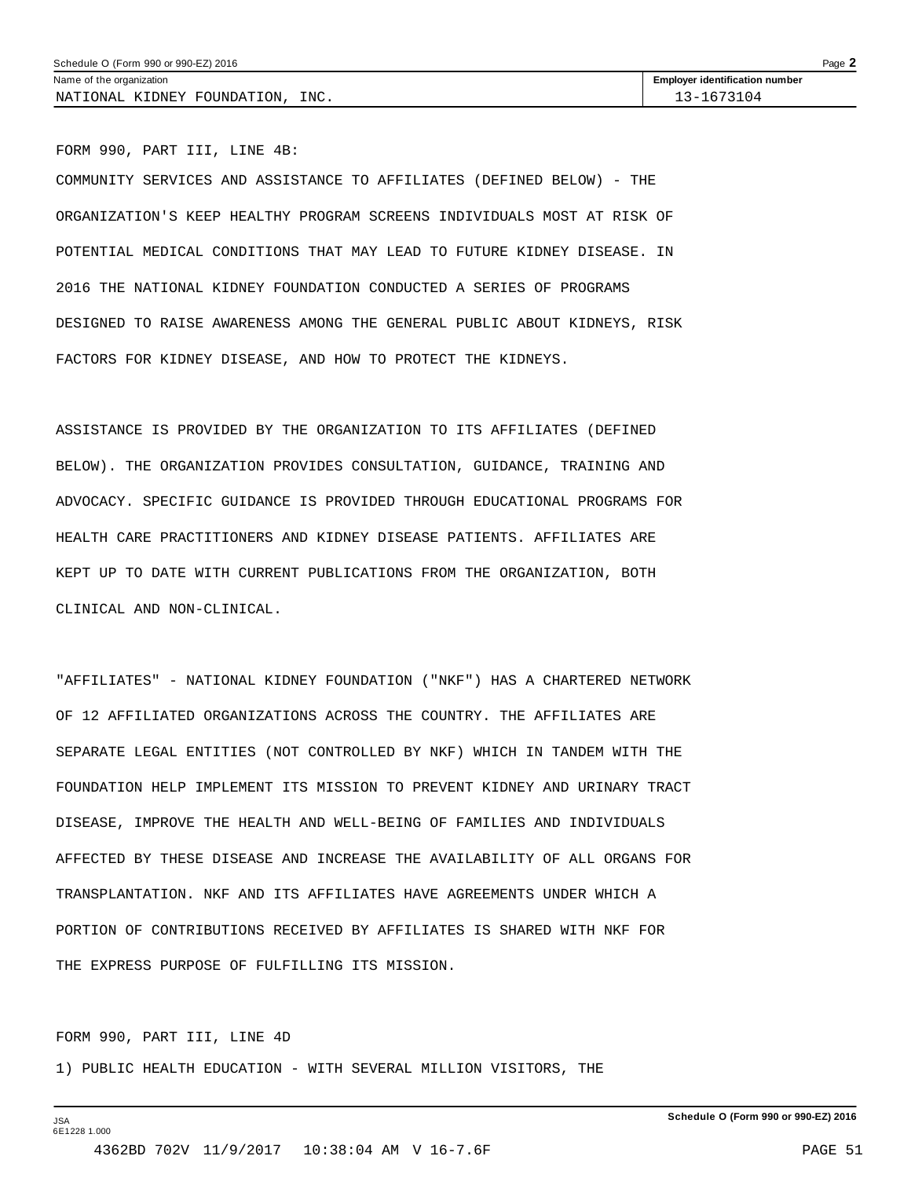Schedule O (Form 990 or 990-EZ) 2016

| Name of the organization | Employer identification number |
| --- | --- |
| NATIONAL KIDNEY FOUNDATION, INC. | 13-1673104 |

FORM 990, PART III, LINE 4B:

COMMUNITY SERVICES AND ASSISTANCE TO AFFILIATES (DEFINED BELOW) - THE ORGANIZATION'S KEEP HEALTHY PROGRAM SCREENS INDIVIDUALS MOST AT RISK OF POTENTIAL MEDICAL CONDITIONS THAT MAY LEAD TO FUTURE KIDNEY DISEASE. IN 2016 THE NATIONAL KIDNEY FOUNDATION CONDUCTED A SERIES OF PROGRAMS DESIGNED TO RAISE AWARENESS AMONG THE GENERAL PUBLIC ABOUT KIDNEYS, RISK FACTORS FOR KIDNEY DISEASE, AND HOW TO PROTECT THE KIDNEYS.

ASSISTANCE IS PROVIDED BY THE ORGANIZATION TO ITS AFFILIATES (DEFINED BELOW). THE ORGANIZATION PROVIDES CONSULTATION, GUIDANCE, TRAINING AND ADVOCACY. SPECIFIC GUIDANCE IS PROVIDED THROUGH EDUCATIONAL PROGRAMS FOR HEALTH CARE PRACTITIONERS AND KIDNEY DISEASE PATIENTS. AFFILIATES ARE KEPT UP TO DATE WITH CURRENT PUBLICATIONS FROM THE ORGANIZATION, BOTH CLINICAL AND NON-CLINICAL.

"AFFILIATES" - NATIONAL KIDNEY FOUNDATION ("NKF") HAS A CHARTERED NETWORK OF 12 AFFILIATED ORGANIZATIONS ACROSS THE COUNTRY. THE AFFILIATES ARE SEPARATE LEGAL ENTITIES (NOT CONTROLLED BY NKF) WHICH IN TANDEM WITH THE FOUNDATION HELP IMPLEMENT ITS MISSION TO PREVENT KIDNEY AND URINARY TRACT DISEASE, IMPROVE THE HEALTH AND WELL-BEING OF FAMILIES AND INDIVIDUALS AFFECTED BY THESE DISEASE AND INCREASE THE AVAILABILITY OF ALL ORGANS FOR TRANSPLANTATION. NKF AND ITS AFFILIATES HAVE AGREEMENTS UNDER WHICH A PORTION OF CONTRIBUTIONS RECEIVED BY AFFILIATES IS SHARED WITH NKF FOR THE EXPRESS PURPOSE OF FULFILLING ITS MISSION.

FORM 990, PART III, LINE 4D

1) PUBLIC HEALTH EDUCATION - WITH SEVERAL MILLION VISITORS, THE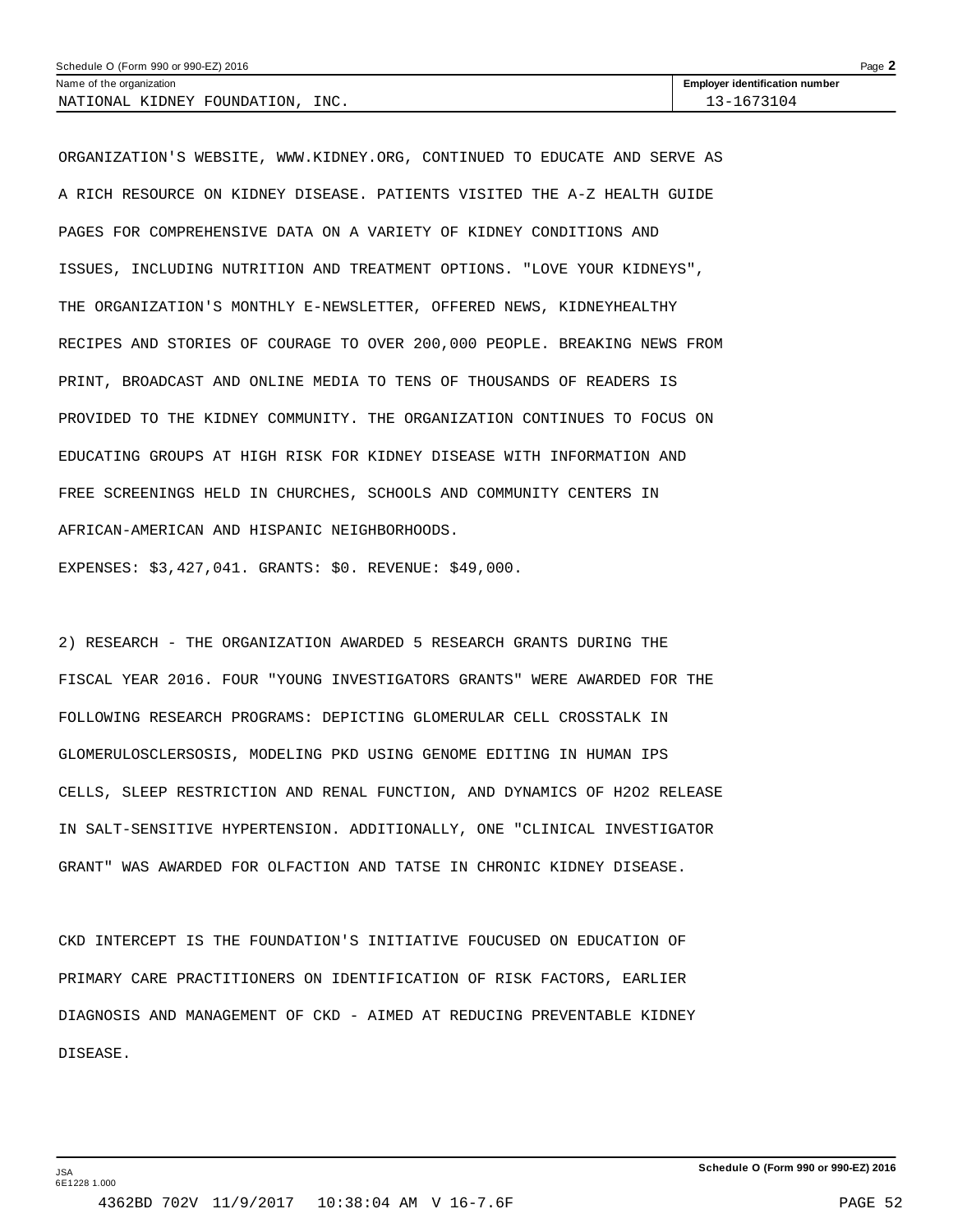ORGANIZATION'S WEBSITE, WWW.KIDNEY.ORG, CONTINUED TO EDUCATE AND SERVE AS A RICH RESOURCE ON KIDNEY DISEASE. PATIENTS VISITED THE A-Z HEALTH GUIDE PAGES FOR COMPREHENSIVE DATA ON A VARIETY OF KIDNEY CONDITIONS AND ISSUES, INCLUDING NUTRITION AND TREATMENT OPTIONS. "LOVE YOUR KIDNEYS", THE ORGANIZATION'S MONTHLY E-NEWSLETTER, OFFERED NEWS, KIDNEYHEALTHY RECIPES AND STORIES OF COURAGE TO OVER 200,000 PEOPLE. BREAKING NEWS FROM PRINT, BROADCAST AND ONLINE MEDIA TO TENS OF THOUSANDS OF READERS IS PROVIDED TO THE KIDNEY COMMUNITY. THE ORGANIZATION CONTINUES TO FOCUS ON EDUCATING GROUPS AT HIGH RISK FOR KIDNEY DISEASE WITH INFORMATION AND FREE SCREENINGS HELD IN CHURCHES, SCHOOLS AND COMMUNITY CENTERS IN AFRICAN-AMERICAN AND HISPANIC NEIGHBORHOODS.

EXPENSES: $3,427,041. GRANTS: $0. REVENUE: $49,000.

2) RESEARCH - THE ORGANIZATION AWARDED 5 RESEARCH GRANTS DURING THE FISCAL YEAR 2016. FOUR "YOUNG INVESTIGATORS GRANTS" WERE AWARDED FOR THE FOLLOWING RESEARCH PROGRAMS: DEPICTING GLOMERULAR CELL CROSSTALK IN GLOMERULOSCLERSOSIS, MODELING PKD USING GENOME EDITING IN HUMAN IPS CELLS, SLEEP RESTRICTION AND RENAL FUNCTION, AND DYNAMICS OF $H_2O_2$ RELEASE IN SALT-SENSITIVE HYPERTENSION. ADDITIONALLY, ONE "CLINICAL INVESTIGATOR GRANT" WAS AWARDED FOR OLFACTION AND TATSE IN CHRONIC KIDNEY DISEASE.

CKD INTERCEPT IS THE FOUNDATION'S INITIATIVE FOUCUSED ON EDUCATION OF PRIMARY CARE PRACTITIONERS ON IDENTIFICATION OF RISK FACTORS, EARLIER DIAGNOSIS AND MANAGEMENT OF CKD - AIMED AT REDUCING PREVENTABLE KIDNEY DISEASE.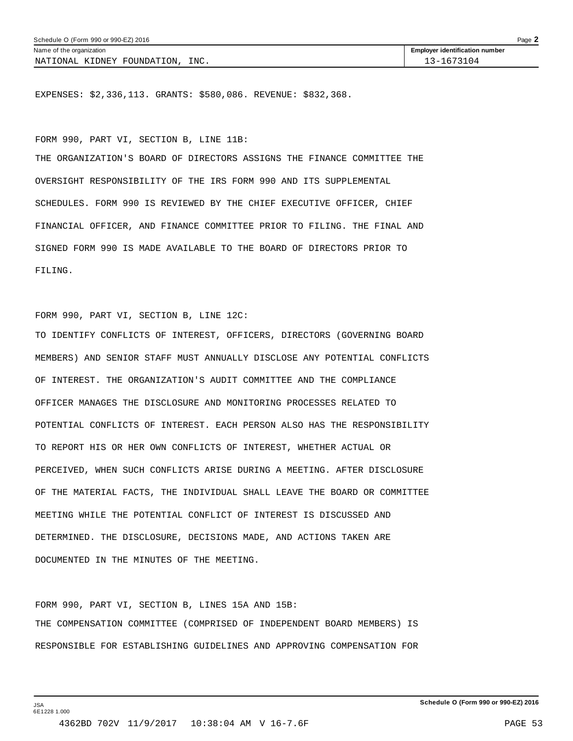| Schedule O (Form 990 or 990-EZ) 2016 | Page **2** |
|---|---|
| Name of the organization | **Employer identification number** |
| NATIONAL KIDNEY FOUNDATION, INC. | 13-1673104 |

EXPENSES: $2,336,113. GRANTS: $580,086. REVENUE: $832,368.

FORM 990, PART VI, SECTION B, LINE 11B:

THE ORGANIZATION'S BOARD OF DIRECTORS ASSIGNS THE FINANCE COMMITTEE THE OVERSIGHT RESPONSIBILITY OF THE IRS FORM 990 AND ITS SUPPLEMENTAL SCHEDULES. FORM 990 IS REVIEWED BY THE CHIEF EXECUTIVE OFFICER, CHIEF FINANCIAL OFFICER, AND FINANCE COMMITTEE PRIOR TO FILING. THE FINAL AND SIGNED FORM 990 IS MADE AVAILABLE TO THE BOARD OF DIRECTORS PRIOR TO FILING.

FORM 990, PART VI, SECTION B, LINE 12C:

TO IDENTIFY CONFLICTS OF INTEREST, OFFICERS, DIRECTORS (GOVERNING BOARD MEMBERS) AND SENIOR STAFF MUST ANNUALLY DISCLOSE ANY POTENTIAL CONFLICTS OF INTEREST. THE ORGANIZATION'S AUDIT COMMITTEE AND THE COMPLIANCE OFFICER MANAGES THE DISCLOSURE AND MONITORING PROCESSES RELATED TO POTENTIAL CONFLICTS OF INTEREST. EACH PERSON ALSO HAS THE RESPONSIBILITY TO REPORT HIS OR HER OWN CONFLICTS OF INTEREST, WHETHER ACTUAL OR PERCEIVED, WHEN SUCH CONFLICTS ARISE DURING A MEETING. AFTER DISCLOSURE OF THE MATERIAL FACTS, THE INDIVIDUAL SHALL LEAVE THE BOARD OR COMMITTEE MEETING WHILE THE POTENTIAL CONFLICT OF INTEREST IS DISCUSSED AND DETERMINED. THE DISCLOSURE, DECISIONS MADE, AND ACTIONS TAKEN ARE DOCUMENTED IN THE MINUTES OF THE MEETING.

FORM 990, PART VI, SECTION B, LINES 15A AND 15B:

THE COMPENSATION COMMITTEE (COMPRISED OF INDEPENDENT BOARD MEMBERS) IS RESPONSIBLE FOR ESTABLISHING GUIDELINES AND APPROVING COMPENSATION FOR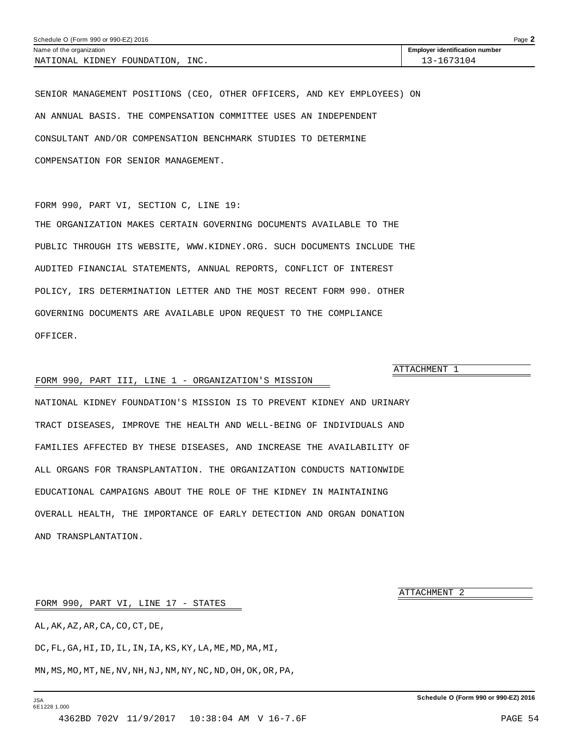Schedule O (Form 990 or 990-EZ) 2016

| Name of the organization | Employer identification number |
|---|---|
| NATIONAL KIDNEY FOUNDATION, INC. | 13-1673104 |

SENIOR MANAGEMENT POSITIONS (CEO, OTHER OFFICERS, AND KEY EMPLOYEES) ON AN ANNUAL BASIS. THE COMPENSATION COMMITTEE USES AN INDEPENDENT CONSULTANT AND/OR COMPENSATION BENCHMARK STUDIES TO DETERMINE COMPENSATION FOR SENIOR MANAGEMENT.

FORM 990, PART VI, SECTION C, LINE 19:

THE ORGANIZATION MAKES CERTAIN GOVERNING DOCUMENTS AVAILABLE TO THE PUBLIC THROUGH ITS WEBSITE, WWW.KIDNEY.ORG. SUCH DOCUMENTS INCLUDE THE AUDITED FINANCIAL STATEMENTS, ANNUAL REPORTS, CONFLICT OF INTEREST POLICY, IRS DETERMINATION LETTER AND THE MOST RECENT FORM 990. OTHER GOVERNING DOCUMENTS ARE AVAILABLE UPON REQUEST TO THE COMPLIANCE OFFICER.

ATTACHMENT 1

FORM 990, PART III, LINE 1 - ORGANIZATION'S MISSION

NATIONAL KIDNEY FOUNDATION'S MISSION IS TO PREVENT KIDNEY AND URINARY TRACT DISEASES, IMPROVE THE HEALTH AND WELL-BEING OF INDIVIDUALS AND FAMILIES AFFECTED BY THESE DISEASES, AND INCREASE THE AVAILABILITY OF ALL ORGANS FOR TRANSPLANTATION. THE ORGANIZATION CONDUCTS NATIONWIDE EDUCATIONAL CAMPAIGNS ABOUT THE ROLE OF THE KIDNEY IN MAINTAINING OVERALL HEALTH, THE IMPORTANCE OF EARLY DETECTION AND ORGAN DONATION AND TRANSPLANTATION.

ATTACHMENT 2

FORM 990, PART VI, LINE 17 - STATES

AL,AK,AZ,AR,CA,CO,CT,DE,

DC,FL,GA,HI,ID,IL,IN,IA,KS,KY,LA,ME,MD,MA,MI,

MN,MS,MO,MT,NE,NV,NH,NJ,NM,NY,NC,ND,OH,OK,OR,PA,

JSA
6E1228 1.000

Schedule O (Form 990 or 990-EZ) 2016

4362BD 702V 11/9/2017 10:38:04 AM V 16-7.6F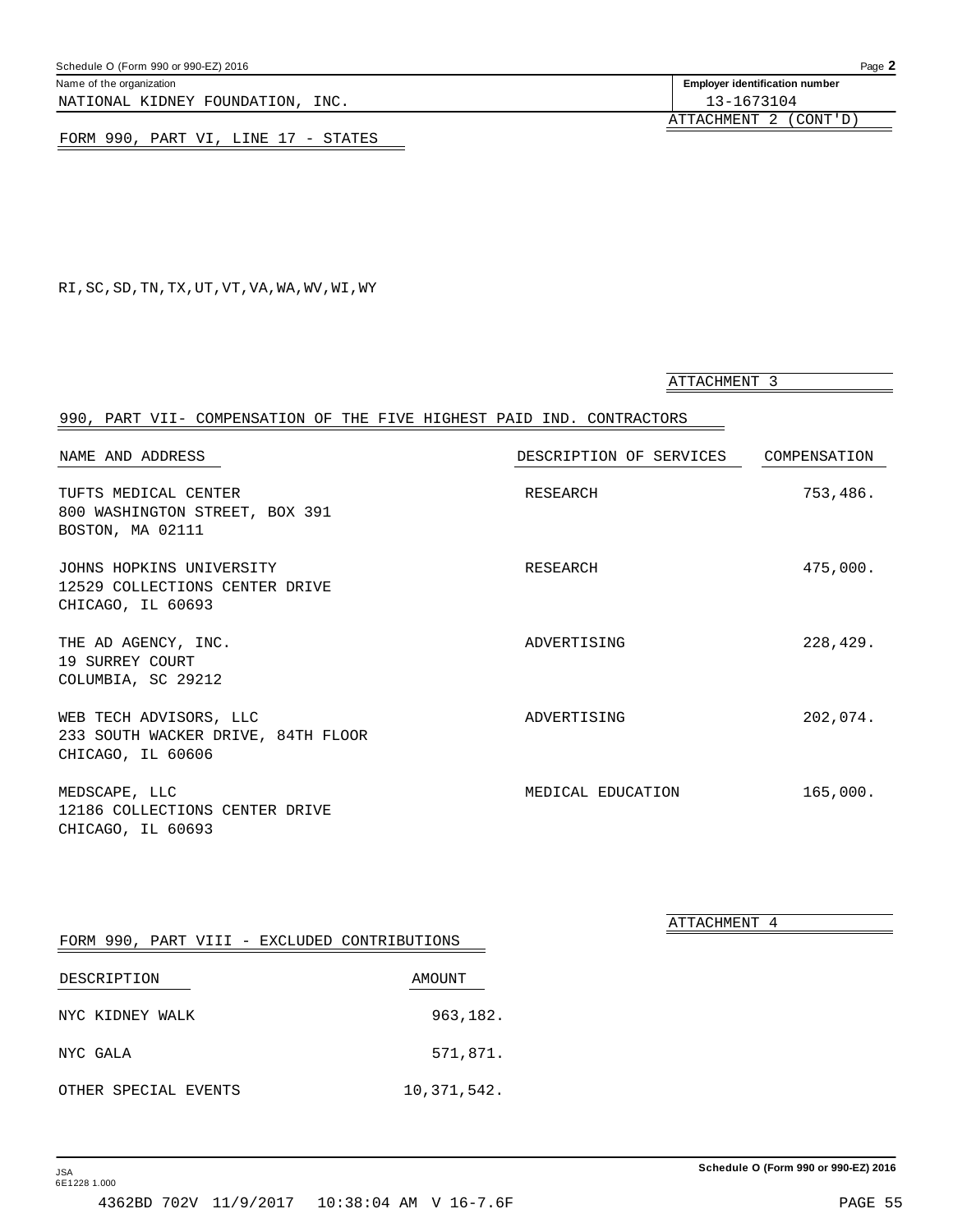Schedule O (Form 990 or 990-EZ) 2016

Name of the organization: NATIONAL KIDNEY FOUNDATION, INC.

Employer identification number: 13-1673104

ATTACHMENT 2 (CONT'D)

FORM 990, PART VI, LINE 17 - STATES

RI,SC,SD,TN,TX,UT,VT,VA,WA,WV,WI,WY

ATTACHMENT 3

## 990, PART VII- COMPENSATION OF THE FIVE HIGHEST PAID IND. CONTRACTORS

| NAME AND ADDRESS | DESCRIPTION OF SERVICES | COMPENSATION |
|---|---|---|
| TUFTS MEDICAL CENTER<br>800 WASHINGTON STREET, BOX 391<br>BOSTON, MA 02111 | RESEARCH | 753,486. |
| JOHNS HOPKINS UNIVERSITY<br>12529 COLLECTIONS CENTER DRIVE<br>CHICAGO, IL 60693 | RESEARCH | 475,000. |
| THE AD AGENCY, INC.<br>19 SURREY COURT<br>COLUMBIA, SC 29212 | ADVERTISING | 228,429. |
| WEB TECH ADVISORS, LLC<br>233 SOUTH WACKER DRIVE, 84TH FLOOR<br>CHICAGO, IL 60606 | ADVERTISING | 202,074. |
| MEDSCAPE, LLC<br>12186 COLLECTIONS CENTER DRIVE<br>CHICAGO, IL 60693 | MEDICAL EDUCATION | 165,000. |

ATTACHMENT 4

## FORM 990, PART VIII - EXCLUDED CONTRIBUTIONS

| DESCRIPTION | AMOUNT |
|---|---|
| NYC KIDNEY WALK | 963,182. |
| NYC GALA | 571,871. |
| OTHER SPECIAL EVENTS | 10,371,542. |

Schedule O (Form 990 or 990-EZ) 2016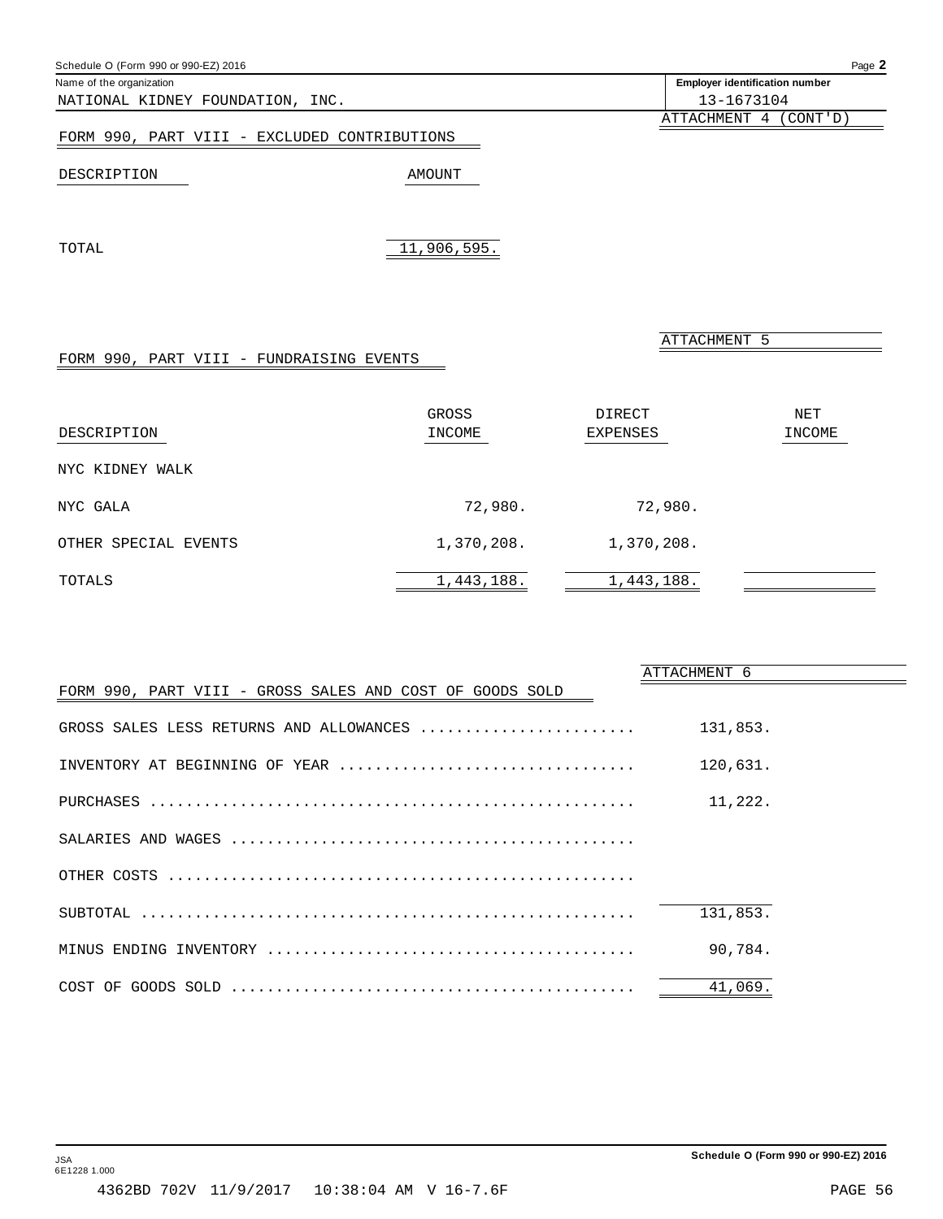Schedule O (Form 990 or 990-EZ) 2016

| Name of the organization | Employer identification number |
|---|---|
| NATIONAL KIDNEY FOUNDATION, INC. | 13-1673104 |

ATTACHMENT 4 (CONT'D)

FORM 990, PART VIII - EXCLUDED CONTRIBUTIONS

| DESCRIPTION | AMOUNT |
|---|---|
| TOTAL | 11,906,595. |

ATTACHMENT 5

FORM 990, PART VIII - FUNDRAISING EVENTS

| DESCRIPTION | GROSS INCOME | DIRECT EXPENSES | NET INCOME |
|---|---|---|---|
| NYC KIDNEY WALK | | | |
| NYC GALA | 72,980. | 72,980. | |
| OTHER SPECIAL EVENTS | 1,370,208. | 1,370,208. | |
| TOTALS | 1,443,188. | 1,443,188. | |

ATTACHMENT 6

FORM 990, PART VIII - GROSS SALES AND COST OF GOODS SOLD

| | |
|---|---|
| GROSS SALES LESS RETURNS AND ALLOWANCES | 131,853. |
| INVENTORY AT BEGINNING OF YEAR | 120,631. |
| PURCHASES | 11,222. |
| SALARIES AND WAGES | |
| OTHER COSTS | |
| SUBTOTAL | 131,853. |
| MINUS ENDING INVENTORY | 90,784. |
| COST OF GOODS SOLD | 41,069. |

JSA
6E1228 1.000

Schedule O (Form 990 or 990-EZ) 2016

4362BD 702V 11/9/2017 10:38:04 AM V 16-7.6F